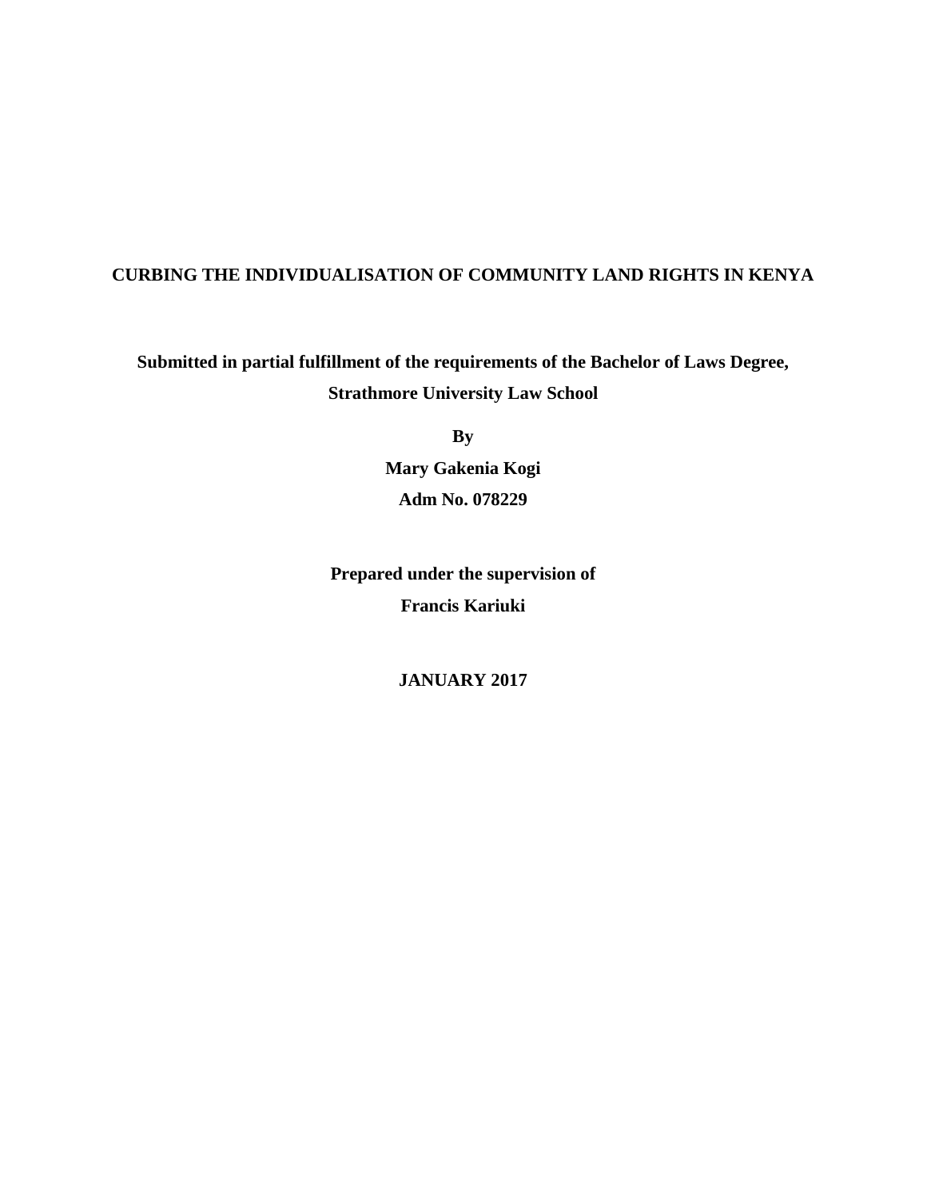# CURBING THE INDIVIDUALISATION OF COMMUNITY LAND RIGHTS IN KENYA

**Submitted in partial fulfillment of the requirements of the Bachelor of Laws Degree, Strathmore University Law School**

**By**

**Mary Gakenia Kogi**

**Adm No. 078229**

**Prepared under the supervision of**

**Francis Kariuki**

**JANUARY 2017**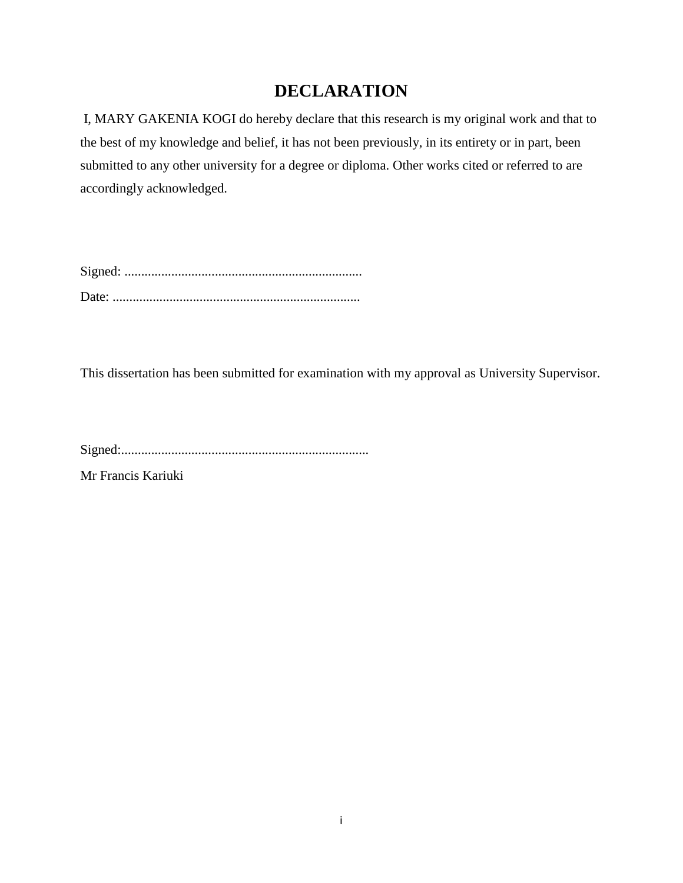# DECLARATION

I, MARY GAKENIA KOGI do hereby declare that this research is my original work and that to the best of my knowledge and belief, it has not been previously, in its entirety or in part, been submitted to any other university for a degree or diploma. Other works cited or referred to are accordingly acknowledged.

Signed: .......................................................................

Date: ..........................................................................

This dissertation has been submitted for examination with my approval as University Supervisor.

Signed:..........................................................................

Mr Francis Kariuki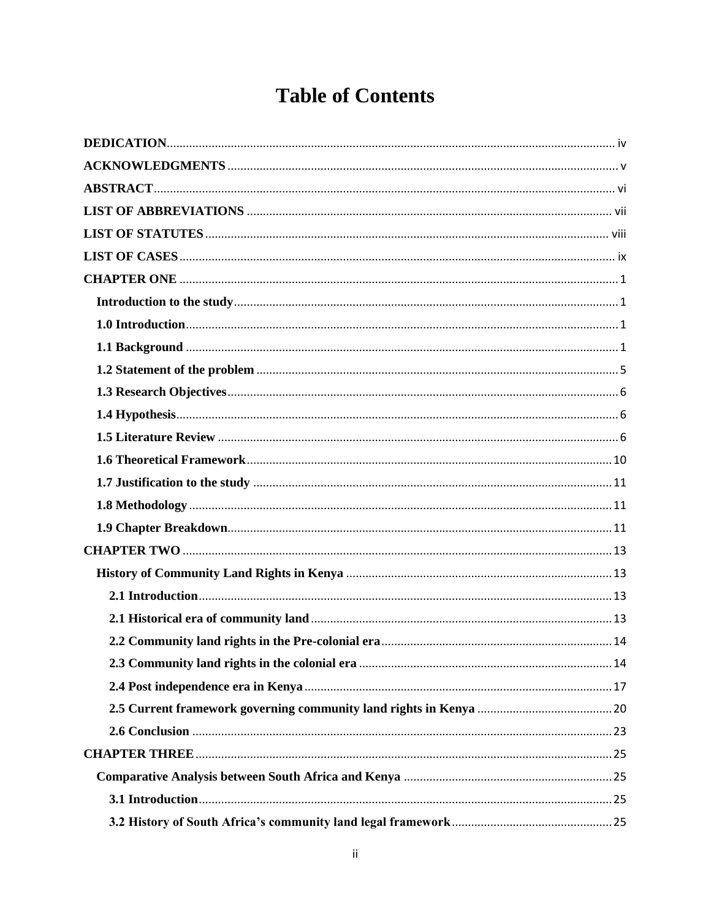# Table of Contents

DEDICATION........................................................................................................................................ iv

ACKNOWLEDGMENTS ......................................................................................................................... v

ABSTRACT............................................................................................................................................ vi

LIST OF ABBREVIATIONS ................................................................................................................. vii

LIST OF STATUTES ............................................................................................................................ viii

LIST OF CASES ..................................................................................................................................... ix

CHAPTER ONE ........................................................................................................................................ 1

Introduction to the study...................................................................................................................... 1

1.0 Introduction...................................................................................................................................... 1

1.1 Background ...................................................................................................................................... 1

1.2 Statement of the problem ................................................................................................................ 5

1.3 Research Objectives......................................................................................................................... 6

1.4 Hypothesis........................................................................................................................................ 6

1.5 Literature Review ............................................................................................................................ 6

1.6 Theoretical Framework.................................................................................................................. 10

1.7 Justification to the study ............................................................................................................... 11

1.8 Methodology .................................................................................................................................. 11

1.9 Chapter Breakdown....................................................................................................................... 11

CHAPTER TWO ..................................................................................................................................... 13

History of Community Land Rights in Kenya .................................................................................. 13

2.1 Introduction................................................................................................................................ 13

2.1 Historical era of community land ............................................................................................ 13

2.2 Community land rights in the Pre-colonial era....................................................................... 14

2.3 Community land rights in the colonial era .............................................................................. 14

2.4 Post independence era in Kenya.............................................................................................. 17

2.5 Current framework governing community land rights in Kenya .......................................... 20

2.6 Conclusion ................................................................................................................................. 23

CHAPTER THREE.................................................................................................................................. 25

Comparative Analysis between South Africa and Kenya ................................................................ 25

3.1 Introduction................................................................................................................................ 25

3.2 History of South Africa's community land legal framework.................................................. 25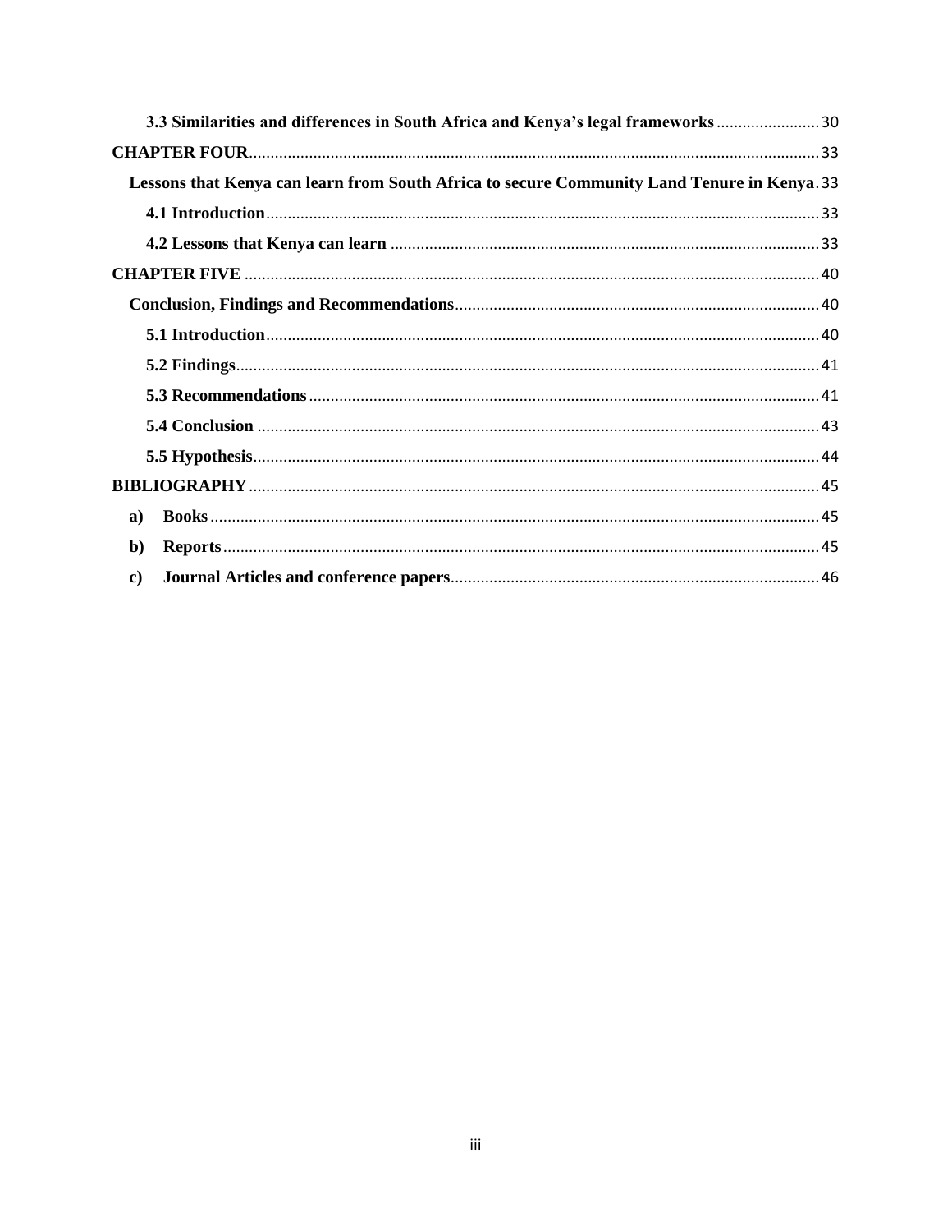**3.3 Similarities and differences in South Africa and Kenya's legal frameworks** ........................ 30

**CHAPTER FOUR** ........................ 33

**Lessons that Kenya can learn from South Africa to secure Community Land Tenure in Kenya** . 33

**4.1 Introduction** ........................ 33

**4.2 Lessons that Kenya can learn** ........................ 33

**CHAPTER FIVE** ........................ 40

**Conclusion, Findings and Recommendations** ........................ 40

**5.1 Introduction** ........................ 40

**5.2 Findings** ........................ 41

**5.3 Recommendations** ........................ 41

**5.4 Conclusion** ........................ 43

**5.5 Hypothesis** ........................ 44

**BIBLIOGRAPHY** ........................ 45

**a) Books** ........................ 45

**b) Reports** ........................ 45

**c) Journal Articles and conference papers** ........................ 46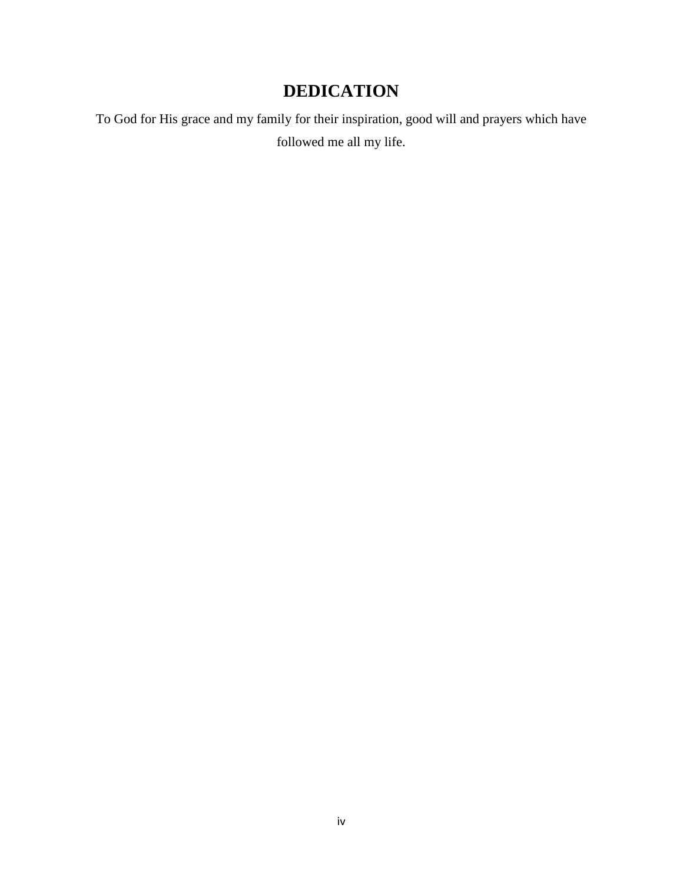# DEDICATION

To God for His grace and my family for their inspiration, good will and prayers which have followed me all my life.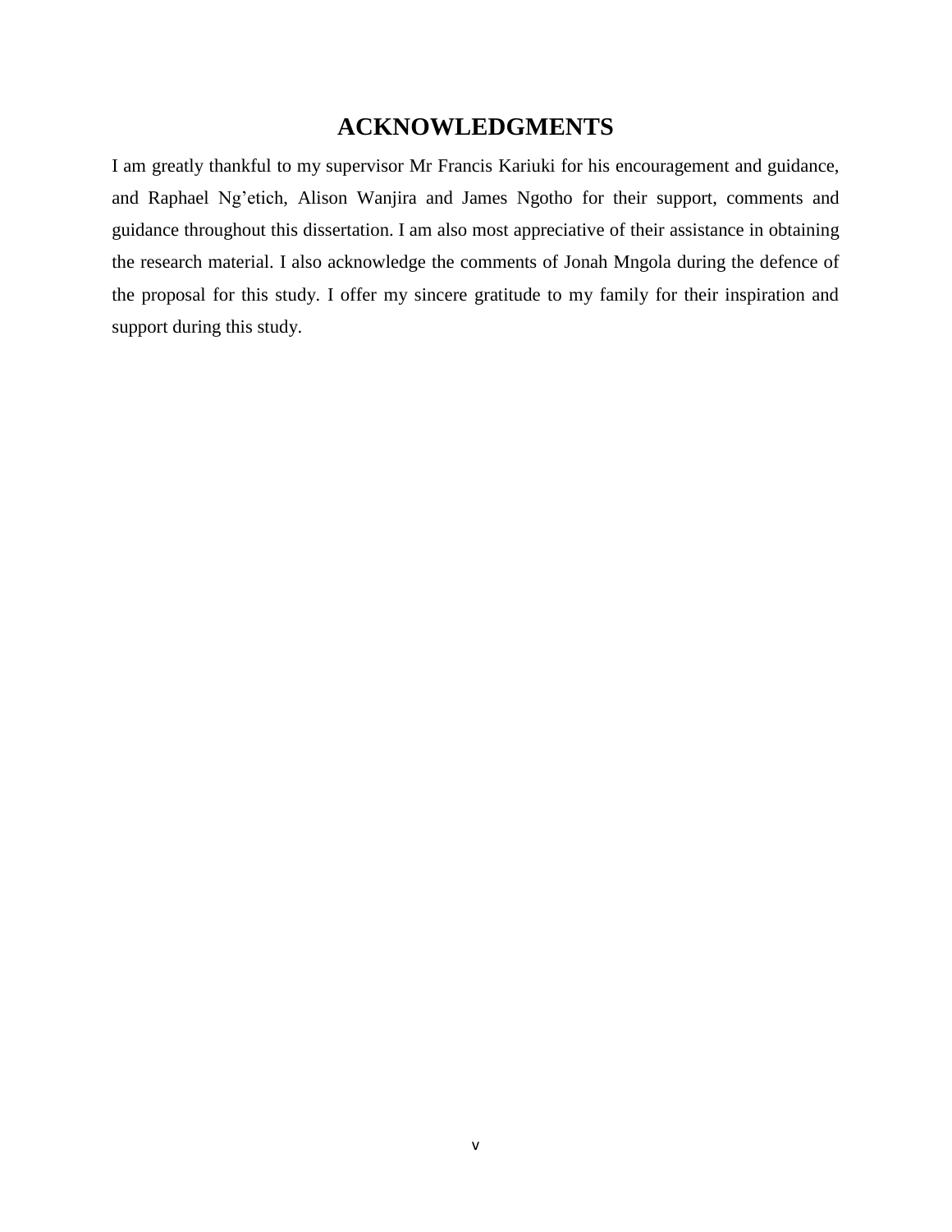# ACKNOWLEDGMENTS

I am greatly thankful to my supervisor Mr Francis Kariuki for his encouragement and guidance, and Raphael Ng'etich, Alison Wanjira and James Ngotho for their support, comments and guidance throughout this dissertation. I am also most appreciative of their assistance in obtaining the research material. I also acknowledge the comments of Jonah Mngola during the defence of the proposal for this study. I offer my sincere gratitude to my family for their inspiration and support during this study.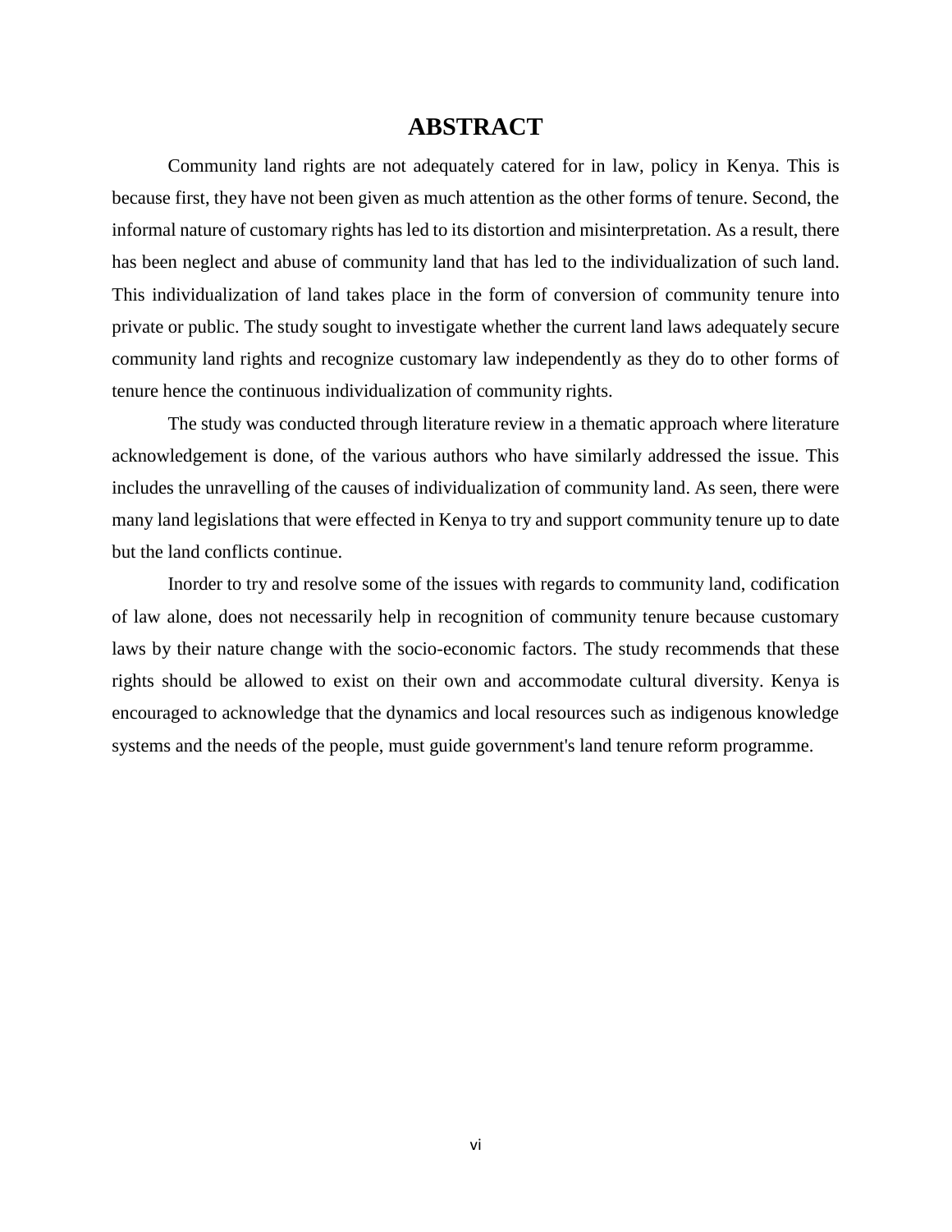# ABSTRACT

Community land rights are not adequately catered for in law, policy in Kenya. This is because first, they have not been given as much attention as the other forms of tenure. Second, the informal nature of customary rights has led to its distortion and misinterpretation. As a result, there has been neglect and abuse of community land that has led to the individualization of such land. This individualization of land takes place in the form of conversion of community tenure into private or public. The study sought to investigate whether the current land laws adequately secure community land rights and recognize customary law independently as they do to other forms of tenure hence the continuous individualization of community rights.

The study was conducted through literature review in a thematic approach where literature acknowledgement is done, of the various authors who have similarly addressed the issue. This includes the unravelling of the causes of individualization of community land. As seen, there were many land legislations that were effected in Kenya to try and support community tenure up to date but the land conflicts continue.

Inorder to try and resolve some of the issues with regards to community land, codification of law alone, does not necessarily help in recognition of community tenure because customary laws by their nature change with the socio-economic factors. The study recommends that these rights should be allowed to exist on their own and accommodate cultural diversity. Kenya is encouraged to acknowledge that the dynamics and local resources such as indigenous knowledge systems and the needs of the people, must guide government's land tenure reform programme.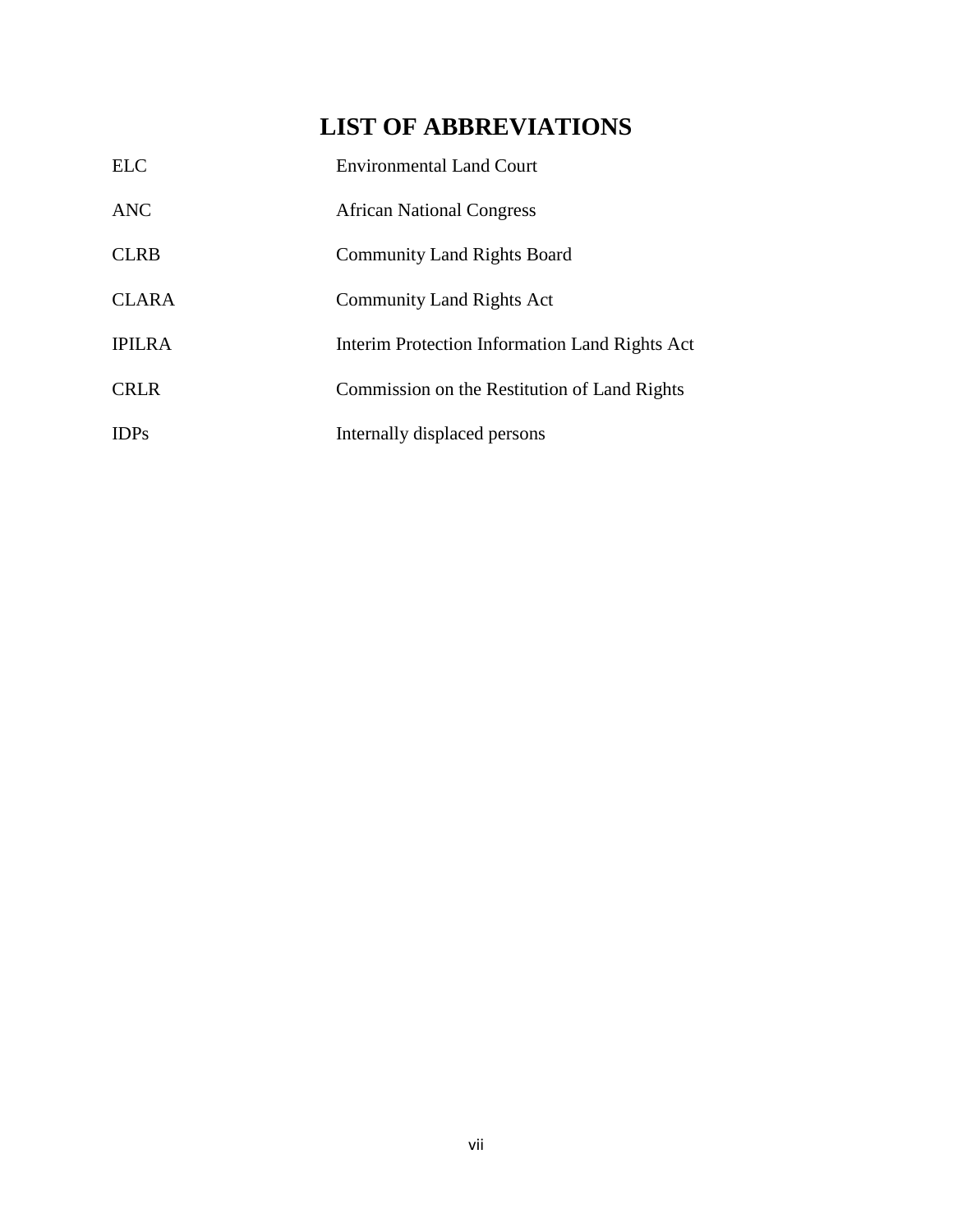# LIST OF ABBREVIATIONS

| | |
|---|---|
| ELC | Environmental Land Court |
| ANC | African National Congress |
| CLRB | Community Land Rights Board |
| CLARA | Community Land Rights Act |
| IPILRA | Interim Protection Information Land Rights Act |
| CRLR | Commission on the Restitution of Land Rights |
| IDPs | Internally displaced persons |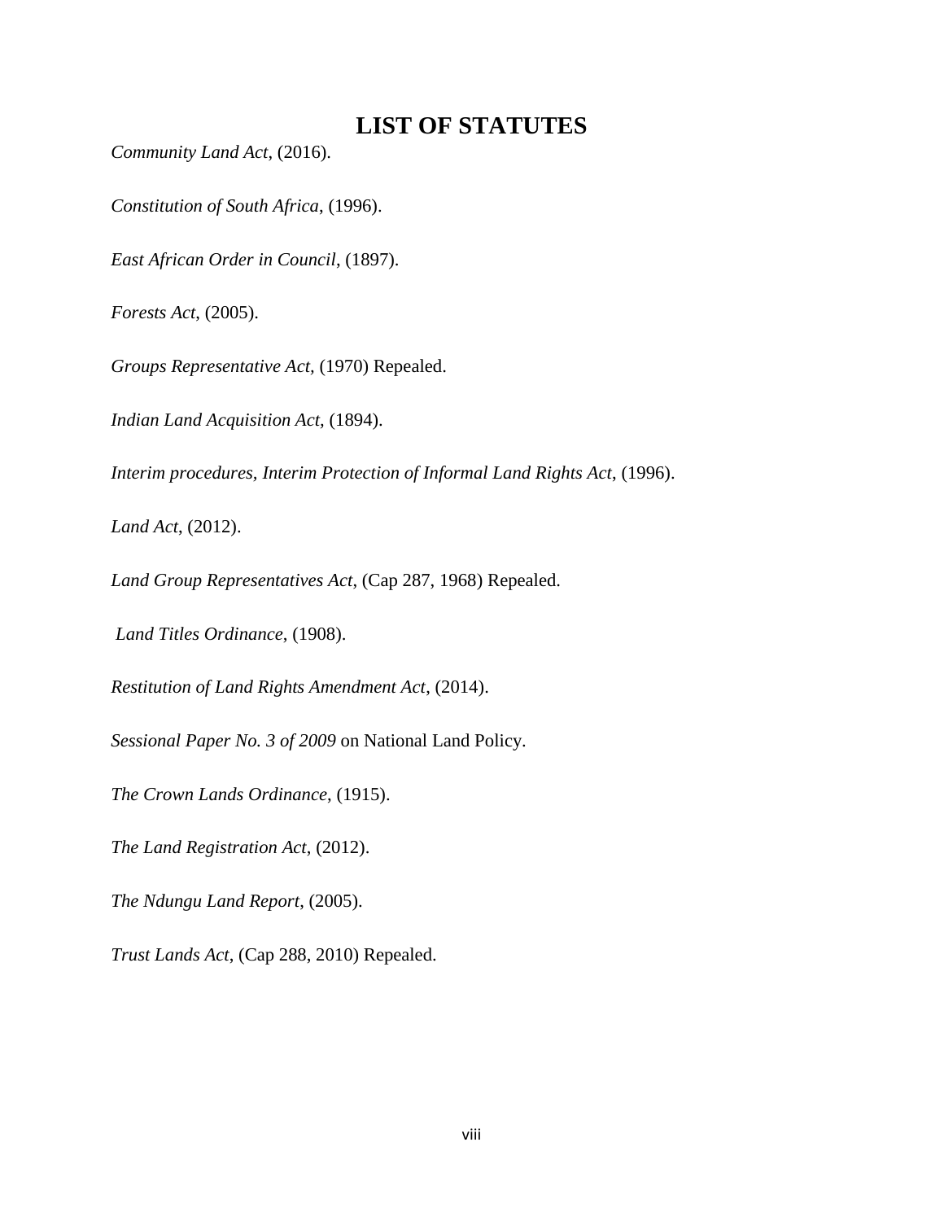# LIST OF STATUTES

*Community Land Act*, (2016).

*Constitution of South Africa*, (1996).

*East African Order in Council*, (1897).

*Forests Act*, (2005).

*Groups Representative Act*, (1970) Repealed.

*Indian Land Acquisition Act*, (1894).

*Interim procedures, Interim Protection of Informal Land Rights Act*, (1996).

*Land Act*, (2012).

*Land Group Representatives Act*, (Cap 287, 1968) Repealed.

*Land Titles Ordinance*, (1908).

*Restitution of Land Rights Amendment Act*, (2014).

*Sessional Paper No. 3 of 2009* on National Land Policy.

*The Crown Lands Ordinance*, (1915).

*The Land Registration Act*, (2012).

*The Ndungu Land Report*, (2005).

*Trust Lands Act*, (Cap 288, 2010) Repealed.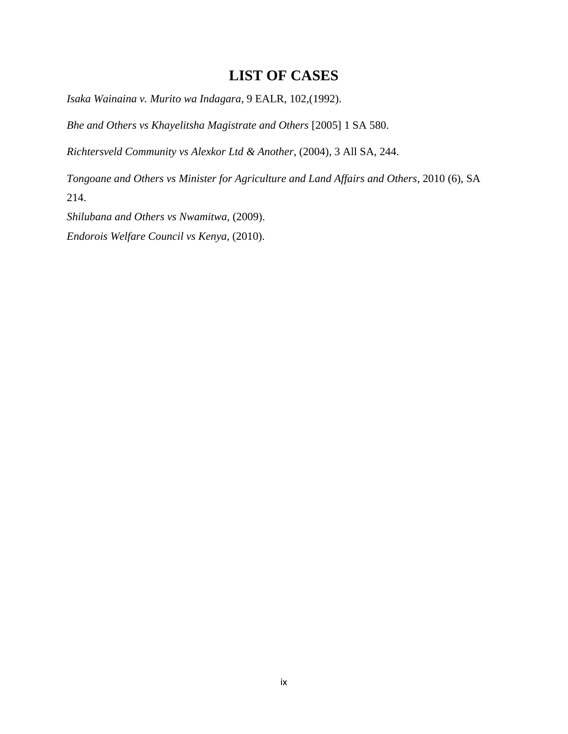# LIST OF CASES

*Isaka Wainaina v. Murito wa Indagara*, 9 EALR, 102,(1992).

*Bhe and Others vs Khayelitsha Magistrate and Others* [2005] 1 SA 580.

*Richtersveld Community vs Alexkor Ltd & Another*, (2004), 3 All SA, 244.

*Tongoane and Others vs Minister for Agriculture and Land Affairs and Others*, 2010 (6), SA 214.

*Shilubana and Others vs Nwamitwa,* (2009).

*Endorois Welfare Council vs Kenya,* (2010).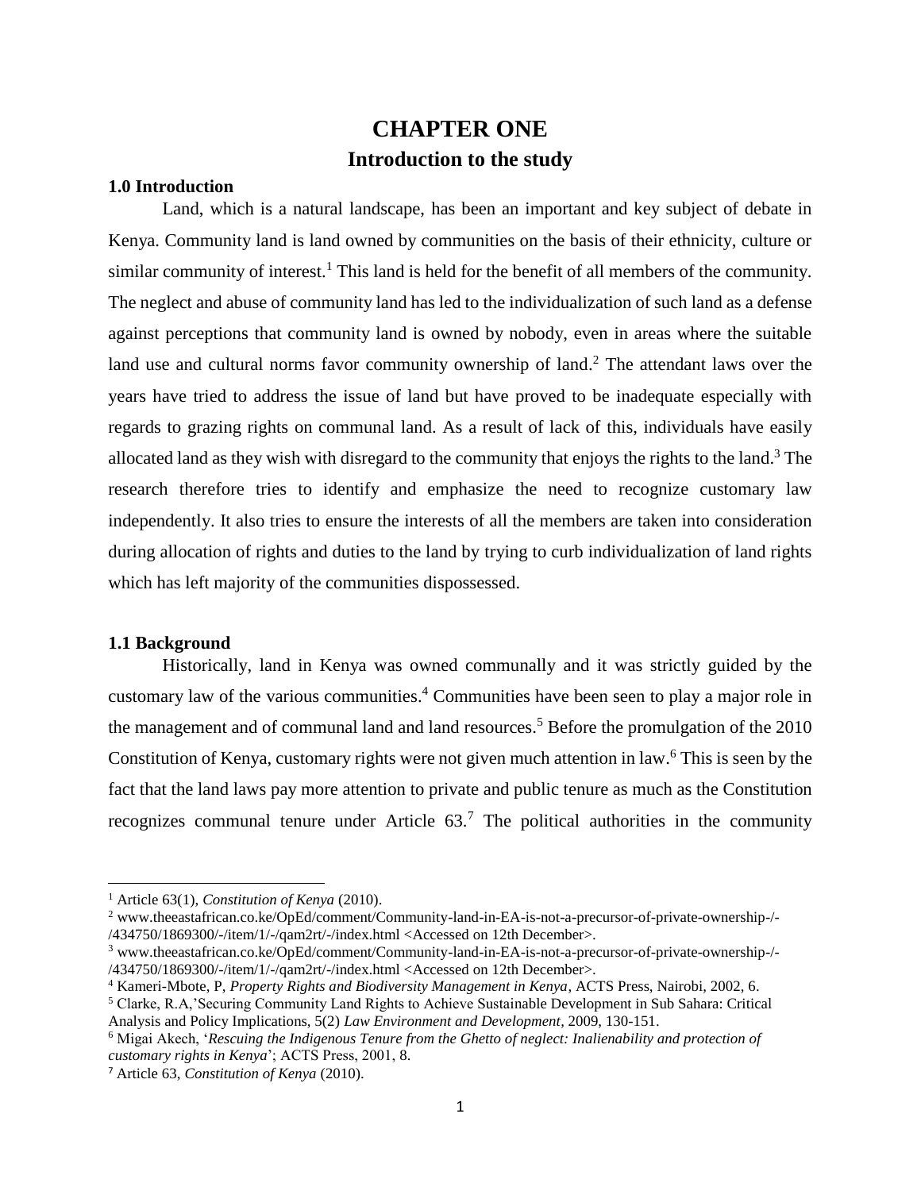# CHAPTER ONE

## Introduction to the study

### 1.0 Introduction

Land, which is a natural landscape, has been an important and key subject of debate in Kenya. Community land is land owned by communities on the basis of their ethnicity, culture or similar community of interest.[1] This land is held for the benefit of all members of the community. The neglect and abuse of community land has led to the individualization of such land as a defense against perceptions that community land is owned by nobody, even in areas where the suitable land use and cultural norms favor community ownership of land.[2] The attendant laws over the years have tried to address the issue of land but have proved to be inadequate especially with regards to grazing rights on communal land. As a result of lack of this, individuals have easily allocated land as they wish with disregard to the community that enjoys the rights to the land.[3] The research therefore tries to identify and emphasize the need to recognize customary law independently. It also tries to ensure the interests of all the members are taken into consideration during allocation of rights and duties to the land by trying to curb individualization of land rights which has left majority of the communities dispossessed.

### 1.1 Background

Historically, land in Kenya was owned communally and it was strictly guided by the customary law of the various communities.[4] Communities have been seen to play a major role in the management and of communal land and land resources.[5] Before the promulgation of the 2010 Constitution of Kenya, customary rights were not given much attention in law.[6] This is seen by the fact that the land laws pay more attention to private and public tenure as much as the Constitution recognizes communal tenure under Article 63.[7] The political authorities in the community

---

[1] Article 63(1), *Constitution of Kenya* (2010).

[2] www.theeastafrican.co.ke/OpEd/comment/Community-land-in-EA-is-not-a-precursor-of-private-ownership-/-/434750/1869300/-/item/1/-/qam2rt/-/index.html <Accessed on 12th December>.

[3] www.theeastafrican.co.ke/OpEd/comment/Community-land-in-EA-is-not-a-precursor-of-private-ownership-/-/434750/1869300/-/item/1/-/qam2rt/-/index.html <Accessed on 12th December>.

[4] Kameri-Mbote, P, *Property Rights and Biodiversity Management in Kenya*, ACTS Press, Nairobi, 2002, 6.

[5] Clarke, R.A,'Securing Community Land Rights to Achieve Sustainable Development in Sub Sahara: Critical Analysis and Policy Implications, 5(2) *Law Environment and Development*, 2009, 130-151.

[6] Migai Akech, '*Rescuing the Indigenous Tenure from the Ghetto of neglect: Inalienability and protection of customary rights in Kenya*'; ACTS Press, 2001, 8.

[7] Article 63, *Constitution of Kenya* (2010).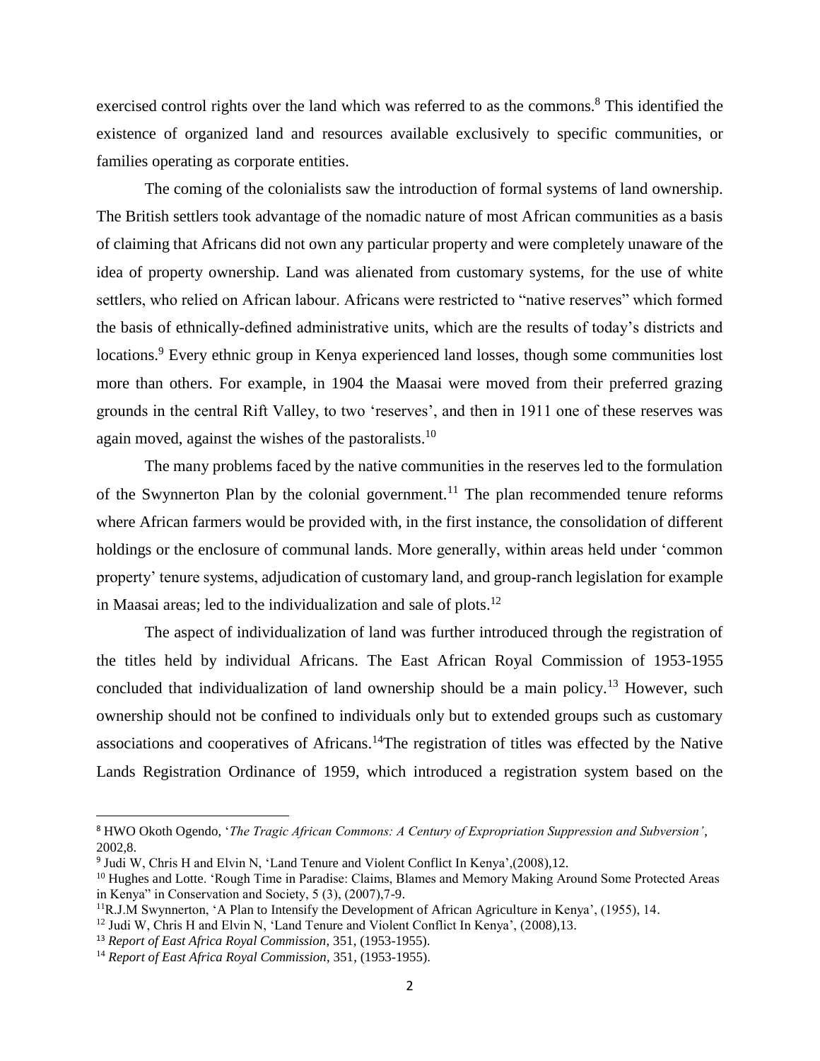exercised control rights over the land which was referred to as the commons.[8] This identified the existence of organized land and resources available exclusively to specific communities, or families operating as corporate entities.

The coming of the colonialists saw the introduction of formal systems of land ownership. The British settlers took advantage of the nomadic nature of most African communities as a basis of claiming that Africans did not own any particular property and were completely unaware of the idea of property ownership. Land was alienated from customary systems, for the use of white settlers, who relied on African labour. Africans were restricted to "native reserves" which formed the basis of ethnically-defined administrative units, which are the results of today's districts and locations.[9] Every ethnic group in Kenya experienced land losses, though some communities lost more than others. For example, in 1904 the Maasai were moved from their preferred grazing grounds in the central Rift Valley, to two 'reserves', and then in 1911 one of these reserves was again moved, against the wishes of the pastoralists.[10]

The many problems faced by the native communities in the reserves led to the formulation of the Swynnerton Plan by the colonial government.[11] The plan recommended tenure reforms where African farmers would be provided with, in the first instance, the consolidation of different holdings or the enclosure of communal lands. More generally, within areas held under 'common property' tenure systems, adjudication of customary land, and group-ranch legislation for example in Maasai areas; led to the individualization and sale of plots.[12]

The aspect of individualization of land was further introduced through the registration of the titles held by individual Africans. The East African Royal Commission of 1953-1955 concluded that individualization of land ownership should be a main policy.[13] However, such ownership should not be confined to individuals only but to extended groups such as customary associations and cooperatives of Africans.[14]The registration of titles was effected by the Native Lands Registration Ordinance of 1959, which introduced a registration system based on the

---

[8] HWO Okoth Ogendo, '*The Tragic African Commons: A Century of Expropriation Suppression and Subversion'*, 2002,8.

[9] Judi W, Chris H and Elvin N, 'Land Tenure and Violent Conflict In Kenya',(2008),12.

[10] Hughes and Lotte. 'Rough Time in Paradise: Claims, Blames and Memory Making Around Some Protected Areas in Kenya" in Conservation and Society, 5 (3), (2007),7-9.

[11] R.J.M Swynnerton, 'A Plan to Intensify the Development of African Agriculture in Kenya', (1955), 14.

[12] Judi W, Chris H and Elvin N, 'Land Tenure and Violent Conflict In Kenya', (2008),13.

[13] *Report of East Africa Royal Commission*, 351, (1953-1955).

[14] *Report of East Africa Royal Commission*, 351, (1953-1955).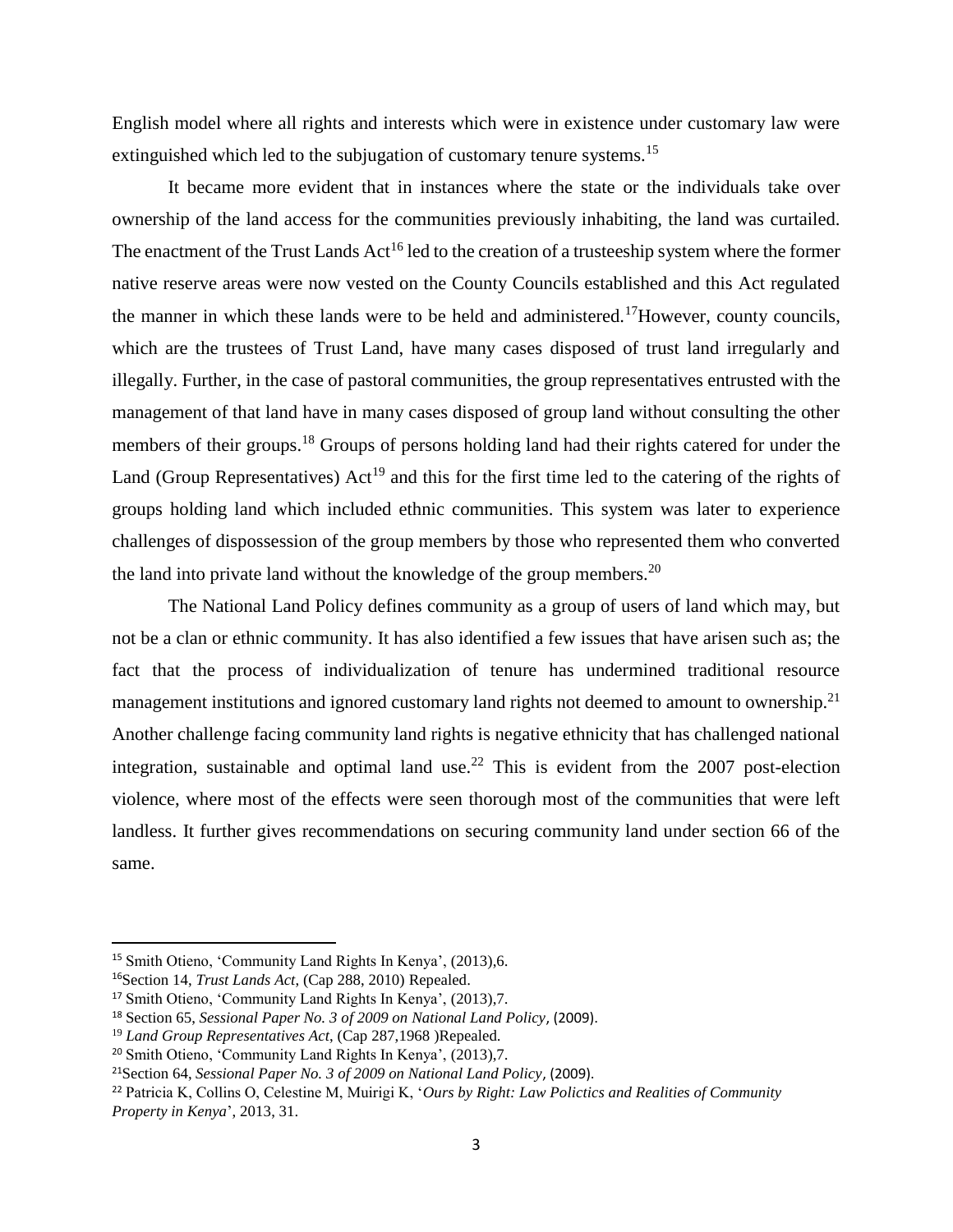English model where all rights and interests which were in existence under customary law were extinguished which led to the subjugation of customary tenure systems.[15]

It became more evident that in instances where the state or the individuals take over ownership of the land access for the communities previously inhabiting, the land was curtailed. The enactment of the Trust Lands Act[16] led to the creation of a trusteeship system where the former native reserve areas were now vested on the County Councils established and this Act regulated the manner in which these lands were to be held and administered.[17]However, county councils, which are the trustees of Trust Land, have many cases disposed of trust land irregularly and illegally. Further, in the case of pastoral communities, the group representatives entrusted with the management of that land have in many cases disposed of group land without consulting the other members of their groups.[18] Groups of persons holding land had their rights catered for under the Land (Group Representatives) Act[19] and this for the first time led to the catering of the rights of groups holding land which included ethnic communities. This system was later to experience challenges of dispossession of the group members by those who represented them who converted the land into private land without the knowledge of the group members.[20]

The National Land Policy defines community as a group of users of land which may, but not be a clan or ethnic community. It has also identified a few issues that have arisen such as; the fact that the process of individualization of tenure has undermined traditional resource management institutions and ignored customary land rights not deemed to amount to ownership.[21] Another challenge facing community land rights is negative ethnicity that has challenged national integration, sustainable and optimal land use.[22] This is evident from the 2007 post-election violence, where most of the effects were seen thorough most of the communities that were left landless. It further gives recommendations on securing community land under section 66 of the same.

---

[15] Smith Otieno, 'Community Land Rights In Kenya', (2013),6.

[16]Section 14, *Trust Lands Act*, (Cap 288, 2010) Repealed.

[17] Smith Otieno, 'Community Land Rights In Kenya', (2013),7.

[18] Section 65, *Sessional Paper No. 3 of 2009 on National Land Policy*, (2009).

[19] *Land Group Representatives Act*, (Cap 287,1968 )Repealed.

[20] Smith Otieno, 'Community Land Rights In Kenya', (2013),7.

[21]Section 64, *Sessional Paper No. 3 of 2009 on National Land Policy*, (2009).

[22] Patricia K, Collins O, Celestine M, Muirigi K, '*Ours by Right: Law Polictics and Realities of Community Property in Kenya*', 2013, 31.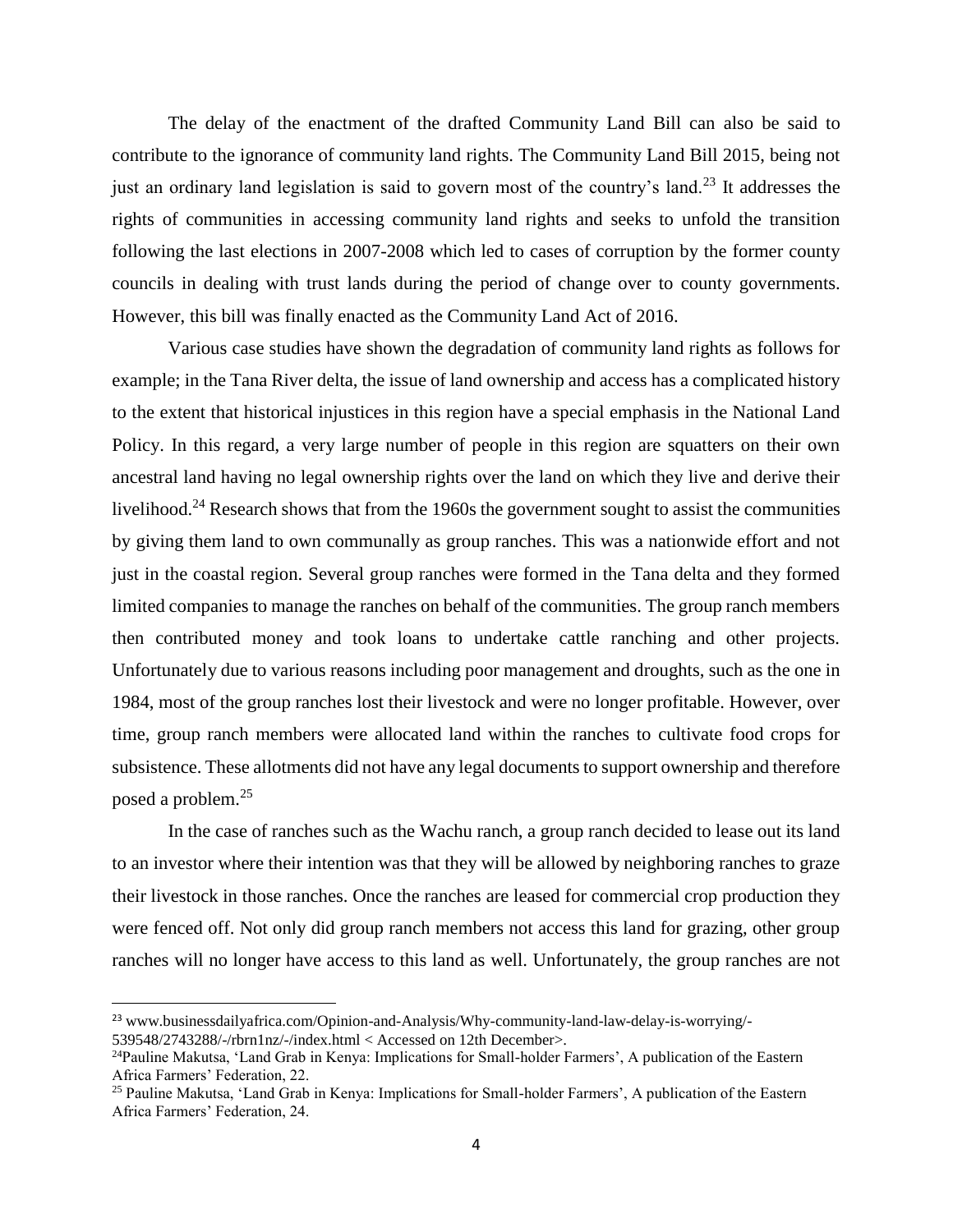The delay of the enactment of the drafted Community Land Bill can also be said to contribute to the ignorance of community land rights. The Community Land Bill 2015, being not just an ordinary land legislation is said to govern most of the country's land.[23] It addresses the rights of communities in accessing community land rights and seeks to unfold the transition following the last elections in 2007-2008 which led to cases of corruption by the former county councils in dealing with trust lands during the period of change over to county governments. However, this bill was finally enacted as the Community Land Act of 2016.

Various case studies have shown the degradation of community land rights as follows for example; in the Tana River delta, the issue of land ownership and access has a complicated history to the extent that historical injustices in this region have a special emphasis in the National Land Policy. In this regard, a very large number of people in this region are squatters on their own ancestral land having no legal ownership rights over the land on which they live and derive their livelihood.[24] Research shows that from the 1960s the government sought to assist the communities by giving them land to own communally as group ranches. This was a nationwide effort and not just in the coastal region. Several group ranches were formed in the Tana delta and they formed limited companies to manage the ranches on behalf of the communities. The group ranch members then contributed money and took loans to undertake cattle ranching and other projects. Unfortunately due to various reasons including poor management and droughts, such as the one in 1984, most of the group ranches lost their livestock and were no longer profitable. However, over time, group ranch members were allocated land within the ranches to cultivate food crops for subsistence. These allotments did not have any legal documents to support ownership and therefore posed a problem.[25]

In the case of ranches such as the Wachu ranch, a group ranch decided to lease out its land to an investor where their intention was that they will be allowed by neighboring ranches to graze their livestock in those ranches. Once the ranches are leased for commercial crop production they were fenced off. Not only did group ranch members not access this land for grazing, other group ranches will no longer have access to this land as well. Unfortunately, the group ranches are not

---

[23] www.businessdailyafrica.com/Opinion-and-Analysis/Why-community-land-law-delay-is-worrying/-539548/2743288/-/rbrn1nz/-/index.html < Accessed on 12th December>.

[24] Pauline Makutsa, 'Land Grab in Kenya: Implications for Small-holder Farmers', A publication of the Eastern Africa Farmers' Federation, 22.

[25] Pauline Makutsa, 'Land Grab in Kenya: Implications for Small-holder Farmers', A publication of the Eastern Africa Farmers' Federation, 24.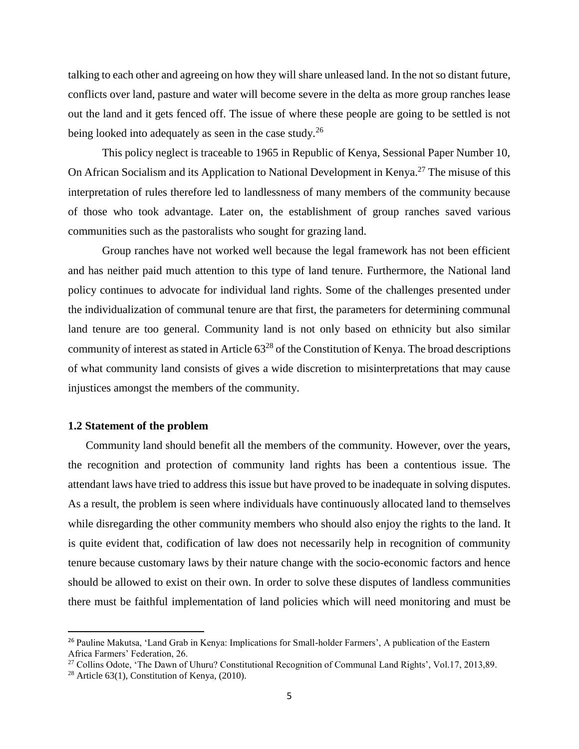talking to each other and agreeing on how they will share unleased land. In the not so distant future, conflicts over land, pasture and water will become severe in the delta as more group ranches lease out the land and it gets fenced off. The issue of where these people are going to be settled is not being looked into adequately as seen in the case study.[26]

This policy neglect is traceable to 1965 in Republic of Kenya, Sessional Paper Number 10, On African Socialism and its Application to National Development in Kenya.[27] The misuse of this interpretation of rules therefore led to landlessness of many members of the community because of those who took advantage. Later on, the establishment of group ranches saved various communities such as the pastoralists who sought for grazing land.

Group ranches have not worked well because the legal framework has not been efficient and has neither paid much attention to this type of land tenure. Furthermore, the National land policy continues to advocate for individual land rights. Some of the challenges presented under the individualization of communal tenure are that first, the parameters for determining communal land tenure are too general. Community land is not only based on ethnicity but also similar community of interest as stated in Article 63[28] of the Constitution of Kenya. The broad descriptions of what community land consists of gives a wide discretion to misinterpretations that may cause injustices amongst the members of the community.

### 1.2 Statement of the problem

Community land should benefit all the members of the community. However, over the years, the recognition and protection of community land rights has been a contentious issue. The attendant laws have tried to address this issue but have proved to be inadequate in solving disputes. As a result, the problem is seen where individuals have continuously allocated land to themselves while disregarding the other community members who should also enjoy the rights to the land. It is quite evident that, codification of law does not necessarily help in recognition of community tenure because customary laws by their nature change with the socio-economic factors and hence should be allowed to exist on their own. In order to solve these disputes of landless communities there must be faithful implementation of land policies which will need monitoring and must be

[26] Pauline Makutsa, 'Land Grab in Kenya: Implications for Small-holder Farmers', A publication of the Eastern Africa Farmers' Federation, 26.

[27] Collins Odote, 'The Dawn of Uhuru? Constitutional Recognition of Communal Land Rights', Vol.17, 2013,89.

[28] Article 63(1), Constitution of Kenya, (2010).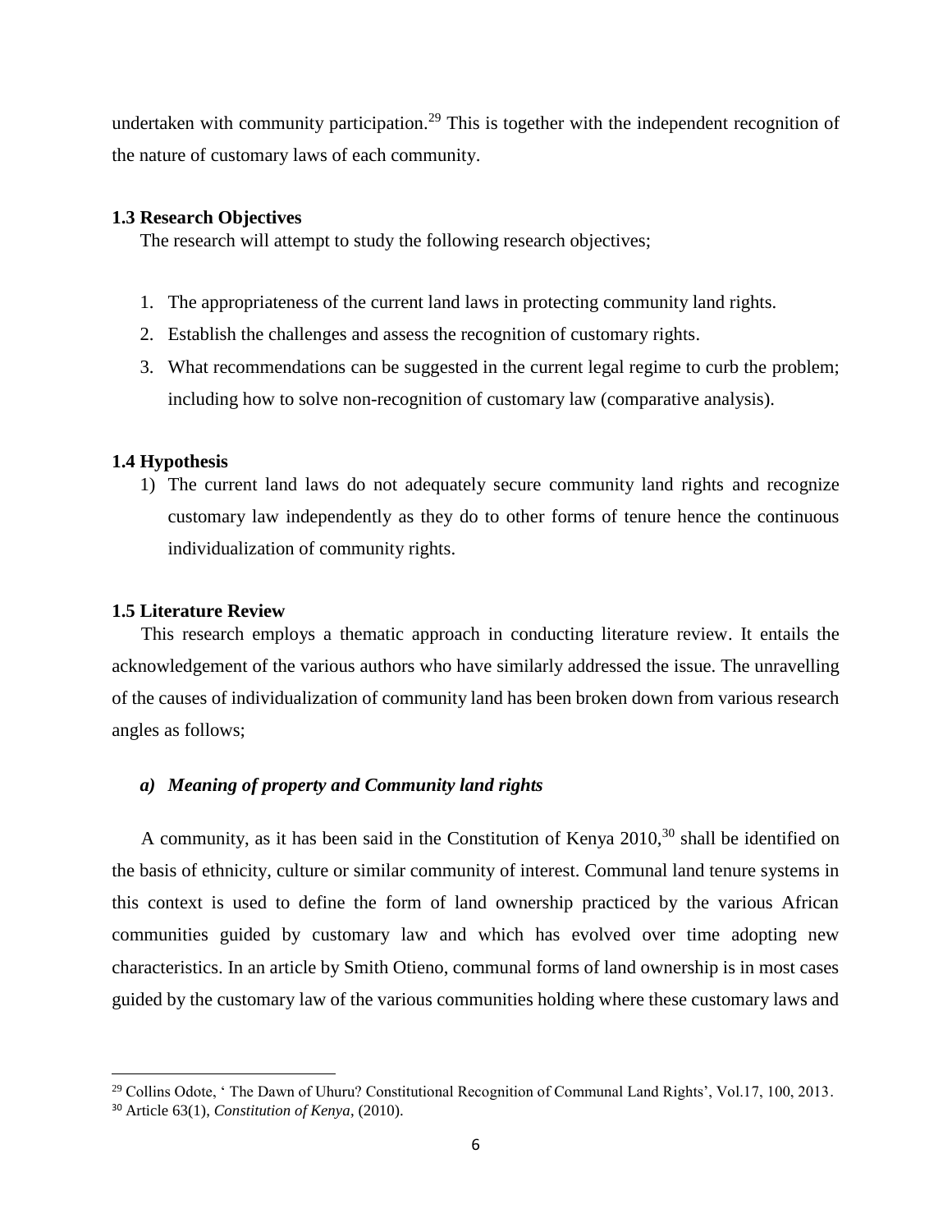undertaken with community participation.[29] This is together with the independent recognition of the nature of customary laws of each community.

### 1.3 Research Objectives

The research will attempt to study the following research objectives;

1. The appropriateness of the current land laws in protecting community land rights.
2. Establish the challenges and assess the recognition of customary rights.
3. What recommendations can be suggested in the current legal regime to curb the problem; including how to solve non-recognition of customary law (comparative analysis).

### 1.4 Hypothesis

1) The current land laws do not adequately secure community land rights and recognize customary law independently as they do to other forms of tenure hence the continuous individualization of community rights.

### 1.5 Literature Review

This research employs a thematic approach in conducting literature review. It entails the acknowledgement of the various authors who have similarly addressed the issue. The unravelling of the causes of individualization of community land has been broken down from various research angles as follows;

#### *a) Meaning of property and Community land rights*

A community, as it has been said in the Constitution of Kenya 2010,[30] shall be identified on the basis of ethnicity, culture or similar community of interest. Communal land tenure systems in this context is used to define the form of land ownership practiced by the various African communities guided by customary law and which has evolved over time adopting new characteristics. In an article by Smith Otieno, communal forms of land ownership is in most cases guided by the customary law of the various communities holding where these customary laws and

---

[29] Collins Odote, ' The Dawn of Uhuru? Constitutional Recognition of Communal Land Rights', Vol.17, 100, 2013.

[30] Article 63(1), *Constitution of Kenya*, (2010).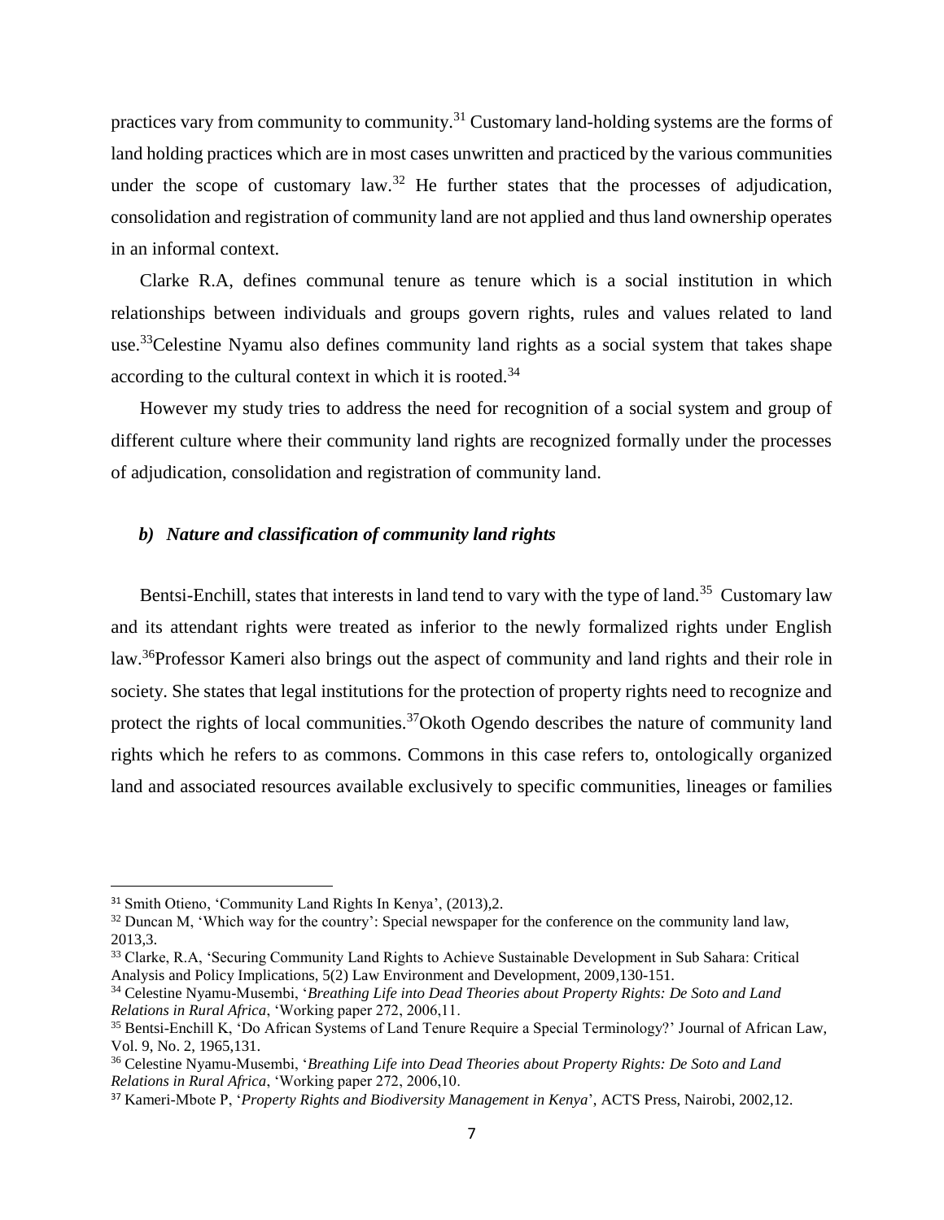practices vary from community to community.[31] Customary land-holding systems are the forms of land holding practices which are in most cases unwritten and practiced by the various communities under the scope of customary law.[32] He further states that the processes of adjudication, consolidation and registration of community land are not applied and thus land ownership operates in an informal context.

Clarke R.A, defines communal tenure as tenure which is a social institution in which relationships between individuals and groups govern rights, rules and values related to land use.[33]Celestine Nyamu also defines community land rights as a social system that takes shape according to the cultural context in which it is rooted.[34]

However my study tries to address the need for recognition of a social system and group of different culture where their community land rights are recognized formally under the processes of adjudication, consolidation and registration of community land.

### *b) Nature and classification of community land rights*

Bentsi-Enchill, states that interests in land tend to vary with the type of land.[35] Customary law and its attendant rights were treated as inferior to the newly formalized rights under English law.[36]Professor Kameri also brings out the aspect of community and land rights and their role in society. She states that legal institutions for the protection of property rights need to recognize and protect the rights of local communities.[37]Okoth Ogendo describes the nature of community land rights which he refers to as commons. Commons in this case refers to, ontologically organized land and associated resources available exclusively to specific communities, lineages or families

---

[31] Smith Otieno, 'Community Land Rights In Kenya', (2013),2.

[32] Duncan M, 'Which way for the country': Special newspaper for the conference on the community land law, 2013,3.

[33] Clarke, R.A, 'Securing Community Land Rights to Achieve Sustainable Development in Sub Sahara: Critical Analysis and Policy Implications, 5(2) Law Environment and Development, 2009,130-151.

[34] Celestine Nyamu-Musembi, '*Breathing Life into Dead Theories about Property Rights: De Soto and Land Relations in Rural Africa*, 'Working paper 272, 2006,11.

[35] Bentsi-Enchill K, 'Do African Systems of Land Tenure Require a Special Terminology?' Journal of African Law, Vol. 9, No. 2, 1965,131.

[36] Celestine Nyamu-Musembi, '*Breathing Life into Dead Theories about Property Rights: De Soto and Land Relations in Rural Africa*, 'Working paper 272, 2006,10.

[37] Kameri-Mbote P, '*Property Rights and Biodiversity Management in Kenya*', ACTS Press, Nairobi, 2002,12.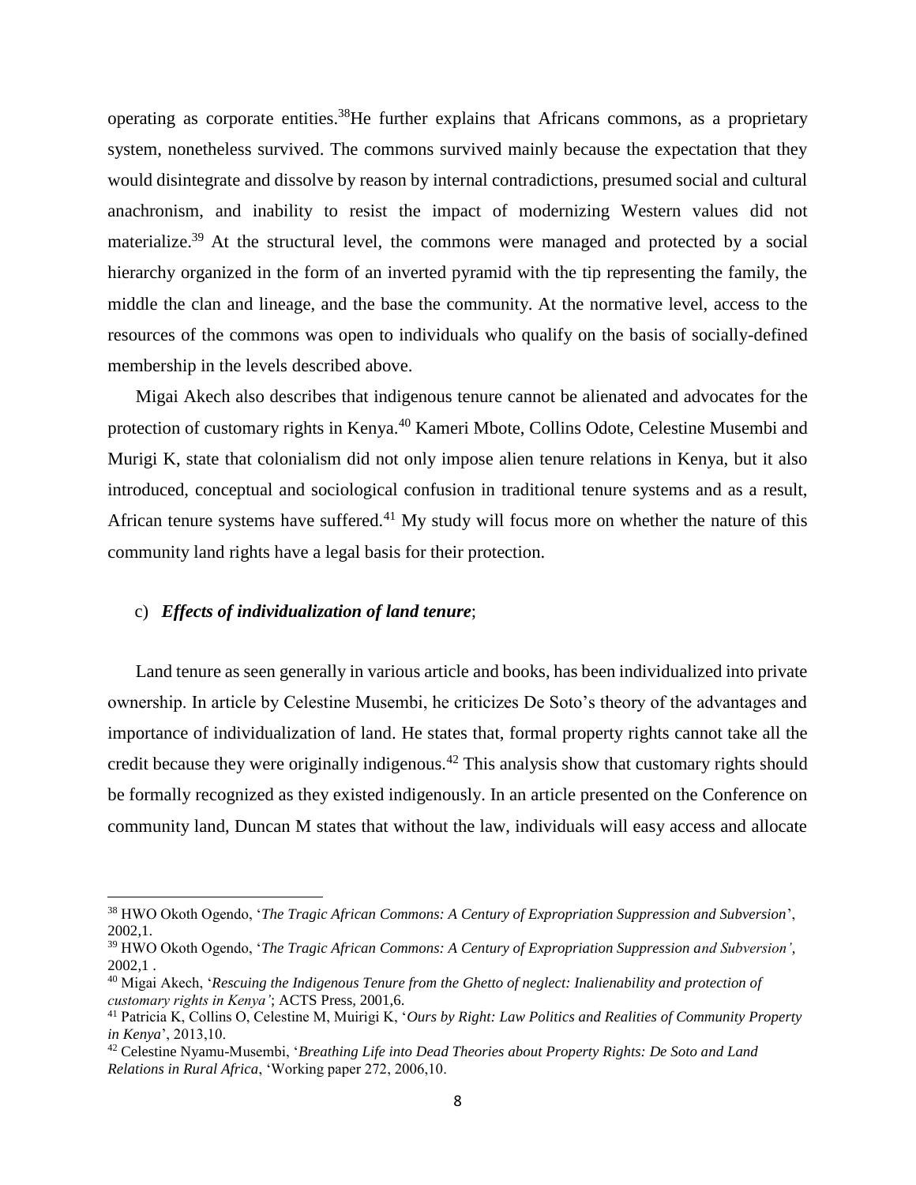operating as corporate entities.[38]He further explains that Africans commons, as a proprietary system, nonetheless survived. The commons survived mainly because the expectation that they would disintegrate and dissolve by reason by internal contradictions, presumed social and cultural anachronism, and inability to resist the impact of modernizing Western values did not materialize.[39] At the structural level, the commons were managed and protected by a social hierarchy organized in the form of an inverted pyramid with the tip representing the family, the middle the clan and lineage, and the base the community. At the normative level, access to the resources of the commons was open to individuals who qualify on the basis of socially-defined membership in the levels described above.

Migai Akech also describes that indigenous tenure cannot be alienated and advocates for the protection of customary rights in Kenya.[40] Kameri Mbote, Collins Odote, Celestine Musembi and Murigi K, state that colonialism did not only impose alien tenure relations in Kenya, but it also introduced, conceptual and sociological confusion in traditional tenure systems and as a result, African tenure systems have suffered.[41] My study will focus more on whether the nature of this community land rights have a legal basis for their protection.

c) ***Effects of individualization of land tenure***;

Land tenure as seen generally in various article and books, has been individualized into private ownership. In article by Celestine Musembi, he criticizes De Soto's theory of the advantages and importance of individualization of land. He states that, formal property rights cannot take all the credit because they were originally indigenous.[42] This analysis show that customary rights should be formally recognized as they existed indigenously. In an article presented on the Conference on community land, Duncan M states that without the law, individuals will easy access and allocate

---

[38] HWO Okoth Ogendo, '*The Tragic African Commons: A Century of Expropriation Suppression and Subversion*', 2002,1.

[39] HWO Okoth Ogendo, '*The Tragic African Commons: A Century of Expropriation Suppression and Subversion'*, 2002,1 .

[40] Migai Akech, '*Rescuing the Indigenous Tenure from the Ghetto of neglect: Inalienability and protection of customary rights in Kenya'*; ACTS Press, 2001,6.

[41] Patricia K, Collins O, Celestine M, Muirigi K, '*Ours by Right: Law Politics and Realities of Community Property in Kenya*', 2013,10.

[42] Celestine Nyamu-Musembi, '*Breathing Life into Dead Theories about Property Rights: De Soto and Land Relations in Rural Africa*, 'Working paper 272, 2006,10.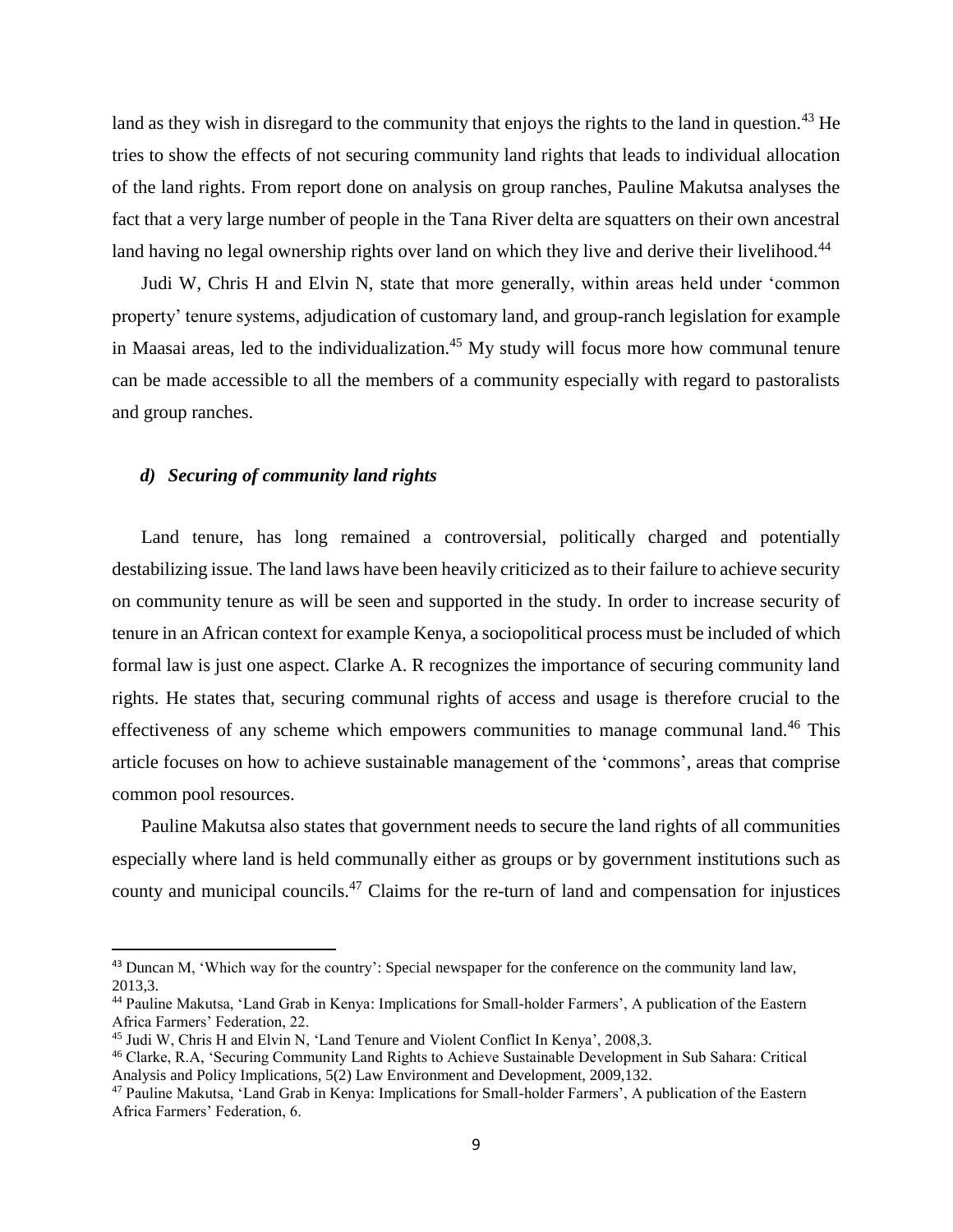land as they wish in disregard to the community that enjoys the rights to the land in question.[43] He tries to show the effects of not securing community land rights that leads to individual allocation of the land rights. From report done on analysis on group ranches, Pauline Makutsa analyses the fact that a very large number of people in the Tana River delta are squatters on their own ancestral land having no legal ownership rights over land on which they live and derive their livelihood.[44]

Judi W, Chris H and Elvin N, state that more generally, within areas held under 'common property' tenure systems, adjudication of customary land, and group-ranch legislation for example in Maasai areas, led to the individualization.[45] My study will focus more how communal tenure can be made accessible to all the members of a community especially with regard to pastoralists and group ranches.

#### *d) Securing of community land rights*

Land tenure, has long remained a controversial, politically charged and potentially destabilizing issue. The land laws have been heavily criticized as to their failure to achieve security on community tenure as will be seen and supported in the study. In order to increase security of tenure in an African context for example Kenya, a sociopolitical process must be included of which formal law is just one aspect. Clarke A. R recognizes the importance of securing community land rights. He states that, securing communal rights of access and usage is therefore crucial to the effectiveness of any scheme which empowers communities to manage communal land.[46] This article focuses on how to achieve sustainable management of the 'commons', areas that comprise common pool resources.

Pauline Makutsa also states that government needs to secure the land rights of all communities especially where land is held communally either as groups or by government institutions such as county and municipal councils.[47] Claims for the re-turn of land and compensation for injustices

---

[43] Duncan M, 'Which way for the country': Special newspaper for the conference on the community land law, 2013,3.

[44] Pauline Makutsa, 'Land Grab in Kenya: Implications for Small-holder Farmers', A publication of the Eastern Africa Farmers' Federation, 22.

[45] Judi W, Chris H and Elvin N, 'Land Tenure and Violent Conflict In Kenya', 2008,3.

[46] Clarke, R.A, 'Securing Community Land Rights to Achieve Sustainable Development in Sub Sahara: Critical Analysis and Policy Implications, 5(2) Law Environment and Development, 2009,132.

[47] Pauline Makutsa, 'Land Grab in Kenya: Implications for Small-holder Farmers', A publication of the Eastern Africa Farmers' Federation, 6.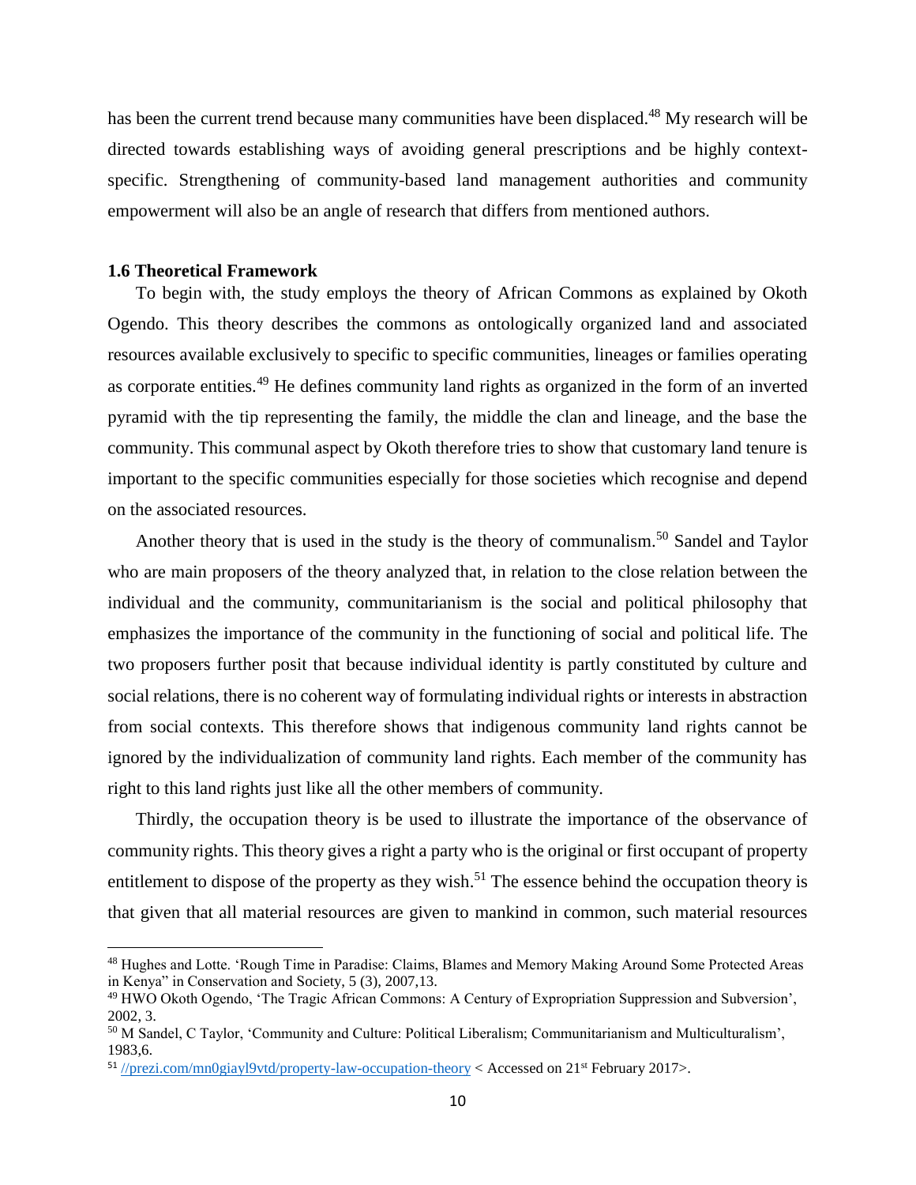has been the current trend because many communities have been displaced.[48] My research will be directed towards establishing ways of avoiding general prescriptions and be highly context-specific. Strengthening of community-based land management authorities and community empowerment will also be an angle of research that differs from mentioned authors.

### 1.6 Theoretical Framework

To begin with, the study employs the theory of African Commons as explained by Okoth Ogendo. This theory describes the commons as ontologically organized land and associated resources available exclusively to specific to specific communities, lineages or families operating as corporate entities.[49] He defines community land rights as organized in the form of an inverted pyramid with the tip representing the family, the middle the clan and lineage, and the base the community. This communal aspect by Okoth therefore tries to show that customary land tenure is important to the specific communities especially for those societies which recognise and depend on the associated resources.

Another theory that is used in the study is the theory of communalism.[50] Sandel and Taylor who are main proposers of the theory analyzed that, in relation to the close relation between the individual and the community, communitarianism is the social and political philosophy that emphasizes the importance of the community in the functioning of social and political life. The two proposers further posit that because individual identity is partly constituted by culture and social relations, there is no coherent way of formulating individual rights or interests in abstraction from social contexts. This therefore shows that indigenous community land rights cannot be ignored by the individualization of community land rights. Each member of the community has right to this land rights just like all the other members of community.

Thirdly, the occupation theory is be used to illustrate the importance of the observance of community rights. This theory gives a right a party who is the original or first occupant of property entitlement to dispose of the property as they wish.[51] The essence behind the occupation theory is that given that all material resources are given to mankind in common, such material resources

---

[48] Hughes and Lotte. 'Rough Time in Paradise: Claims, Blames and Memory Making Around Some Protected Areas in Kenya" in Conservation and Society, 5 (3), 2007,13.

[49] HWO Okoth Ogendo, 'The Tragic African Commons: A Century of Expropriation Suppression and Subversion', 2002, 3.

[50] M Sandel, C Taylor, 'Community and Culture: Political Liberalism; Communitarianism and Multiculturalism', 1983,6.

[51] //prezi.com/mn0giayl9vtd/property-law-occupation-theory < Accessed on 21st February 2017>.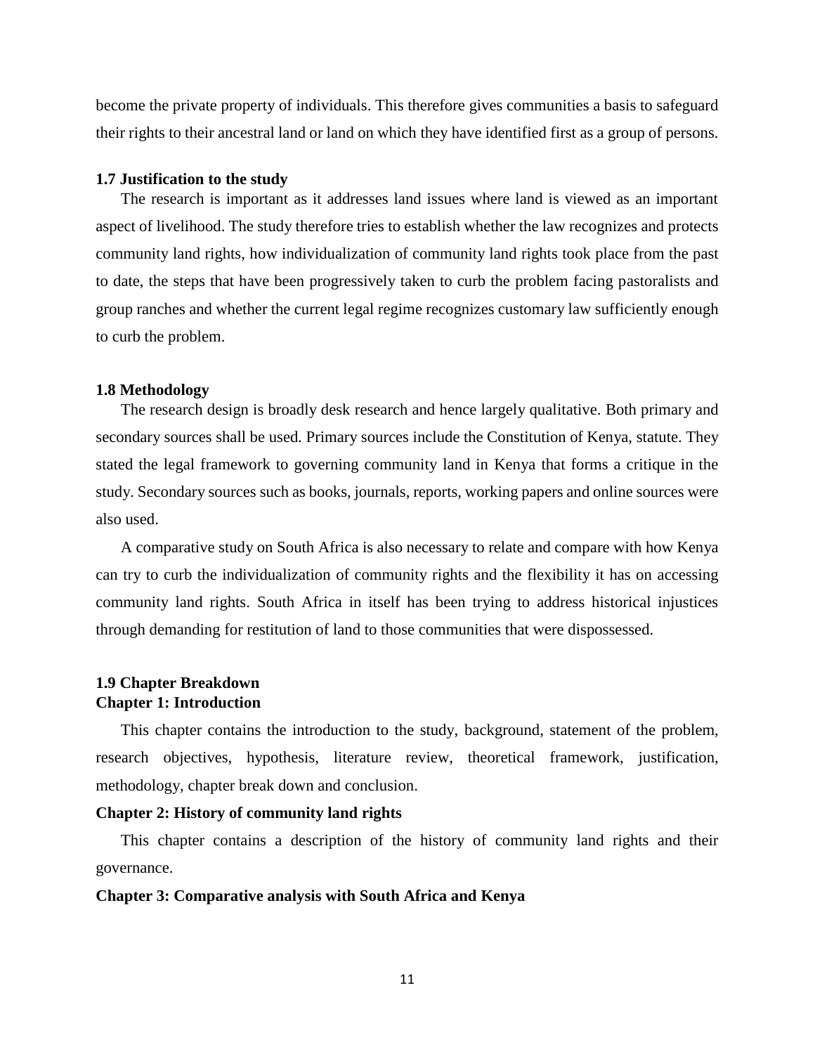become the private property of individuals. This therefore gives communities a basis to safeguard their rights to their ancestral land or land on which they have identified first as a group of persons.

### 1.7 Justification to the study

The research is important as it addresses land issues where land is viewed as an important aspect of livelihood. The study therefore tries to establish whether the law recognizes and protects community land rights, how individualization of community land rights took place from the past to date, the steps that have been progressively taken to curb the problem facing pastoralists and group ranches and whether the current legal regime recognizes customary law sufficiently enough to curb the problem.

### 1.8 Methodology

The research design is broadly desk research and hence largely qualitative. Both primary and secondary sources shall be used. Primary sources include the Constitution of Kenya, statute. They stated the legal framework to governing community land in Kenya that forms a critique in the study. Secondary sources such as books, journals, reports, working papers and online sources were also used.

A comparative study on South Africa is also necessary to relate and compare with how Kenya can try to curb the individualization of community rights and the flexibility it has on accessing community land rights. South Africa in itself has been trying to address historical injustices through demanding for restitution of land to those communities that were dispossessed.

### 1.9 Chapter Breakdown

**Chapter 1: Introduction**

This chapter contains the introduction to the study, background, statement of the problem, research objectives, hypothesis, literature review, theoretical framework, justification, methodology, chapter break down and conclusion.

**Chapter 2: History of community land rights**

This chapter contains a description of the history of community land rights and their governance.

**Chapter 3: Comparative analysis with South Africa and Kenya**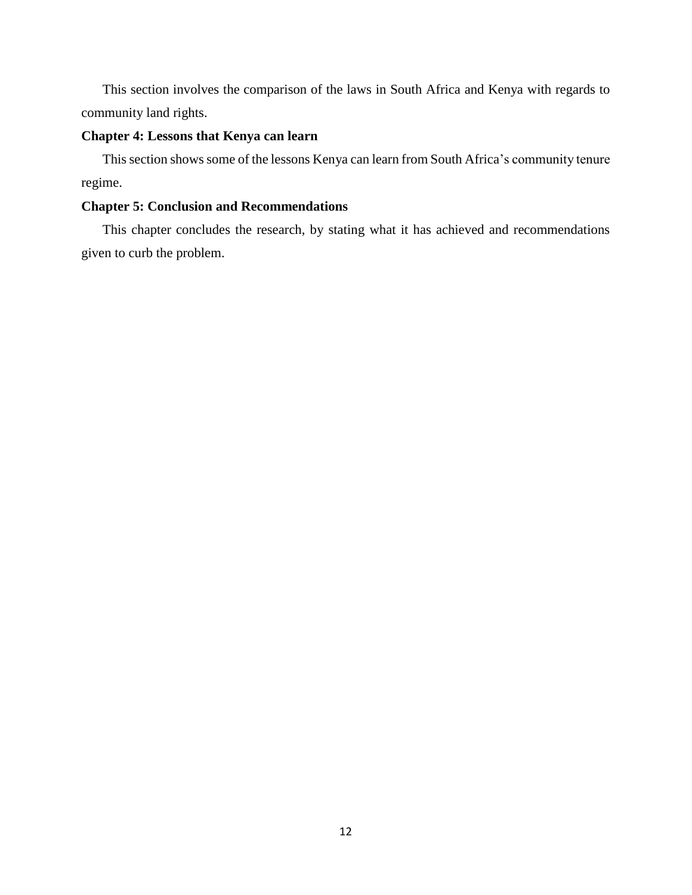This section involves the comparison of the laws in South Africa and Kenya with regards to community land rights.

**Chapter 4: Lessons that Kenya can learn**

This section shows some of the lessons Kenya can learn from South Africa's community tenure regime.

**Chapter 5: Conclusion and Recommendations**

This chapter concludes the research, by stating what it has achieved and recommendations given to curb the problem.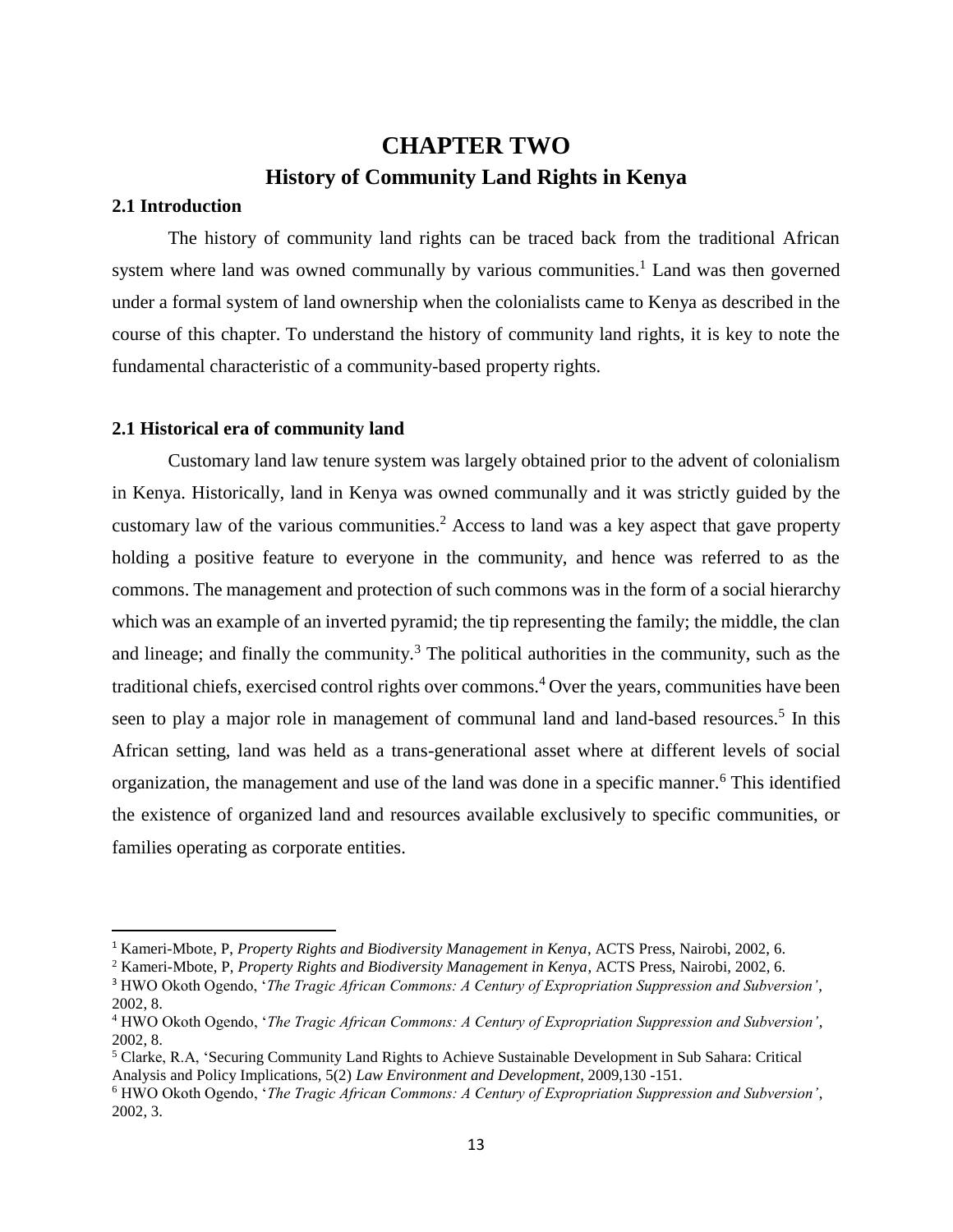# CHAPTER TWO

## History of Community Land Rights in Kenya

### 2.1 Introduction

The history of community land rights can be traced back from the traditional African system where land was owned communally by various communities.[1] Land was then governed under a formal system of land ownership when the colonialists came to Kenya as described in the course of this chapter. To understand the history of community land rights, it is key to note the fundamental characteristic of a community-based property rights.

### 2.1 Historical era of community land

Customary land law tenure system was largely obtained prior to the advent of colonialism in Kenya. Historically, land in Kenya was owned communally and it was strictly guided by the customary law of the various communities.[2] Access to land was a key aspect that gave property holding a positive feature to everyone in the community, and hence was referred to as the commons. The management and protection of such commons was in the form of a social hierarchy which was an example of an inverted pyramid; the tip representing the family; the middle, the clan and lineage; and finally the community.[3] The political authorities in the community, such as the traditional chiefs, exercised control rights over commons.[4] Over the years, communities have been seen to play a major role in management of communal land and land-based resources.[5] In this African setting, land was held as a trans-generational asset where at different levels of social organization, the management and use of the land was done in a specific manner.[6] This identified the existence of organized land and resources available exclusively to specific communities, or families operating as corporate entities.

---

[1] Kameri-Mbote, P, *Property Rights and Biodiversity Management in Kenya*, ACTS Press, Nairobi, 2002, 6.

[2] Kameri-Mbote, P, *Property Rights and Biodiversity Management in Kenya*, ACTS Press, Nairobi, 2002, 6.

[3] HWO Okoth Ogendo, '*The Tragic African Commons: A Century of Expropriation Suppression and Subversion'*, 2002, 8.

[4] HWO Okoth Ogendo, '*The Tragic African Commons: A Century of Expropriation Suppression and Subversion'*, 2002, 8.

[5] Clarke, R.A, 'Securing Community Land Rights to Achieve Sustainable Development in Sub Sahara: Critical Analysis and Policy Implications, 5(2) *Law Environment and Development*, 2009,130 -151.

[6] HWO Okoth Ogendo, '*The Tragic African Commons: A Century of Expropriation Suppression and Subversion'*, 2002, 3.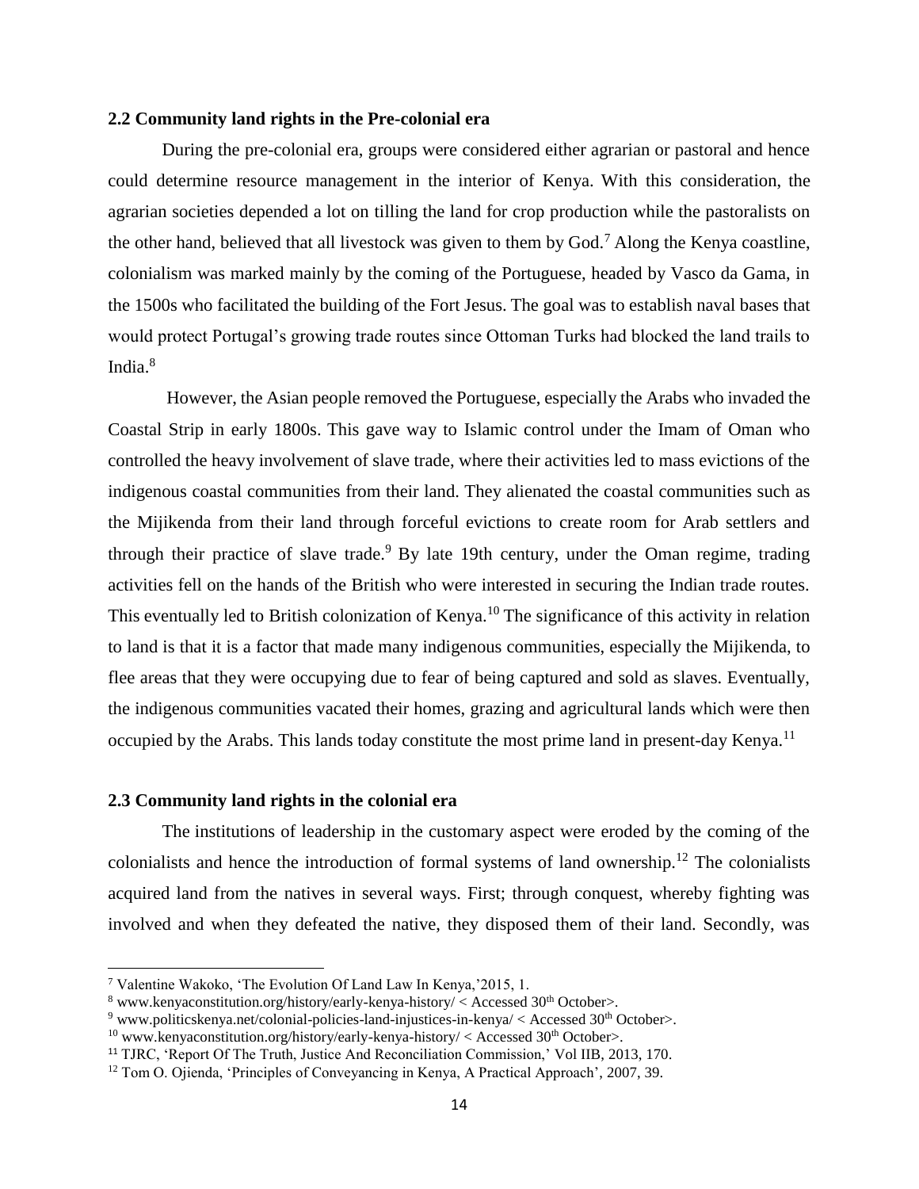### 2.2 Community land rights in the Pre-colonial era

During the pre-colonial era, groups were considered either agrarian or pastoral and hence could determine resource management in the interior of Kenya. With this consideration, the agrarian societies depended a lot on tilling the land for crop production while the pastoralists on the other hand, believed that all livestock was given to them by God.[7] Along the Kenya coastline, colonialism was marked mainly by the coming of the Portuguese, headed by Vasco da Gama, in the 1500s who facilitated the building of the Fort Jesus. The goal was to establish naval bases that would protect Portugal's growing trade routes since Ottoman Turks had blocked the land trails to India.[8]

However, the Asian people removed the Portuguese, especially the Arabs who invaded the Coastal Strip in early 1800s. This gave way to Islamic control under the Imam of Oman who controlled the heavy involvement of slave trade, where their activities led to mass evictions of the indigenous coastal communities from their land. They alienated the coastal communities such as the Mijikenda from their land through forceful evictions to create room for Arab settlers and through their practice of slave trade.[9] By late 19th century, under the Oman regime, trading activities fell on the hands of the British who were interested in securing the Indian trade routes. This eventually led to British colonization of Kenya.[10] The significance of this activity in relation to land is that it is a factor that made many indigenous communities, especially the Mijikenda, to flee areas that they were occupying due to fear of being captured and sold as slaves. Eventually, the indigenous communities vacated their homes, grazing and agricultural lands which were then occupied by the Arabs. This lands today constitute the most prime land in present-day Kenya.[11]

### 2.3 Community land rights in the colonial era

The institutions of leadership in the customary aspect were eroded by the coming of the colonialists and hence the introduction of formal systems of land ownership.[12] The colonialists acquired land from the natives in several ways. First; through conquest, whereby fighting was involved and when they defeated the native, they disposed them of their land. Secondly, was

---

[7] Valentine Wakoko, 'The Evolution Of Land Law In Kenya,'2015, 1.

[8] www.kenyaconstitution.org/history/early-kenya-history/ < Accessed 30th October>.

[9] www.politicskenya.net/colonial-policies-land-injustices-in-kenya/ < Accessed 30th October>.

[10] www.kenyaconstitution.org/history/early-kenya-history/ < Accessed 30th October>.

[11] TJRC, 'Report Of The Truth, Justice And Reconciliation Commission,' Vol IIB, 2013, 170.

[12] Tom O. Ojienda, 'Principles of Conveyancing in Kenya, A Practical Approach', 2007, 39.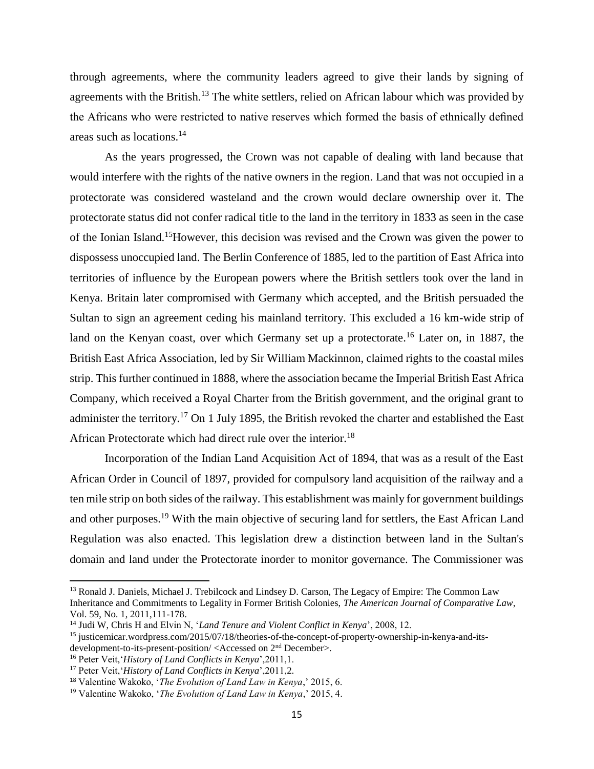through agreements, where the community leaders agreed to give their lands by signing of agreements with the British.[13] The white settlers, relied on African labour which was provided by the Africans who were restricted to native reserves which formed the basis of ethnically defined areas such as locations.[14]

As the years progressed, the Crown was not capable of dealing with land because that would interfere with the rights of the native owners in the region. Land that was not occupied in a protectorate was considered wasteland and the crown would declare ownership over it. The protectorate status did not confer radical title to the land in the territory in 1833 as seen in the case of the Ionian Island.[15]However, this decision was revised and the Crown was given the power to dispossess unoccupied land. The Berlin Conference of 1885, led to the partition of East Africa into territories of influence by the European powers where the British settlers took over the land in Kenya. Britain later compromised with Germany which accepted, and the British persuaded the Sultan to sign an agreement ceding his mainland territory. This excluded a 16 km-wide strip of land on the Kenyan coast, over which Germany set up a protectorate.[16] Later on, in 1887, the British East Africa Association, led by Sir William Mackinnon, claimed rights to the coastal miles strip. This further continued in 1888, where the association became the Imperial British East Africa Company, which received a Royal Charter from the British government, and the original grant to administer the territory.[17] On 1 July 1895, the British revoked the charter and established the East African Protectorate which had direct rule over the interior.[18]

Incorporation of the Indian Land Acquisition Act of 1894, that was as a result of the East African Order in Council of 1897, provided for compulsory land acquisition of the railway and a ten mile strip on both sides of the railway. This establishment was mainly for government buildings and other purposes.[19] With the main objective of securing land for settlers, the East African Land Regulation was also enacted. This legislation drew a distinction between land in the Sultan's domain and land under the Protectorate inorder to monitor governance. The Commissioner was

---

[13] Ronald J. Daniels, Michael J. Trebilcock and Lindsey D. Carson, The Legacy of Empire: The Common Law Inheritance and Commitments to Legality in Former British Colonies, *The American Journal of Comparative Law*, Vol. 59, No. 1, 2011,111-178.

[14] Judi W, Chris H and Elvin N, '*Land Tenure and Violent Conflict in Kenya*', 2008, 12.

[15] justicemicar.wordpress.com/2015/07/18/theories-of-the-concept-of-property-ownership-in-kenya-and-its-development-to-its-present-position/ <Accessed on 2nd December>.

[16] Peter Veit,'*History of Land Conflicts in Kenya*',2011,1.

[17] Peter Veit,'*History of Land Conflicts in Kenya*',2011,2.

[18] Valentine Wakoko, '*The Evolution of Land Law in Kenya*,' 2015, 6.

[19] Valentine Wakoko, '*The Evolution of Land Law in Kenya*,' 2015, 4.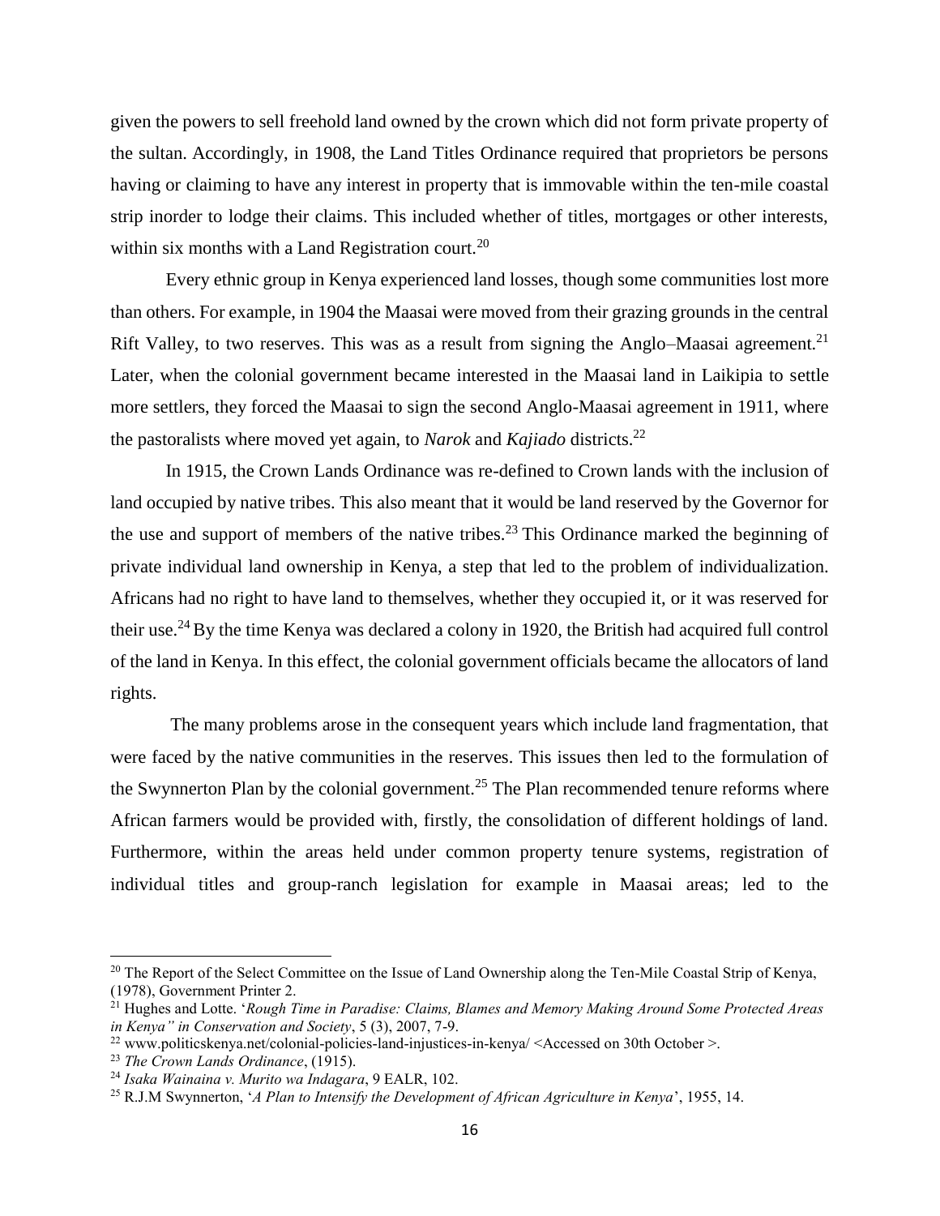given the powers to sell freehold land owned by the crown which did not form private property of the sultan. Accordingly, in 1908, the Land Titles Ordinance required that proprietors be persons having or claiming to have any interest in property that is immovable within the ten-mile coastal strip inorder to lodge their claims. This included whether of titles, mortgages or other interests, within six months with a Land Registration court.[20]

Every ethnic group in Kenya experienced land losses, though some communities lost more than others. For example, in 1904 the Maasai were moved from their grazing grounds in the central Rift Valley, to two reserves. This was as a result from signing the Anglo–Maasai agreement.[21] Later, when the colonial government became interested in the Maasai land in Laikipia to settle more settlers, they forced the Maasai to sign the second Anglo-Maasai agreement in 1911, where the pastoralists where moved yet again, to *Narok* and *Kajiado* districts.[22]

In 1915, the Crown Lands Ordinance was re-defined to Crown lands with the inclusion of land occupied by native tribes. This also meant that it would be land reserved by the Governor for the use and support of members of the native tribes.[23] This Ordinance marked the beginning of private individual land ownership in Kenya, a step that led to the problem of individualization. Africans had no right to have land to themselves, whether they occupied it, or it was reserved for their use.[24] By the time Kenya was declared a colony in 1920, the British had acquired full control of the land in Kenya. In this effect, the colonial government officials became the allocators of land rights.

The many problems arose in the consequent years which include land fragmentation, that were faced by the native communities in the reserves. This issues then led to the formulation of the Swynnerton Plan by the colonial government.[25] The Plan recommended tenure reforms where African farmers would be provided with, firstly, the consolidation of different holdings of land. Furthermore, within the areas held under common property tenure systems, registration of individual titles and group-ranch legislation for example in Maasai areas; led to the

---

[20] The Report of the Select Committee on the Issue of Land Ownership along the Ten-Mile Coastal Strip of Kenya, (1978), Government Printer 2.

[21] Hughes and Lotte. '*Rough Time in Paradise: Claims, Blames and Memory Making Around Some Protected Areas in Kenya" in Conservation and Society*, 5 (3), 2007, 7-9.

[22] www.politicskenya.net/colonial-policies-land-injustices-in-kenya/ <Accessed on 30th October >.

[23] *The Crown Lands Ordinance*, (1915).

[24] *Isaka Wainaina v. Murito wa Indagara*, 9 EALR, 102.

[25] R.J.M Swynnerton, '*A Plan to Intensify the Development of African Agriculture in Kenya*', 1955, 14.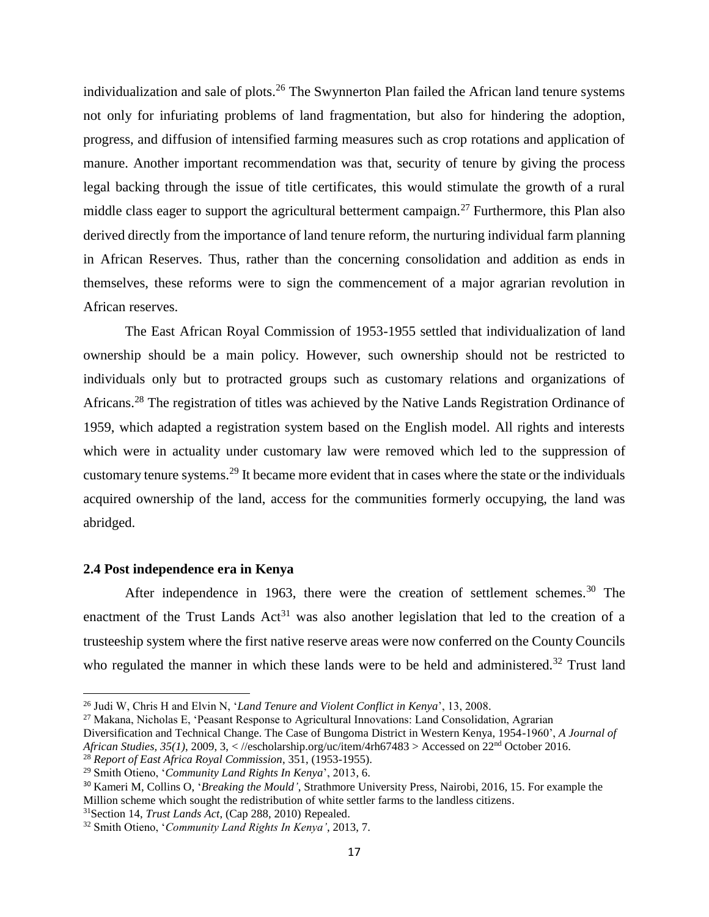individualization and sale of plots.[26] The Swynnerton Plan failed the African land tenure systems not only for infuriating problems of land fragmentation, but also for hindering the adoption, progress, and diffusion of intensified farming measures such as crop rotations and application of manure. Another important recommendation was that, security of tenure by giving the process legal backing through the issue of title certificates, this would stimulate the growth of a rural middle class eager to support the agricultural betterment campaign.[27] Furthermore, this Plan also derived directly from the importance of land tenure reform, the nurturing individual farm planning in African Reserves. Thus, rather than the concerning consolidation and addition as ends in themselves, these reforms were to sign the commencement of a major agrarian revolution in African reserves.

The East African Royal Commission of 1953-1955 settled that individualization of land ownership should be a main policy. However, such ownership should not be restricted to individuals only but to protracted groups such as customary relations and organizations of Africans.[28] The registration of titles was achieved by the Native Lands Registration Ordinance of 1959, which adapted a registration system based on the English model. All rights and interests which were in actuality under customary law were removed which led to the suppression of customary tenure systems.[29] It became more evident that in cases where the state or the individuals acquired ownership of the land, access for the communities formerly occupying, the land was abridged.

### 2.4 Post independence era in Kenya

After independence in 1963, there were the creation of settlement schemes.[30] The enactment of the Trust Lands Act[31] was also another legislation that led to the creation of a trusteeship system where the first native reserve areas were now conferred on the County Councils who regulated the manner in which these lands were to be held and administered.[32] Trust land

---

[26] Judi W, Chris H and Elvin N, '*Land Tenure and Violent Conflict in Kenya*', 13, 2008.

[27] Makana, Nicholas E, 'Peasant Response to Agricultural Innovations: Land Consolidation, Agrarian Diversification and Technical Change. The Case of Bungoma District in Western Kenya, 1954-1960', *A Journal of African Studies, 35(1)*, 2009, 3, < //escholarship.org/uc/item/4rh67483 > Accessed on 22nd October 2016.

[28] *Report of East Africa Royal Commission*, 351, (1953-1955).

[29] Smith Otieno, '*Community Land Rights In Kenya*', 2013, 6.

[30] Kameri M, Collins O, '*Breaking the Mould'*, Strathmore University Press, Nairobi, 2016, 15. For example the Million scheme which sought the redistribution of white settler farms to the landless citizens.

[31] Section 14, *Trust Lands Act*, (Cap 288, 2010) Repealed.

[32] Smith Otieno, '*Community Land Rights In Kenya'*, 2013, 7.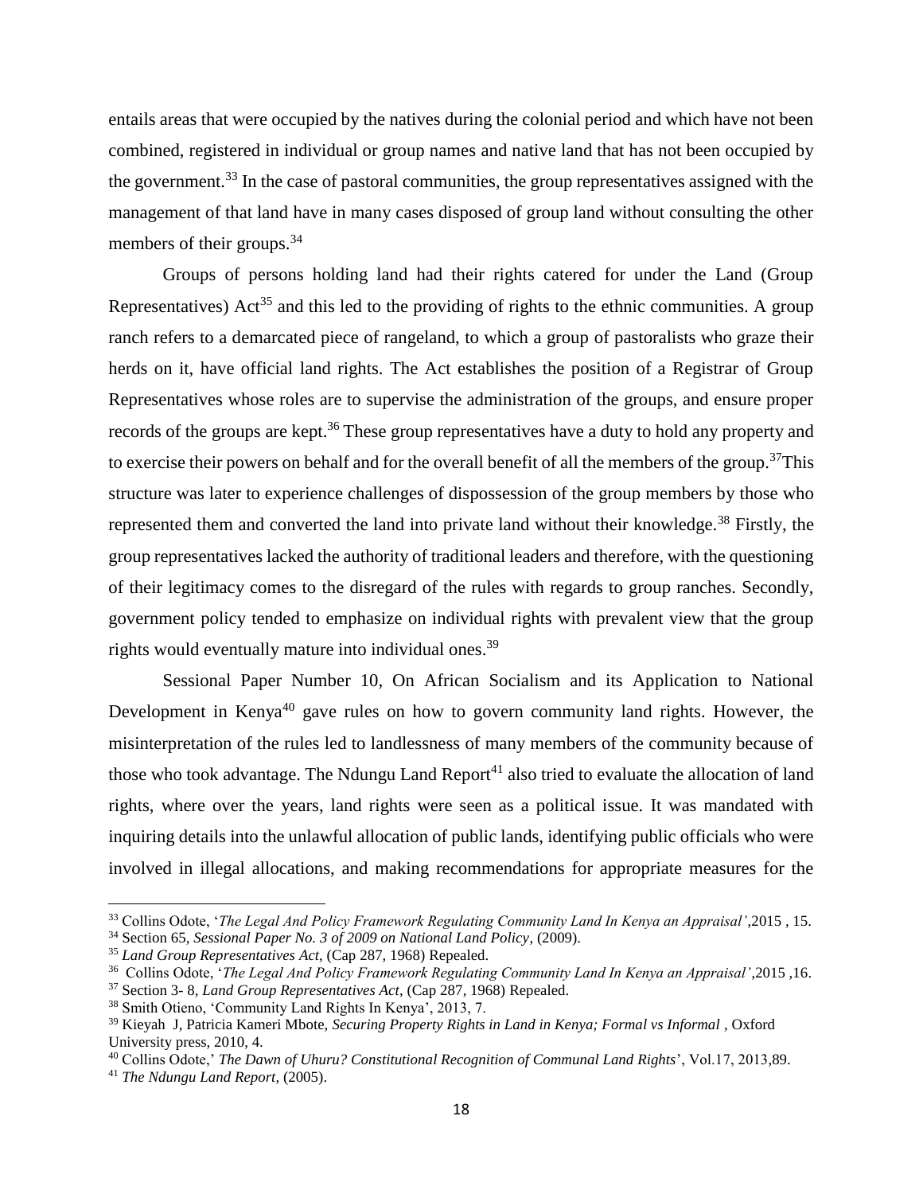entails areas that were occupied by the natives during the colonial period and which have not been combined, registered in individual or group names and native land that has not been occupied by the government.[33] In the case of pastoral communities, the group representatives assigned with the management of that land have in many cases disposed of group land without consulting the other members of their groups.[34]

Groups of persons holding land had their rights catered for under the Land (Group Representatives) Act[35] and this led to the providing of rights to the ethnic communities. A group ranch refers to a demarcated piece of rangeland, to which a group of pastoralists who graze their herds on it, have official land rights. The Act establishes the position of a Registrar of Group Representatives whose roles are to supervise the administration of the groups, and ensure proper records of the groups are kept.[36] These group representatives have a duty to hold any property and to exercise their powers on behalf and for the overall benefit of all the members of the group.[37]This structure was later to experience challenges of dispossession of the group members by those who represented them and converted the land into private land without their knowledge.[38] Firstly, the group representatives lacked the authority of traditional leaders and therefore, with the questioning of their legitimacy comes to the disregard of the rules with regards to group ranches. Secondly, government policy tended to emphasize on individual rights with prevalent view that the group rights would eventually mature into individual ones.[39]

Sessional Paper Number 10, On African Socialism and its Application to National Development in Kenya[40] gave rules on how to govern community land rights. However, the misinterpretation of the rules led to landlessness of many members of the community because of those who took advantage. The Ndungu Land Report[41] also tried to evaluate the allocation of land rights, where over the years, land rights were seen as a political issue. It was mandated with inquiring details into the unlawful allocation of public lands, identifying public officials who were involved in illegal allocations, and making recommendations for appropriate measures for the

---

[33] Collins Odote, '*The Legal And Policy Framework Regulating Community Land In Kenya an Appraisal'*,2015 , 15.

[34] Section 65, *Sessional Paper No. 3 of 2009 on National Land Policy*, (2009).

[35] *Land Group Representatives Act*, (Cap 287, 1968) Repealed.

[36] Collins Odote, '*The Legal And Policy Framework Regulating Community Land In Kenya an Appraisal'*,2015 ,16.

[37] Section 3- 8, *Land Group Representatives Act*, (Cap 287, 1968) Repealed.

[38] Smith Otieno, 'Community Land Rights In Kenya', 2013, 7.

[39] Kieyah J, Patricia Kameri Mbote, *Securing Property Rights in Land in Kenya; Formal vs Informal* , Oxford University press, 2010, 4.

[40] Collins Odote,' *The Dawn of Uhuru? Constitutional Recognition of Communal Land Rights*', Vol.17, 2013,89.

[41] *The Ndungu Land Report*, (2005).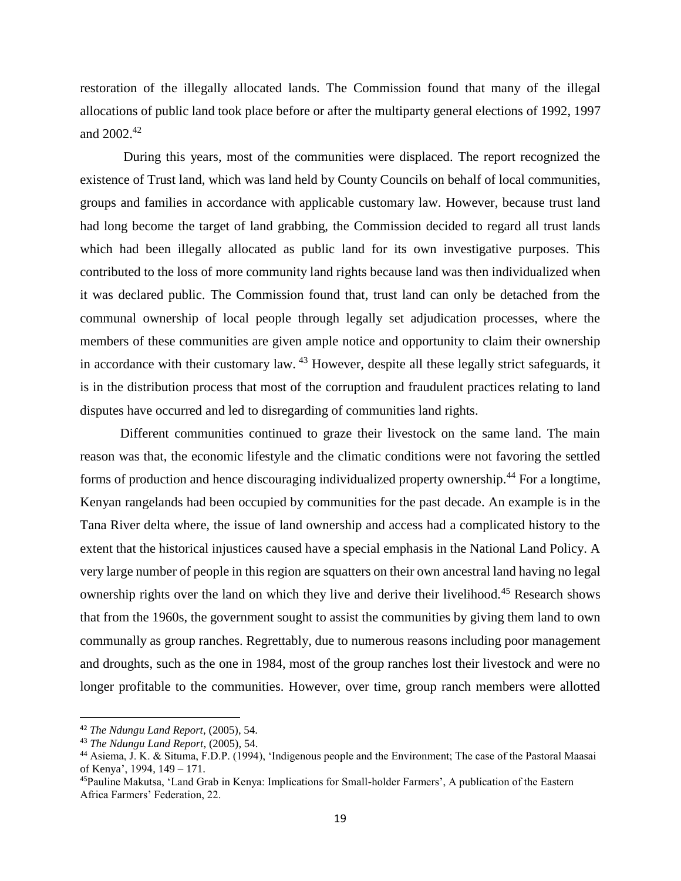restoration of the illegally allocated lands. The Commission found that many of the illegal allocations of public land took place before or after the multiparty general elections of 1992, 1997 and 2002.[42]

During this years, most of the communities were displaced. The report recognized the existence of Trust land, which was land held by County Councils on behalf of local communities, groups and families in accordance with applicable customary law. However, because trust land had long become the target of land grabbing, the Commission decided to regard all trust lands which had been illegally allocated as public land for its own investigative purposes. This contributed to the loss of more community land rights because land was then individualized when it was declared public. The Commission found that, trust land can only be detached from the communal ownership of local people through legally set adjudication processes, where the members of these communities are given ample notice and opportunity to claim their ownership in accordance with their customary law. [43] However, despite all these legally strict safeguards, it is in the distribution process that most of the corruption and fraudulent practices relating to land disputes have occurred and led to disregarding of communities land rights.

Different communities continued to graze their livestock on the same land. The main reason was that, the economic lifestyle and the climatic conditions were not favoring the settled forms of production and hence discouraging individualized property ownership.[44] For a longtime, Kenyan rangelands had been occupied by communities for the past decade. An example is in the Tana River delta where, the issue of land ownership and access had a complicated history to the extent that the historical injustices caused have a special emphasis in the National Land Policy. A very large number of people in this region are squatters on their own ancestral land having no legal ownership rights over the land on which they live and derive their livelihood.[45] Research shows that from the 1960s, the government sought to assist the communities by giving them land to own communally as group ranches. Regrettably, due to numerous reasons including poor management and droughts, such as the one in 1984, most of the group ranches lost their livestock and were no longer profitable to the communities. However, over time, group ranch members were allotted

---

[42] *The Ndungu Land Report*, (2005), 54.

[43] *The Ndungu Land Report*, (2005), 54.

[44] Asiema, J. K. & Situma, F.D.P. (1994), 'Indigenous people and the Environment; The case of the Pastoral Maasai of Kenya', 1994, 149 – 171.

[45] Pauline Makutsa, 'Land Grab in Kenya: Implications for Small-holder Farmers', A publication of the Eastern Africa Farmers' Federation, 22.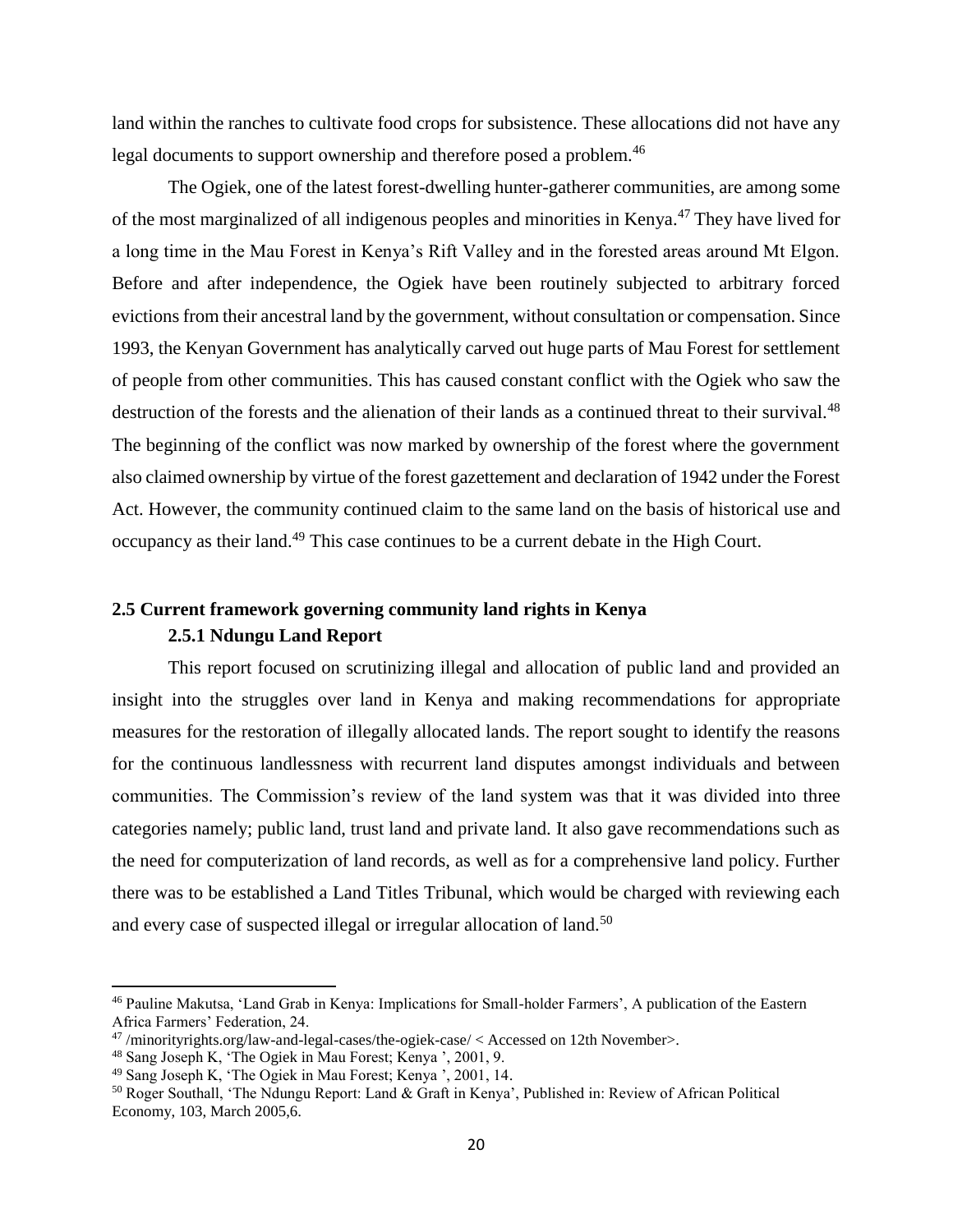land within the ranches to cultivate food crops for subsistence. These allocations did not have any legal documents to support ownership and therefore posed a problem.[46]

The Ogiek, one of the latest forest-dwelling hunter-gatherer communities, are among some of the most marginalized of all indigenous peoples and minorities in Kenya.[47] They have lived for a long time in the Mau Forest in Kenya's Rift Valley and in the forested areas around Mt Elgon. Before and after independence, the Ogiek have been routinely subjected to arbitrary forced evictions from their ancestral land by the government, without consultation or compensation. Since 1993, the Kenyan Government has analytically carved out huge parts of Mau Forest for settlement of people from other communities. This has caused constant conflict with the Ogiek who saw the destruction of the forests and the alienation of their lands as a continued threat to their survival.[48] The beginning of the conflict was now marked by ownership of the forest where the government also claimed ownership by virtue of the forest gazettement and declaration of 1942 under the Forest Act. However, the community continued claim to the same land on the basis of historical use and occupancy as their land.[49] This case continues to be a current debate in the High Court.

## 2.5 Current framework governing community land rights in Kenya

### 2.5.1 Ndungu Land Report

This report focused on scrutinizing illegal and allocation of public land and provided an insight into the struggles over land in Kenya and making recommendations for appropriate measures for the restoration of illegally allocated lands. The report sought to identify the reasons for the continuous landlessness with recurrent land disputes amongst individuals and between communities. The Commission's review of the land system was that it was divided into three categories namely; public land, trust land and private land. It also gave recommendations such as the need for computerization of land records, as well as for a comprehensive land policy. Further there was to be established a Land Titles Tribunal, which would be charged with reviewing each and every case of suspected illegal or irregular allocation of land.[50]

---

[46] Pauline Makutsa, 'Land Grab in Kenya: Implications for Small-holder Farmers', A publication of the Eastern Africa Farmers' Federation, 24.

[47] /minorityrights.org/law-and-legal-cases/the-ogiek-case/ < Accessed on 12th November>.

[48] Sang Joseph K, 'The Ogiek in Mau Forest; Kenya ', 2001, 9.

[49] Sang Joseph K, 'The Ogiek in Mau Forest; Kenya ', 2001, 14.

[50] Roger Southall, 'The Ndungu Report: Land & Graft in Kenya', Published in: Review of African Political Economy, 103, March 2005,6.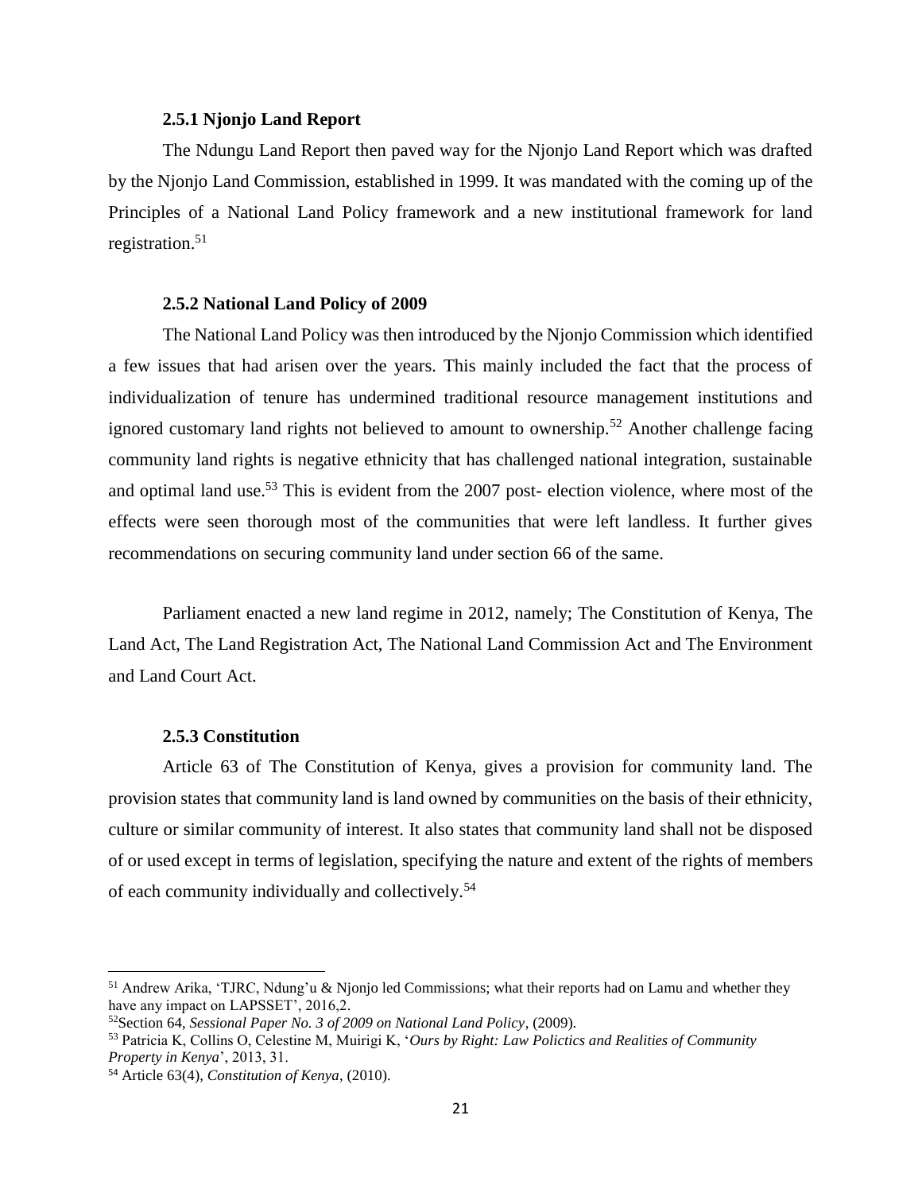### 2.5.1 Njonjo Land Report

The Ndungu Land Report then paved way for the Njonjo Land Report which was drafted by the Njonjo Land Commission, established in 1999. It was mandated with the coming up of the Principles of a National Land Policy framework and a new institutional framework for land registration.[51]

### 2.5.2 National Land Policy of 2009

The National Land Policy was then introduced by the Njonjo Commission which identified a few issues that had arisen over the years. This mainly included the fact that the process of individualization of tenure has undermined traditional resource management institutions and ignored customary land rights not believed to amount to ownership.[52] Another challenge facing community land rights is negative ethnicity that has challenged national integration, sustainable and optimal land use.[53] This is evident from the 2007 post- election violence, where most of the effects were seen thorough most of the communities that were left landless. It further gives recommendations on securing community land under section 66 of the same.

Parliament enacted a new land regime in 2012, namely; The Constitution of Kenya, The Land Act, The Land Registration Act, The National Land Commission Act and The Environment and Land Court Act.

### 2.5.3 Constitution

Article 63 of The Constitution of Kenya, gives a provision for community land. The provision states that community land is land owned by communities on the basis of their ethnicity, culture or similar community of interest. It also states that community land shall not be disposed of or used except in terms of legislation, specifying the nature and extent of the rights of members of each community individually and collectively.[54]

---

[51] Andrew Arika, 'TJRC, Ndung'u & Njonjo led Commissions; what their reports had on Lamu and whether they have any impact on LAPSSET', 2016,2.

[52] Section 64, *Sessional Paper No. 3 of 2009 on National Land Policy*, (2009).

[53] Patricia K, Collins O, Celestine M, Muirigi K, '*Ours by Right: Law Polictics and Realities of Community Property in Kenya*', 2013, 31.

[54] Article 63(4), *Constitution of Kenya*, (2010).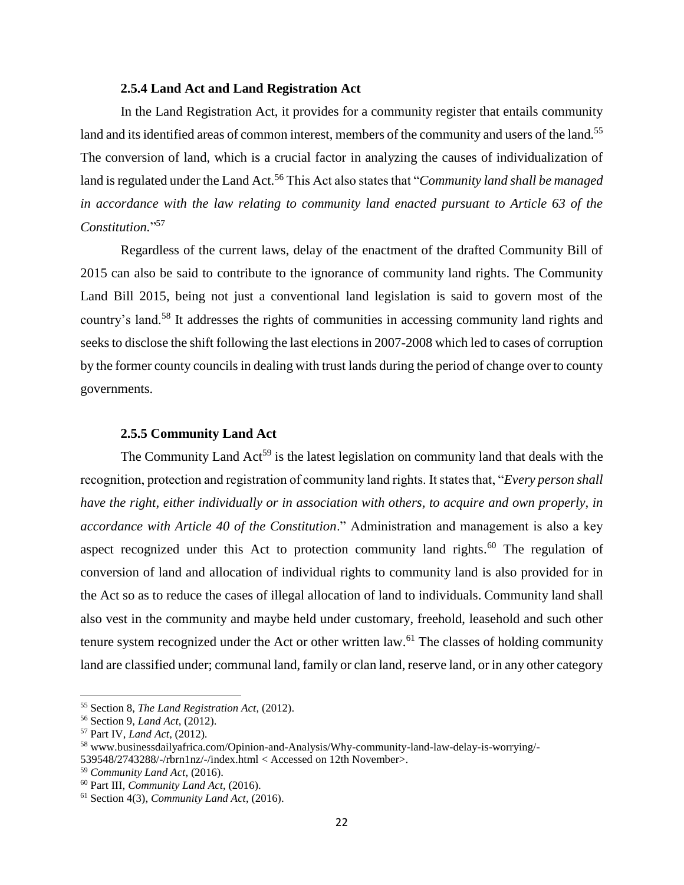### 2.5.4 Land Act and Land Registration Act

In the Land Registration Act, it provides for a community register that entails community land and its identified areas of common interest, members of the community and users of the land.[55] The conversion of land, which is a crucial factor in analyzing the causes of individualization of land is regulated under the Land Act.[56] This Act also states that "*Community land shall be managed in accordance with the law relating to community land enacted pursuant to Article 63 of the Constitution.*"[57]

Regardless of the current laws, delay of the enactment of the drafted Community Bill of 2015 can also be said to contribute to the ignorance of community land rights. The Community Land Bill 2015, being not just a conventional land legislation is said to govern most of the country's land.[58] It addresses the rights of communities in accessing community land rights and seeks to disclose the shift following the last elections in 2007-2008 which led to cases of corruption by the former county councils in dealing with trust lands during the period of change over to county governments.

### 2.5.5 Community Land Act

The Community Land Act[59] is the latest legislation on community land that deals with the recognition, protection and registration of community land rights. It states that, "*Every person shall have the right, either individually or in association with others, to acquire and own properly, in accordance with Article 40 of the Constitution*." Administration and management is also a key aspect recognized under this Act to protection community land rights.[60] The regulation of conversion of land and allocation of individual rights to community land is also provided for in the Act so as to reduce the cases of illegal allocation of land to individuals. Community land shall also vest in the community and maybe held under customary, freehold, leasehold and such other tenure system recognized under the Act or other written law.[61] The classes of holding community land are classified under; communal land, family or clan land, reserve land, or in any other category

---

[55] Section 8, *The Land Registration Act*, (2012).

[56] Section 9, *Land Act*, (2012).

[57] Part IV, *Land Act*, (2012).

[58] www.businessdailyafrica.com/Opinion-and-Analysis/Why-community-land-law-delay-is-worrying/-539548/2743288/-/rbrn1nz/-/index.html < Accessed on 12th November>.

[59] *Community Land Act*, (2016).

[60] Part III, *Community Land Act*, (2016).

[61] Section 4(3), *Community Land Act*, (2016).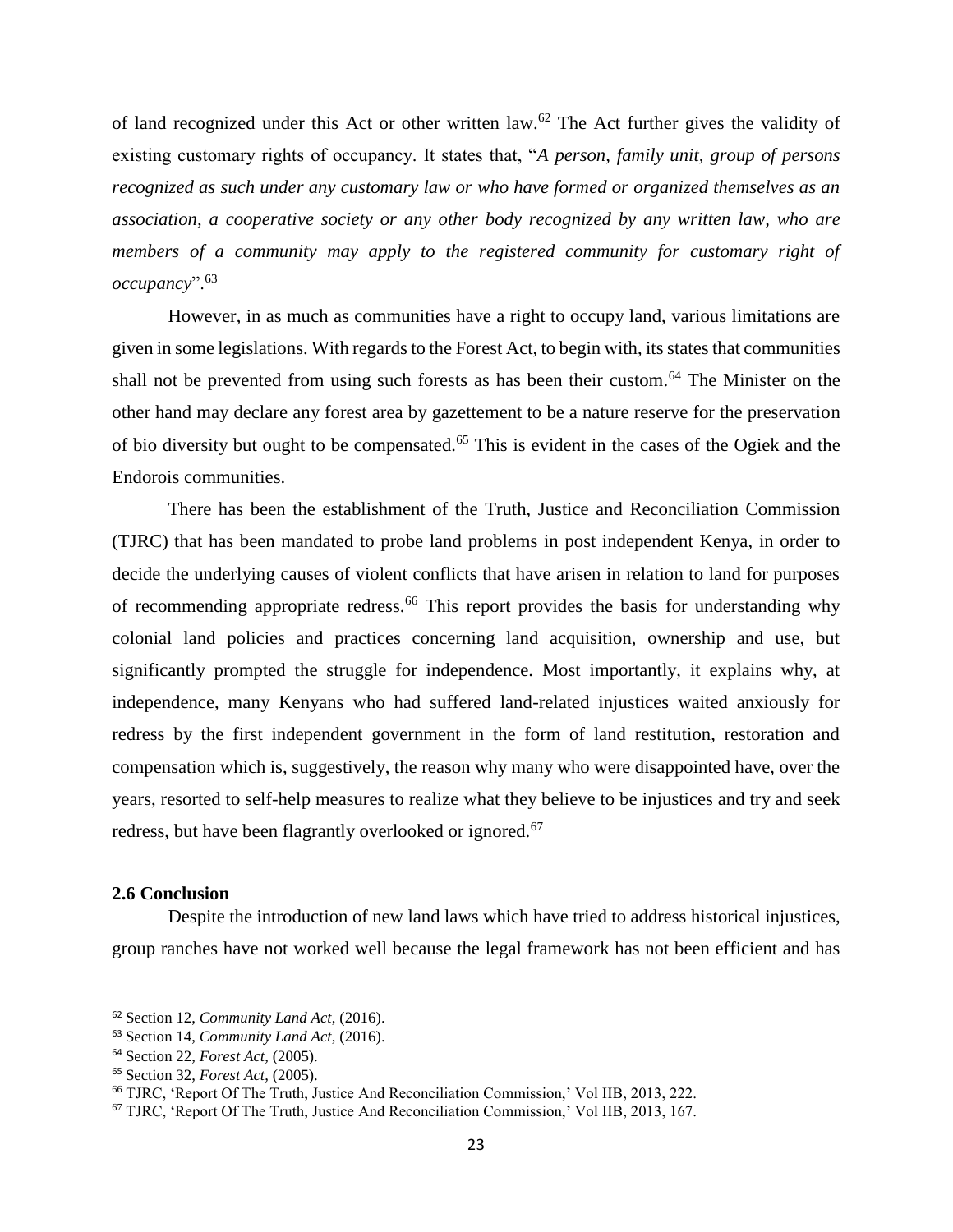of land recognized under this Act or other written law.[62] The Act further gives the validity of existing customary rights of occupancy. It states that, "*A person, family unit, group of persons recognized as such under any customary law or who have formed or organized themselves as an association, a cooperative society or any other body recognized by any written law, who are members of a community may apply to the registered community for customary right of occupancy*".[63]

However, in as much as communities have a right to occupy land, various limitations are given in some legislations. With regards to the Forest Act, to begin with, its states that communities shall not be prevented from using such forests as has been their custom.[64] The Minister on the other hand may declare any forest area by gazettement to be a nature reserve for the preservation of bio diversity but ought to be compensated.[65] This is evident in the cases of the Ogiek and the Endorois communities.

There has been the establishment of the Truth, Justice and Reconciliation Commission (TJRC) that has been mandated to probe land problems in post independent Kenya, in order to decide the underlying causes of violent conflicts that have arisen in relation to land for purposes of recommending appropriate redress.[66] This report provides the basis for understanding why colonial land policies and practices concerning land acquisition, ownership and use, but significantly prompted the struggle for independence. Most importantly, it explains why, at independence, many Kenyans who had suffered land-related injustices waited anxiously for redress by the first independent government in the form of land restitution, restoration and compensation which is, suggestively, the reason why many who were disappointed have, over the years, resorted to self-help measures to realize what they believe to be injustices and try and seek redress, but have been flagrantly overlooked or ignored.[67]

### 2.6 Conclusion

Despite the introduction of new land laws which have tried to address historical injustices, group ranches have not worked well because the legal framework has not been efficient and has

---

[62] Section 12, *Community Land Act*, (2016).

[63] Section 14, *Community Land Act*, (2016).

[64] Section 22, *Forest Act*, (2005).

[65] Section 32, *Forest Act*, (2005).

[66] TJRC, 'Report Of The Truth, Justice And Reconciliation Commission,' Vol IIB, 2013, 222.

[67] TJRC, 'Report Of The Truth, Justice And Reconciliation Commission,' Vol IIB, 2013, 167.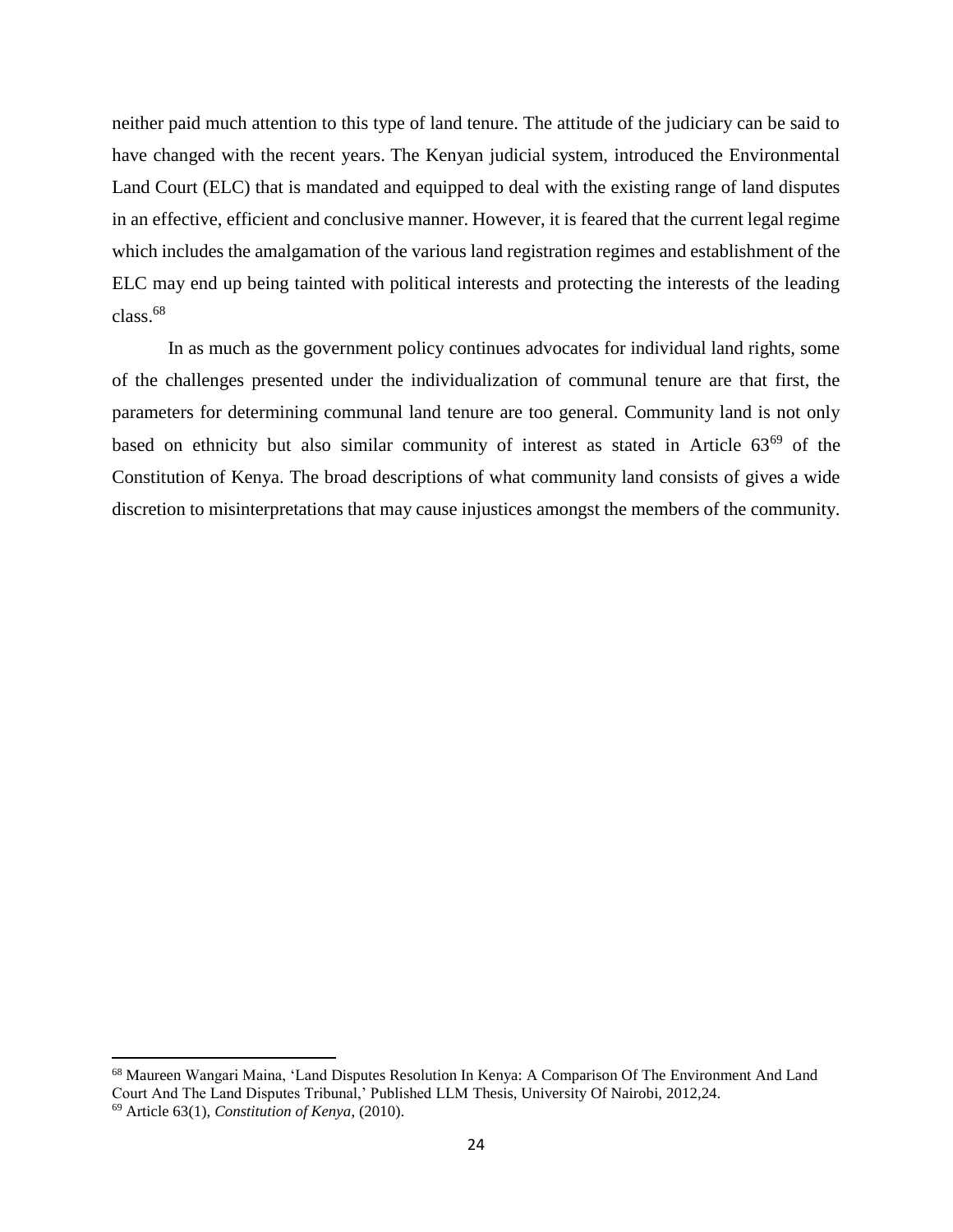neither paid much attention to this type of land tenure. The attitude of the judiciary can be said to have changed with the recent years. The Kenyan judicial system, introduced the Environmental Land Court (ELC) that is mandated and equipped to deal with the existing range of land disputes in an effective, efficient and conclusive manner. However, it is feared that the current legal regime which includes the amalgamation of the various land registration regimes and establishment of the ELC may end up being tainted with political interests and protecting the interests of the leading class.[68]

In as much as the government policy continues advocates for individual land rights, some of the challenges presented under the individualization of communal tenure are that first, the parameters for determining communal land tenure are too general. Community land is not only based on ethnicity but also similar community of interest as stated in Article 63[69] of the Constitution of Kenya. The broad descriptions of what community land consists of gives a wide discretion to misinterpretations that may cause injustices amongst the members of the community.

---

[68] Maureen Wangari Maina, 'Land Disputes Resolution In Kenya: A Comparison Of The Environment And Land Court And The Land Disputes Tribunal,' Published LLM Thesis, University Of Nairobi, 2012,24.

[69] Article 63(1), *Constitution of Kenya*, (2010).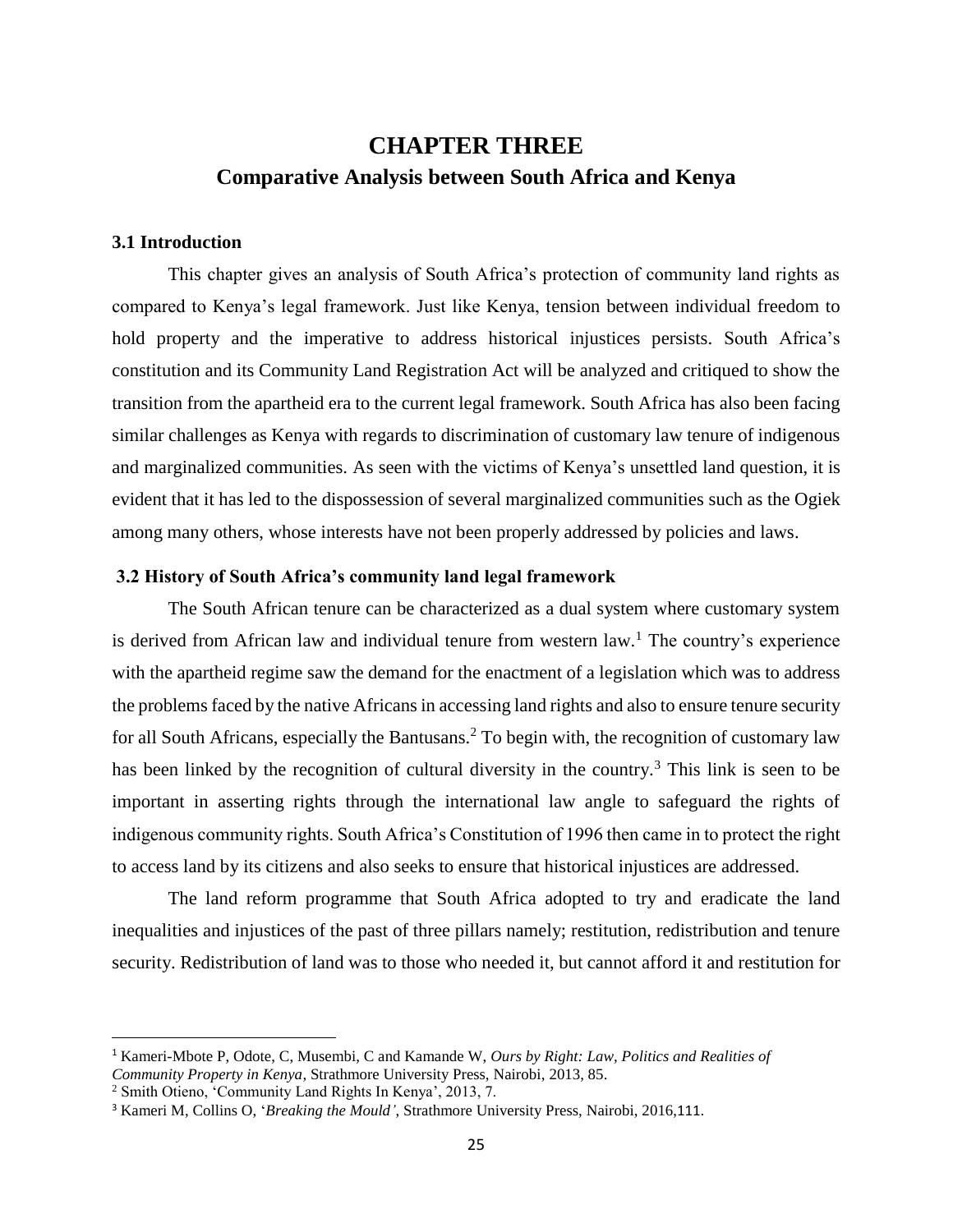# CHAPTER THREE

## Comparative Analysis between South Africa and Kenya

### 3.1 Introduction

This chapter gives an analysis of South Africa's protection of community land rights as compared to Kenya's legal framework. Just like Kenya, tension between individual freedom to hold property and the imperative to address historical injustices persists. South Africa's constitution and its Community Land Registration Act will be analyzed and critiqued to show the transition from the apartheid era to the current legal framework. South Africa has also been facing similar challenges as Kenya with regards to discrimination of customary law tenure of indigenous and marginalized communities. As seen with the victims of Kenya's unsettled land question, it is evident that it has led to the dispossession of several marginalized communities such as the Ogiek among many others, whose interests have not been properly addressed by policies and laws.

### 3.2 History of South Africa's community land legal framework

The South African tenure can be characterized as a dual system where customary system is derived from African law and individual tenure from western law.[1] The country's experience with the apartheid regime saw the demand for the enactment of a legislation which was to address the problems faced by the native Africans in accessing land rights and also to ensure tenure security for all South Africans, especially the Bantusans.[2] To begin with, the recognition of customary law has been linked by the recognition of cultural diversity in the country.[3] This link is seen to be important in asserting rights through the international law angle to safeguard the rights of indigenous community rights. South Africa's Constitution of 1996 then came in to protect the right to access land by its citizens and also seeks to ensure that historical injustices are addressed.

The land reform programme that South Africa adopted to try and eradicate the land inequalities and injustices of the past of three pillars namely; restitution, redistribution and tenure security. Redistribution of land was to those who needed it, but cannot afford it and restitution for

---

[1] Kameri-Mbote P, Odote, C, Musembi, C and Kamande W, *Ours by Right: Law, Politics and Realities of Community Property in Kenya*, Strathmore University Press, Nairobi, 2013, 85.

[2] Smith Otieno, 'Community Land Rights In Kenya', 2013, 7.

[3] Kameri M, Collins O, '*Breaking the Mould'*, Strathmore University Press, Nairobi, 2016,111.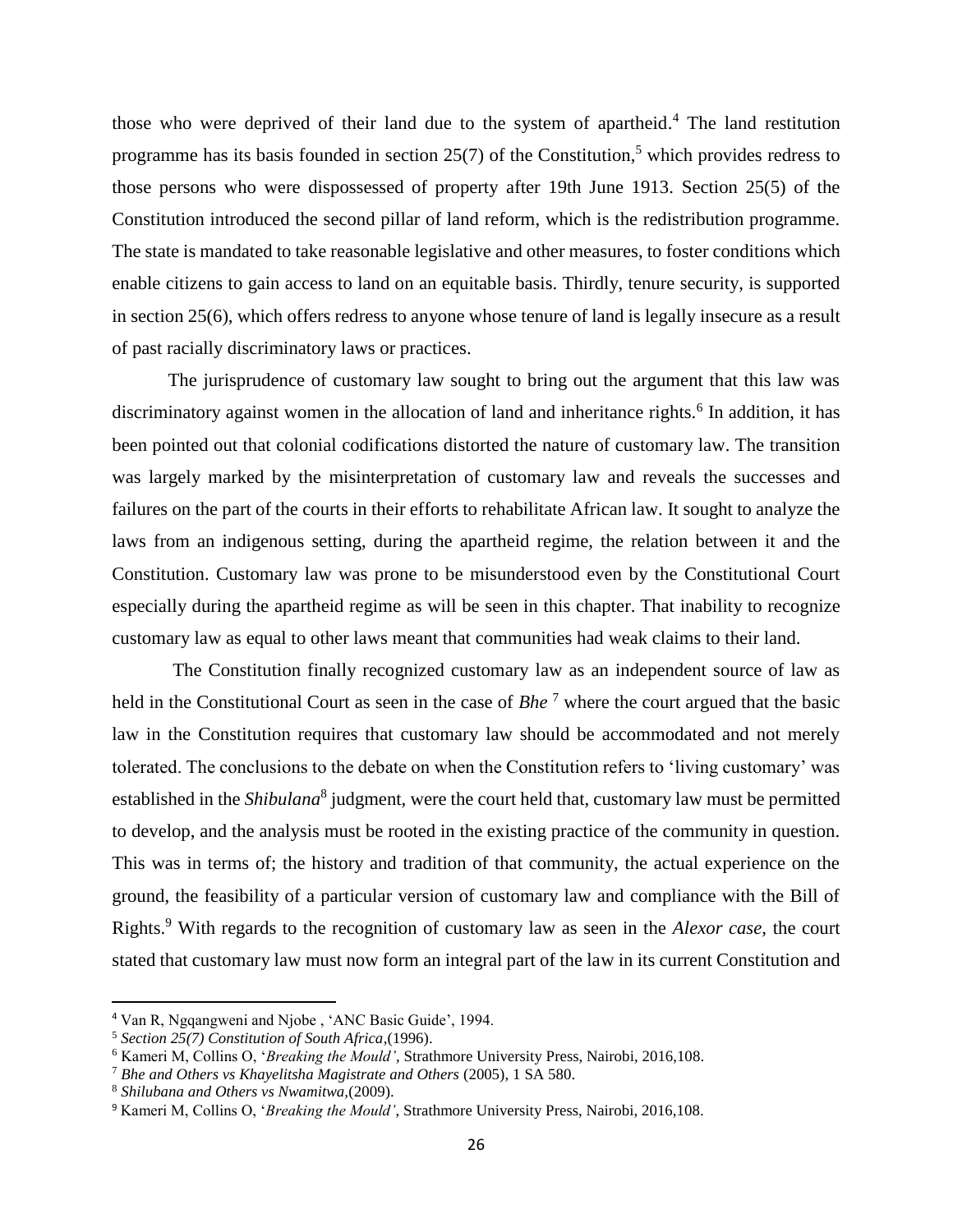those who were deprived of their land due to the system of apartheid.[4] The land restitution programme has its basis founded in section 25(7) of the Constitution,[5] which provides redress to those persons who were dispossessed of property after 19th June 1913. Section 25(5) of the Constitution introduced the second pillar of land reform, which is the redistribution programme. The state is mandated to take reasonable legislative and other measures, to foster conditions which enable citizens to gain access to land on an equitable basis. Thirdly, tenure security, is supported in section 25(6), which offers redress to anyone whose tenure of land is legally insecure as a result of past racially discriminatory laws or practices.

The jurisprudence of customary law sought to bring out the argument that this law was discriminatory against women in the allocation of land and inheritance rights.[6] In addition, it has been pointed out that colonial codifications distorted the nature of customary law. The transition was largely marked by the misinterpretation of customary law and reveals the successes and failures on the part of the courts in their efforts to rehabilitate African law. It sought to analyze the laws from an indigenous setting, during the apartheid regime, the relation between it and the Constitution. Customary law was prone to be misunderstood even by the Constitutional Court especially during the apartheid regime as will be seen in this chapter. That inability to recognize customary law as equal to other laws meant that communities had weak claims to their land.

The Constitution finally recognized customary law as an independent source of law as held in the Constitutional Court as seen in the case of *Bhe* [7] where the court argued that the basic law in the Constitution requires that customary law should be accommodated and not merely tolerated. The conclusions to the debate on when the Constitution refers to 'living customary' was established in the *Shibulana*[8] judgment, were the court held that, customary law must be permitted to develop, and the analysis must be rooted in the existing practice of the community in question. This was in terms of; the history and tradition of that community, the actual experience on the ground, the feasibility of a particular version of customary law and compliance with the Bill of Rights.[9] With regards to the recognition of customary law as seen in the *Alexor case*, the court stated that customary law must now form an integral part of the law in its current Constitution and

---

[4] Van R, Ngqangweni and Njobe , 'ANC Basic Guide', 1994.

[5] *Section 25(7) Constitution of South Africa*,(1996).

[6] Kameri M, Collins O, '*Breaking the Mould'*, Strathmore University Press, Nairobi, 2016,108.

[7] *Bhe and Others vs Khayelitsha Magistrate and Others* (2005), 1 SA 580.

[8] *Shilubana and Others vs Nwamitwa*,(2009).

[9] Kameri M, Collins O, '*Breaking the Mould'*, Strathmore University Press, Nairobi, 2016,108.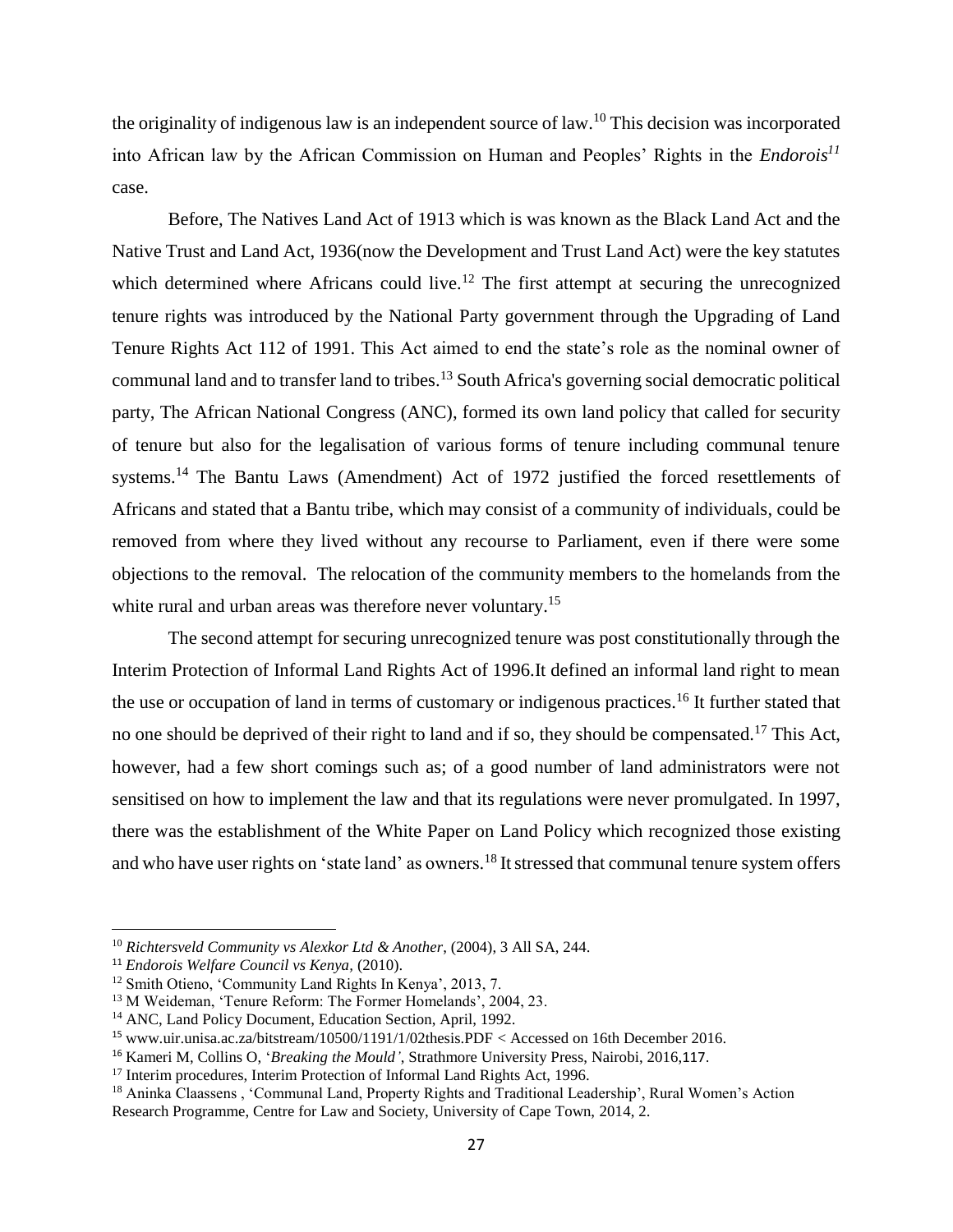the originality of indigenous law is an independent source of law.[10] This decision was incorporated into African law by the African Commission on Human and Peoples' Rights in the *Endorois*[11] case.

Before, The Natives Land Act of 1913 which is was known as the Black Land Act and the Native Trust and Land Act, 1936(now the Development and Trust Land Act) were the key statutes which determined where Africans could live.[12] The first attempt at securing the unrecognized tenure rights was introduced by the National Party government through the Upgrading of Land Tenure Rights Act 112 of 1991. This Act aimed to end the state's role as the nominal owner of communal land and to transfer land to tribes.[13] South Africa's governing social democratic political party, The African National Congress (ANC), formed its own land policy that called for security of tenure but also for the legalisation of various forms of tenure including communal tenure systems.[14] The Bantu Laws (Amendment) Act of 1972 justified the forced resettlements of Africans and stated that a Bantu tribe, which may consist of a community of individuals, could be removed from where they lived without any recourse to Parliament, even if there were some objections to the removal. The relocation of the community members to the homelands from the white rural and urban areas was therefore never voluntary.[15]

The second attempt for securing unrecognized tenure was post constitutionally through the Interim Protection of Informal Land Rights Act of 1996.It defined an informal land right to mean the use or occupation of land in terms of customary or indigenous practices.[16] It further stated that no one should be deprived of their right to land and if so, they should be compensated.[17] This Act, however, had a few short comings such as; of a good number of land administrators were not sensitised on how to implement the law and that its regulations were never promulgated. In 1997, there was the establishment of the White Paper on Land Policy which recognized those existing and who have user rights on 'state land' as owners.[18] It stressed that communal tenure system offers

---

[10] *Richtersveld Community vs Alexkor Ltd & Another*, (2004), 3 All SA, 244.

[11] *Endorois Welfare Council vs Kenya,* (2010).

[12] Smith Otieno, 'Community Land Rights In Kenya', 2013, 7.

[13] M Weideman, 'Tenure Reform: The Former Homelands', 2004, 23.

[14] ANC, Land Policy Document, Education Section, April, 1992.

[15] www.uir.unisa.ac.za/bitstream/10500/1191/1/02thesis.PDF < Accessed on 16th December 2016.

[16] Kameri M, Collins O, '*Breaking the Mould'*, Strathmore University Press, Nairobi, 2016,117.

[17] Interim procedures, Interim Protection of Informal Land Rights Act, 1996.

[18] Aninka Claassens , 'Communal Land, Property Rights and Traditional Leadership', Rural Women's Action Research Programme, Centre for Law and Society, University of Cape Town, 2014, 2.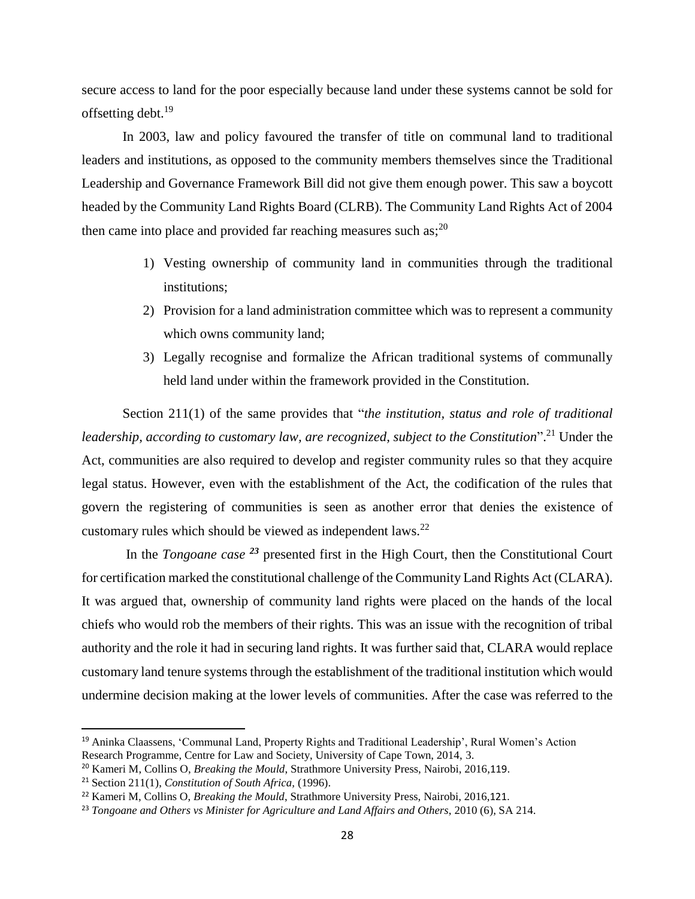secure access to land for the poor especially because land under these systems cannot be sold for offsetting debt.[19]

In 2003, law and policy favoured the transfer of title on communal land to traditional leaders and institutions, as opposed to the community members themselves since the Traditional Leadership and Governance Framework Bill did not give them enough power. This saw a boycott headed by the Community Land Rights Board (CLRB). The Community Land Rights Act of 2004 then came into place and provided far reaching measures such as;[20]

1) Vesting ownership of community land in communities through the traditional institutions;
2) Provision for a land administration committee which was to represent a community which owns community land;
3) Legally recognise and formalize the African traditional systems of communally held land under within the framework provided in the Constitution.

Section 211(1) of the same provides that "*the institution, status and role of traditional leadership, according to customary law, are recognized, subject to the Constitution*".[21] Under the Act, communities are also required to develop and register community rules so that they acquire legal status. However, even with the establishment of the Act, the codification of the rules that govern the registering of communities is seen as another error that denies the existence of customary rules which should be viewed as independent laws.[22]

In the *Tongoane case* [23] presented first in the High Court, then the Constitutional Court for certification marked the constitutional challenge of the Community Land Rights Act (CLARA). It was argued that, ownership of community land rights were placed on the hands of the local chiefs who would rob the members of their rights. This was an issue with the recognition of tribal authority and the role it had in securing land rights. It was further said that, CLARA would replace customary land tenure systems through the establishment of the traditional institution which would undermine decision making at the lower levels of communities. After the case was referred to the

---

[19] Aninka Claassens, 'Communal Land, Property Rights and Traditional Leadership', Rural Women's Action Research Programme, Centre for Law and Society, University of Cape Town, 2014, 3.

[20] Kameri M, Collins O, *Breaking the Mould*, Strathmore University Press, Nairobi, 2016,119.

[21] Section 211(1), *Constitution of South Africa*, (1996).

[22] Kameri M, Collins O, *Breaking the Mould*, Strathmore University Press, Nairobi, 2016,121.

[23] *Tongoane and Others vs Minister for Agriculture and Land Affairs and Others*, 2010 (6), SA 214.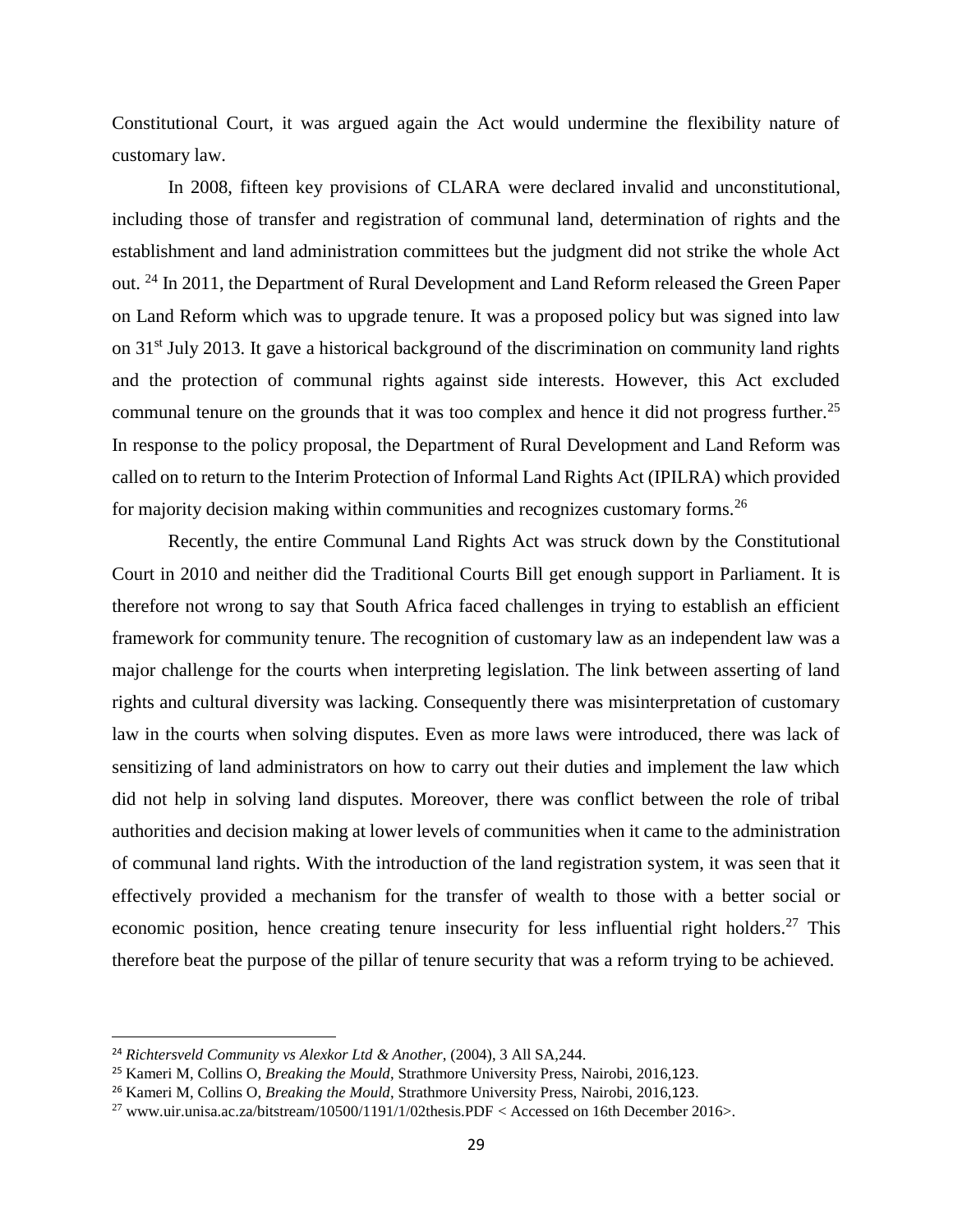Constitutional Court, it was argued again the Act would undermine the flexibility nature of customary law.

In 2008, fifteen key provisions of CLARA were declared invalid and unconstitutional, including those of transfer and registration of communal land, determination of rights and the establishment and land administration committees but the judgment did not strike the whole Act out. [24] In 2011, the Department of Rural Development and Land Reform released the Green Paper on Land Reform which was to upgrade tenure. It was a proposed policy but was signed into law on 31st July 2013. It gave a historical background of the discrimination on community land rights and the protection of communal rights against side interests. However, this Act excluded communal tenure on the grounds that it was too complex and hence it did not progress further.[25] In response to the policy proposal, the Department of Rural Development and Land Reform was called on to return to the Interim Protection of Informal Land Rights Act (IPILRA) which provided for majority decision making within communities and recognizes customary forms.[26]

Recently, the entire Communal Land Rights Act was struck down by the Constitutional Court in 2010 and neither did the Traditional Courts Bill get enough support in Parliament. It is therefore not wrong to say that South Africa faced challenges in trying to establish an efficient framework for community tenure. The recognition of customary law as an independent law was a major challenge for the courts when interpreting legislation. The link between asserting of land rights and cultural diversity was lacking. Consequently there was misinterpretation of customary law in the courts when solving disputes. Even as more laws were introduced, there was lack of sensitizing of land administrators on how to carry out their duties and implement the law which did not help in solving land disputes. Moreover, there was conflict between the role of tribal authorities and decision making at lower levels of communities when it came to the administration of communal land rights. With the introduction of the land registration system, it was seen that it effectively provided a mechanism for the transfer of wealth to those with a better social or economic position, hence creating tenure insecurity for less influential right holders.[27] This therefore beat the purpose of the pillar of tenure security that was a reform trying to be achieved.

---

[24] *Richtersveld Community vs Alexkor Ltd & Another,* (2004), 3 All SA,244.

[25] Kameri M, Collins O, *Breaking the Mould*, Strathmore University Press, Nairobi, 2016,123.

[26] Kameri M, Collins O, *Breaking the Mould*, Strathmore University Press, Nairobi, 2016,123.

[27] www.uir.unisa.ac.za/bitstream/10500/1191/1/02thesis.PDF < Accessed on 16th December 2016>.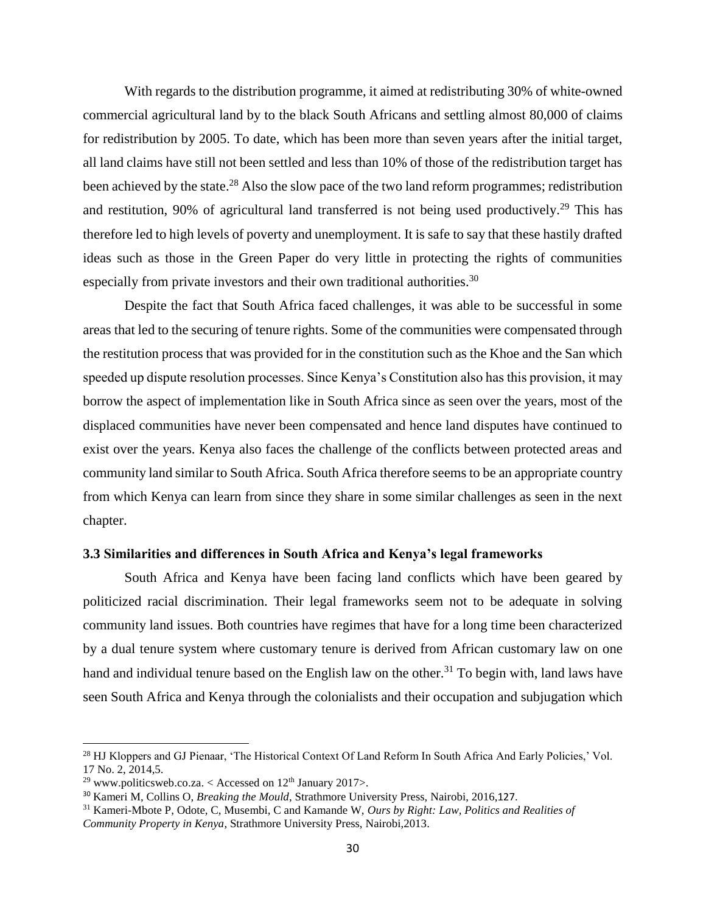With regards to the distribution programme, it aimed at redistributing 30% of white-owned commercial agricultural land by to the black South Africans and settling almost 80,000 of claims for redistribution by 2005. To date, which has been more than seven years after the initial target, all land claims have still not been settled and less than 10% of those of the redistribution target has been achieved by the state.[28] Also the slow pace of the two land reform programmes; redistribution and restitution, 90% of agricultural land transferred is not being used productively.[29] This has therefore led to high levels of poverty and unemployment. It is safe to say that these hastily drafted ideas such as those in the Green Paper do very little in protecting the rights of communities especially from private investors and their own traditional authorities.[30]

Despite the fact that South Africa faced challenges, it was able to be successful in some areas that led to the securing of tenure rights. Some of the communities were compensated through the restitution process that was provided for in the constitution such as the Khoe and the San which speeded up dispute resolution processes. Since Kenya's Constitution also has this provision, it may borrow the aspect of implementation like in South Africa since as seen over the years, most of the displaced communities have never been compensated and hence land disputes have continued to exist over the years. Kenya also faces the challenge of the conflicts between protected areas and community land similar to South Africa. South Africa therefore seems to be an appropriate country from which Kenya can learn from since they share in some similar challenges as seen in the next chapter.

### 3.3 Similarities and differences in South Africa and Kenya's legal frameworks

South Africa and Kenya have been facing land conflicts which have been geared by politicized racial discrimination. Their legal frameworks seem not to be adequate in solving community land issues. Both countries have regimes that have for a long time been characterized by a dual tenure system where customary tenure is derived from African customary law on one hand and individual tenure based on the English law on the other.[31] To begin with, land laws have seen South Africa and Kenya through the colonialists and their occupation and subjugation which

---

[28] HJ Kloppers and GJ Pienaar, 'The Historical Context Of Land Reform In South Africa And Early Policies,' Vol. 17 No. 2, 2014,5.

[29] www.politicsweb.co.za. < Accessed on 12th January 2017>.

[30] Kameri M, Collins O, *Breaking the Mould*, Strathmore University Press, Nairobi, 2016,127.

[31] Kameri-Mbote P, Odote, C, Musembi, C and Kamande W, *Ours by Right: Law, Politics and Realities of Community Property in Kenya*, Strathmore University Press, Nairobi,2013.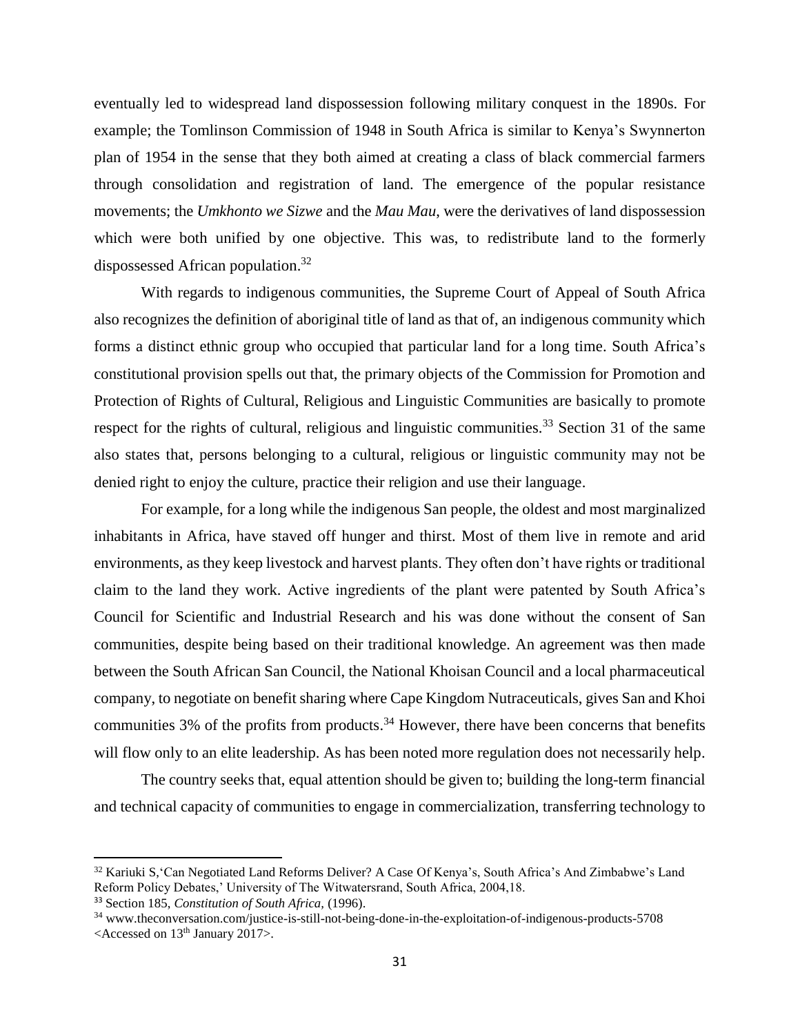eventually led to widespread land dispossession following military conquest in the 1890s. For example; the Tomlinson Commission of 1948 in South Africa is similar to Kenya's Swynnerton plan of 1954 in the sense that they both aimed at creating a class of black commercial farmers through consolidation and registration of land. The emergence of the popular resistance movements; the *Umkhonto we Sizwe* and the *Mau Mau*, were the derivatives of land dispossession which were both unified by one objective. This was, to redistribute land to the formerly dispossessed African population.[32]

With regards to indigenous communities, the Supreme Court of Appeal of South Africa also recognizes the definition of aboriginal title of land as that of, an indigenous community which forms a distinct ethnic group who occupied that particular land for a long time. South Africa's constitutional provision spells out that, the primary objects of the Commission for Promotion and Protection of Rights of Cultural, Religious and Linguistic Communities are basically to promote respect for the rights of cultural, religious and linguistic communities.[33] Section 31 of the same also states that, persons belonging to a cultural, religious or linguistic community may not be denied right to enjoy the culture, practice their religion and use their language.

For example, for a long while the indigenous San people, the oldest and most marginalized inhabitants in Africa, have staved off hunger and thirst. Most of them live in remote and arid environments, as they keep livestock and harvest plants. They often don't have rights or traditional claim to the land they work. Active ingredients of the plant were patented by South Africa's Council for Scientific and Industrial Research and his was done without the consent of San communities, despite being based on their traditional knowledge. An agreement was then made between the South African San Council, the National Khoisan Council and a local pharmaceutical company, to negotiate on benefit sharing where Cape Kingdom Nutraceuticals, gives San and Khoi communities 3% of the profits from products.[34] However, there have been concerns that benefits will flow only to an elite leadership. As has been noted more regulation does not necessarily help.

The country seeks that, equal attention should be given to; building the long-term financial and technical capacity of communities to engage in commercialization, transferring technology to

---

[32] Kariuki S,'Can Negotiated Land Reforms Deliver? A Case Of Kenya's, South Africa's And Zimbabwe's Land Reform Policy Debates,' University of The Witwatersrand, South Africa, 2004,18.

[33] Section 185, *Constitution of South Africa*, (1996).

[34] www.theconversation.com/justice-is-still-not-being-done-in-the-exploitation-of-indigenous-products-5708 <Accessed on 13th January 2017>.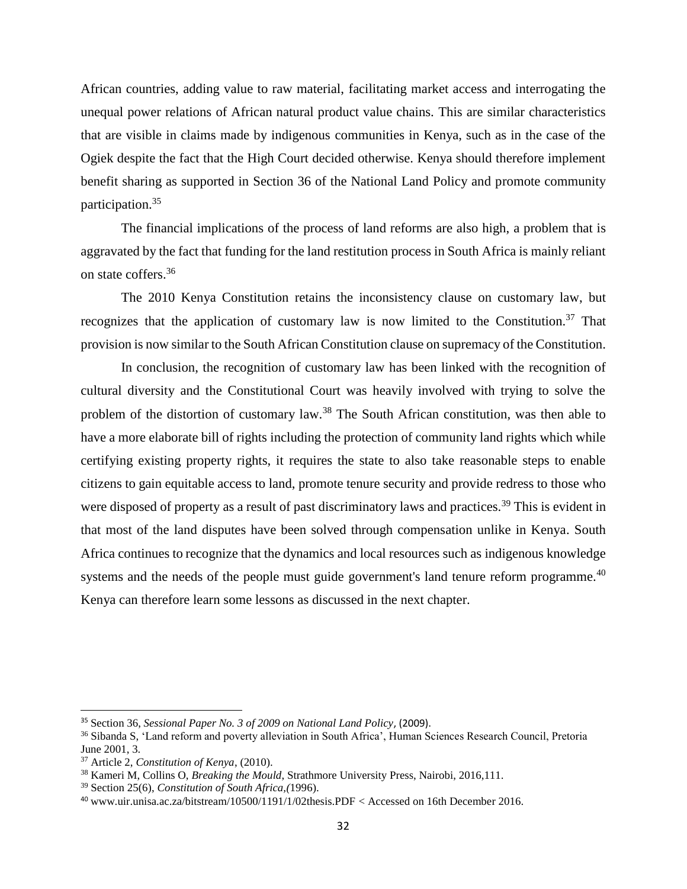African countries, adding value to raw material, facilitating market access and interrogating the unequal power relations of African natural product value chains. This are similar characteristics that are visible in claims made by indigenous communities in Kenya, such as in the case of the Ogiek despite the fact that the High Court decided otherwise. Kenya should therefore implement benefit sharing as supported in Section 36 of the National Land Policy and promote community participation.[35]

The financial implications of the process of land reforms are also high, a problem that is aggravated by the fact that funding for the land restitution process in South Africa is mainly reliant on state coffers.[36]

The 2010 Kenya Constitution retains the inconsistency clause on customary law, but recognizes that the application of customary law is now limited to the Constitution.[37] That provision is now similar to the South African Constitution clause on supremacy of the Constitution.

In conclusion, the recognition of customary law has been linked with the recognition of cultural diversity and the Constitutional Court was heavily involved with trying to solve the problem of the distortion of customary law.[38] The South African constitution, was then able to have a more elaborate bill of rights including the protection of community land rights which while certifying existing property rights, it requires the state to also take reasonable steps to enable citizens to gain equitable access to land, promote tenure security and provide redress to those who were disposed of property as a result of past discriminatory laws and practices.[39] This is evident in that most of the land disputes have been solved through compensation unlike in Kenya. South Africa continues to recognize that the dynamics and local resources such as indigenous knowledge systems and the needs of the people must guide government's land tenure reform programme.[40] Kenya can therefore learn some lessons as discussed in the next chapter.

---

[35] Section 36, *Sessional Paper No. 3 of 2009 on National Land Policy*, (2009).

[36] Sibanda S, 'Land reform and poverty alleviation in South Africa', Human Sciences Research Council, Pretoria June 2001, 3.

[37] Article 2, *Constitution of Kenya*, (2010).

[38] Kameri M, Collins O, *Breaking the Mould*, Strathmore University Press, Nairobi, 2016,111.

[39] Section 25(6), *Constitution of South Africa*,(1996).

[40] www.uir.unisa.ac.za/bitstream/10500/1191/1/02thesis.PDF < Accessed on 16th December 2016.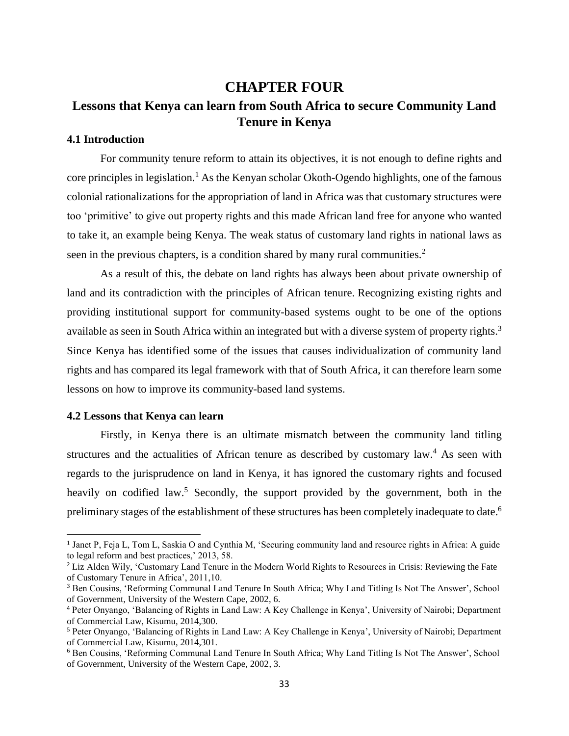# CHAPTER FOUR

# Lessons that Kenya can learn from South Africa to secure Community Land Tenure in Kenya

### 4.1 Introduction

For community tenure reform to attain its objectives, it is not enough to define rights and core principles in legislation.[1] As the Kenyan scholar Okoth-Ogendo highlights, one of the famous colonial rationalizations for the appropriation of land in Africa was that customary structures were too 'primitive' to give out property rights and this made African land free for anyone who wanted to take it, an example being Kenya. The weak status of customary land rights in national laws as seen in the previous chapters, is a condition shared by many rural communities.[2]

As a result of this, the debate on land rights has always been about private ownership of land and its contradiction with the principles of African tenure. Recognizing existing rights and providing institutional support for community-based systems ought to be one of the options available as seen in South Africa within an integrated but with a diverse system of property rights.[3] Since Kenya has identified some of the issues that causes individualization of community land rights and has compared its legal framework with that of South Africa, it can therefore learn some lessons on how to improve its community-based land systems.

### 4.2 Lessons that Kenya can learn

Firstly, in Kenya there is an ultimate mismatch between the community land titling structures and the actualities of African tenure as described by customary law.[4] As seen with regards to the jurisprudence on land in Kenya, it has ignored the customary rights and focused heavily on codified law.[5] Secondly, the support provided by the government, both in the preliminary stages of the establishment of these structures has been completely inadequate to date.[6]

---

[1] Janet P, Feja L, Tom L, Saskia O and Cynthia M, 'Securing community land and resource rights in Africa: A guide to legal reform and best practices,' 2013, 58.

[2] Liz Alden Wily, 'Customary Land Tenure in the Modern World Rights to Resources in Crisis: Reviewing the Fate of Customary Tenure in Africa', 2011,10.

[3] Ben Cousins, 'Reforming Communal Land Tenure In South Africa; Why Land Titling Is Not The Answer', School of Government, University of the Western Cape, 2002, 6.

[4] Peter Onyango, 'Balancing of Rights in Land Law: A Key Challenge in Kenya', University of Nairobi; Department of Commercial Law, Kisumu, 2014,300.

[5] Peter Onyango, 'Balancing of Rights in Land Law: A Key Challenge in Kenya', University of Nairobi; Department of Commercial Law, Kisumu, 2014,301.

[6] Ben Cousins, 'Reforming Communal Land Tenure In South Africa; Why Land Titling Is Not The Answer', School of Government, University of the Western Cape, 2002, 3.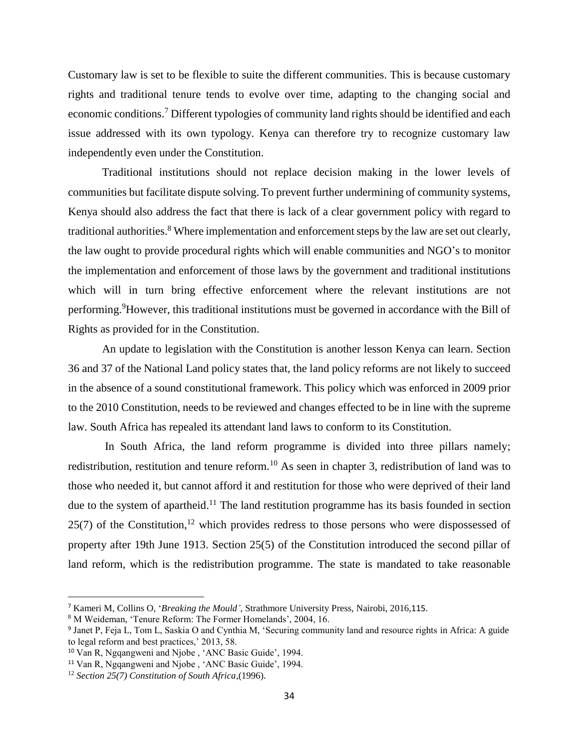Customary law is set to be flexible to suite the different communities. This is because customary rights and traditional tenure tends to evolve over time, adapting to the changing social and economic conditions.[7] Different typologies of community land rights should be identified and each issue addressed with its own typology. Kenya can therefore try to recognize customary law independently even under the Constitution.

Traditional institutions should not replace decision making in the lower levels of communities but facilitate dispute solving. To prevent further undermining of community systems, Kenya should also address the fact that there is lack of a clear government policy with regard to traditional authorities.[8] Where implementation and enforcement steps by the law are set out clearly, the law ought to provide procedural rights which will enable communities and NGO's to monitor the implementation and enforcement of those laws by the government and traditional institutions which will in turn bring effective enforcement where the relevant institutions are not performing.[9]However, this traditional institutions must be governed in accordance with the Bill of Rights as provided for in the Constitution.

An update to legislation with the Constitution is another lesson Kenya can learn. Section 36 and 37 of the National Land policy states that, the land policy reforms are not likely to succeed in the absence of a sound constitutional framework. This policy which was enforced in 2009 prior to the 2010 Constitution, needs to be reviewed and changes effected to be in line with the supreme law. South Africa has repealed its attendant land laws to conform to its Constitution.

In South Africa, the land reform programme is divided into three pillars namely; redistribution, restitution and tenure reform.[10] As seen in chapter 3, redistribution of land was to those who needed it, but cannot afford it and restitution for those who were deprived of their land due to the system of apartheid.[11] The land restitution programme has its basis founded in section 25(7) of the Constitution,[12] which provides redress to those persons who were dispossessed of property after 19th June 1913. Section 25(5) of the Constitution introduced the second pillar of land reform, which is the redistribution programme. The state is mandated to take reasonable

---

[7] Kameri M, Collins O, '*Breaking the Mould'*, Strathmore University Press, Nairobi, 2016,115.

[8] M Weideman, 'Tenure Reform: The Former Homelands', 2004, 16.

[9] Janet P, Feja L, Tom L, Saskia O and Cynthia M, 'Securing community land and resource rights in Africa: A guide to legal reform and best practices,' 2013, 58.

[10] Van R, Ngqangweni and Njobe , 'ANC Basic Guide', 1994.

[11] Van R, Ngqangweni and Njobe , 'ANC Basic Guide', 1994.

[12] *Section 25(7) Constitution of South Africa*,(1996).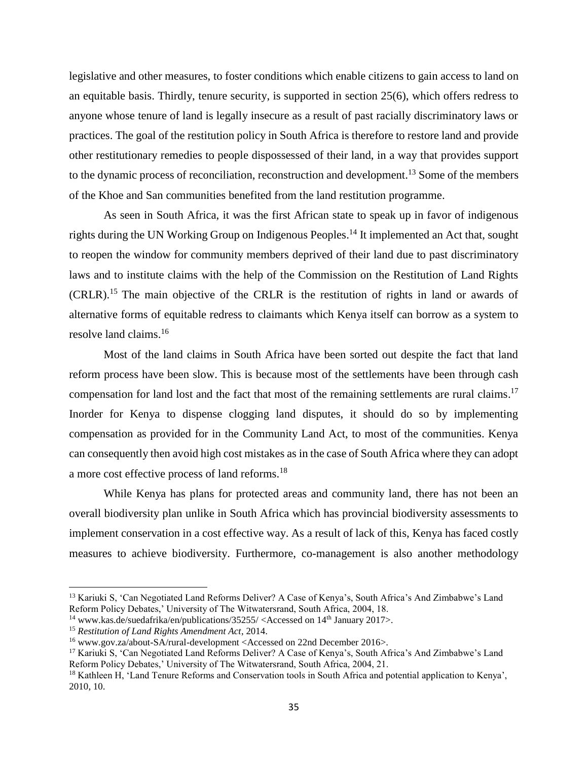legislative and other measures, to foster conditions which enable citizens to gain access to land on an equitable basis. Thirdly, tenure security, is supported in section 25(6), which offers redress to anyone whose tenure of land is legally insecure as a result of past racially discriminatory laws or practices. The goal of the restitution policy in South Africa is therefore to restore land and provide other restitutionary remedies to people dispossessed of their land, in a way that provides support to the dynamic process of reconciliation, reconstruction and development.[13] Some of the members of the Khoe and San communities benefited from the land restitution programme.

As seen in South Africa, it was the first African state to speak up in favor of indigenous rights during the UN Working Group on Indigenous Peoples.[14] It implemented an Act that, sought to reopen the window for community members deprived of their land due to past discriminatory laws and to institute claims with the help of the Commission on the Restitution of Land Rights (CRLR).[15] The main objective of the CRLR is the restitution of rights in land or awards of alternative forms of equitable redress to claimants which Kenya itself can borrow as a system to resolve land claims.[16]

Most of the land claims in South Africa have been sorted out despite the fact that land reform process have been slow. This is because most of the settlements have been through cash compensation for land lost and the fact that most of the remaining settlements are rural claims.[17] Inorder for Kenya to dispense clogging land disputes, it should do so by implementing compensation as provided for in the Community Land Act, to most of the communities. Kenya can consequently then avoid high cost mistakes as in the case of South Africa where they can adopt a more cost effective process of land reforms.[18]

While Kenya has plans for protected areas and community land, there has not been an overall biodiversity plan unlike in South Africa which has provincial biodiversity assessments to implement conservation in a cost effective way. As a result of lack of this, Kenya has faced costly measures to achieve biodiversity. Furthermore, co-management is also another methodology

---

[13] Kariuki S, 'Can Negotiated Land Reforms Deliver? A Case of Kenya's, South Africa's And Zimbabwe's Land Reform Policy Debates,' University of The Witwatersrand, South Africa, 2004, 18.

[14] www.kas.de/suedafrika/en/publications/35255/ <Accessed on 14th January 2017>.

[15] *Restitution of Land Rights Amendment Act*, 2014.

[16] www.gov.za/about-SA/rural-development <Accessed on 22nd December 2016>.

[17] Kariuki S, 'Can Negotiated Land Reforms Deliver? A Case of Kenya's, South Africa's And Zimbabwe's Land Reform Policy Debates,' University of The Witwatersrand, South Africa, 2004, 21.

[18] Kathleen H, 'Land Tenure Reforms and Conservation tools in South Africa and potential application to Kenya', 2010, 10.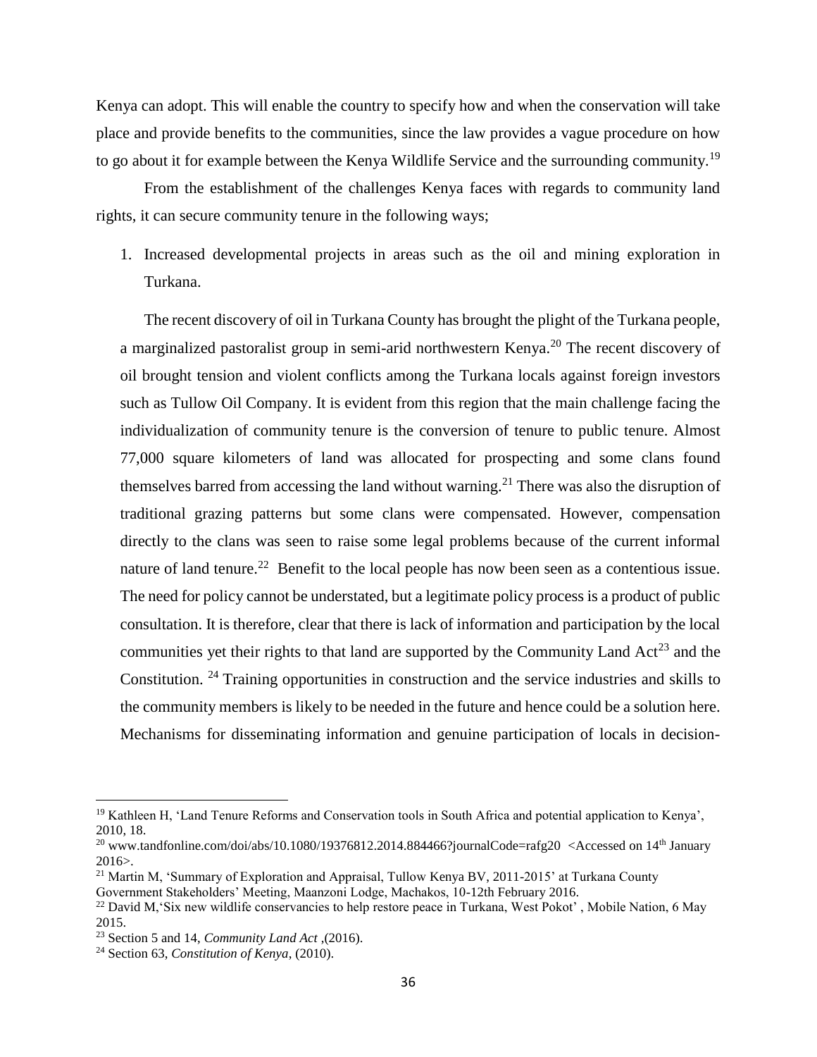Kenya can adopt. This will enable the country to specify how and when the conservation will take place and provide benefits to the communities, since the law provides a vague procedure on how to go about it for example between the Kenya Wildlife Service and the surrounding community.[19]

From the establishment of the challenges Kenya faces with regards to community land rights, it can secure community tenure in the following ways;

1. Increased developmental projects in areas such as the oil and mining exploration in Turkana.

The recent discovery of oil in Turkana County has brought the plight of the Turkana people, a marginalized pastoralist group in semi-arid northwestern Kenya.[20] The recent discovery of oil brought tension and violent conflicts among the Turkana locals against foreign investors such as Tullow Oil Company. It is evident from this region that the main challenge facing the individualization of community tenure is the conversion of tenure to public tenure. Almost 77,000 square kilometers of land was allocated for prospecting and some clans found themselves barred from accessing the land without warning.[21] There was also the disruption of traditional grazing patterns but some clans were compensated. However, compensation directly to the clans was seen to raise some legal problems because of the current informal nature of land tenure.[22] Benefit to the local people has now been seen as a contentious issue. The need for policy cannot be understated, but a legitimate policy process is a product of public consultation. It is therefore, clear that there is lack of information and participation by the local communities yet their rights to that land are supported by the Community Land Act[23] and the Constitution.[24] Training opportunities in construction and the service industries and skills to the community members is likely to be needed in the future and hence could be a solution here. Mechanisms for disseminating information and genuine participation of locals in decision-

---

[19] Kathleen H, 'Land Tenure Reforms and Conservation tools in South Africa and potential application to Kenya', 2010, 18.

[20] www.tandfonline.com/doi/abs/10.1080/19376812.2014.884466?journalCode=rafg20 <Accessed on 14th January 2016>.

[21] Martin M, 'Summary of Exploration and Appraisal, Tullow Kenya BV, 2011-2015' at Turkana County Government Stakeholders' Meeting, Maanzoni Lodge, Machakos, 10-12th February 2016.

[22] David M,'Six new wildlife conservancies to help restore peace in Turkana, West Pokot' , Mobile Nation, 6 May 2015.

[23] Section 5 and 14, *Community Land Act* ,(2016).

[24] Section 63, *Constitution of Kenya*, (2010).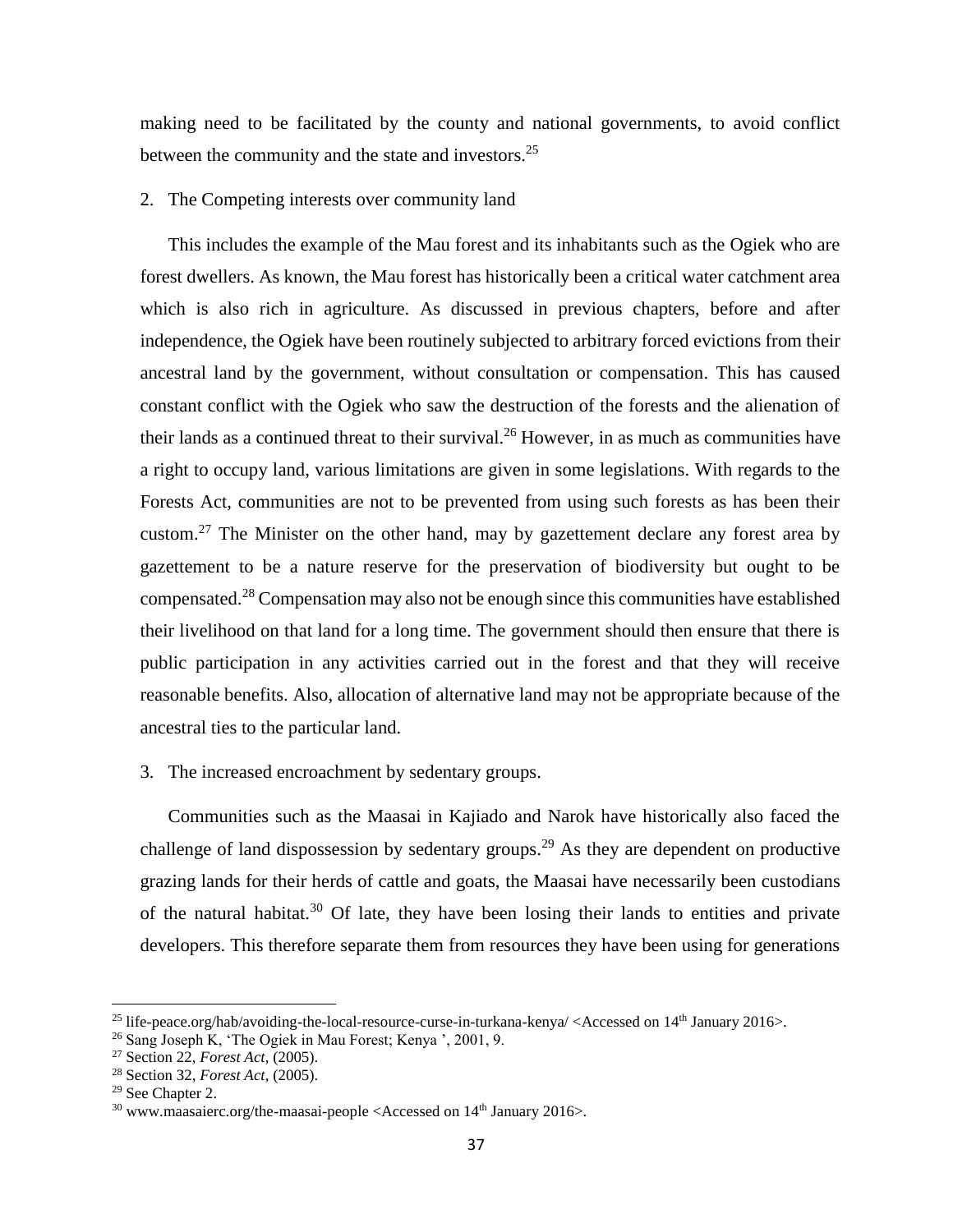making need to be facilitated by the county and national governments, to avoid conflict between the community and the state and investors.[25]

2. The Competing interests over community land

This includes the example of the Mau forest and its inhabitants such as the Ogiek who are forest dwellers. As known, the Mau forest has historically been a critical water catchment area which is also rich in agriculture. As discussed in previous chapters, before and after independence, the Ogiek have been routinely subjected to arbitrary forced evictions from their ancestral land by the government, without consultation or compensation. This has caused constant conflict with the Ogiek who saw the destruction of the forests and the alienation of their lands as a continued threat to their survival.[26] However, in as much as communities have a right to occupy land, various limitations are given in some legislations. With regards to the Forests Act, communities are not to be prevented from using such forests as has been their custom.[27] The Minister on the other hand, may by gazettement declare any forest area by gazettement to be a nature reserve for the preservation of biodiversity but ought to be compensated.[28] Compensation may also not be enough since this communities have established their livelihood on that land for a long time. The government should then ensure that there is public participation in any activities carried out in the forest and that they will receive reasonable benefits. Also, allocation of alternative land may not be appropriate because of the ancestral ties to the particular land.

3. The increased encroachment by sedentary groups.

Communities such as the Maasai in Kajiado and Narok have historically also faced the challenge of land dispossession by sedentary groups.[29] As they are dependent on productive grazing lands for their herds of cattle and goats, the Maasai have necessarily been custodians of the natural habitat.[30] Of late, they have been losing their lands to entities and private developers. This therefore separate them from resources they have been using for generations

---

[25] life-peace.org/hab/avoiding-the-local-resource-curse-in-turkana-kenya/ <Accessed on 14th January 2016>.

[26] Sang Joseph K, 'The Ogiek in Mau Forest; Kenya ', 2001, 9.

[27] Section 22, *Forest Act*, (2005).

[28] Section 32, *Forest Act*, (2005).

[29] See Chapter 2.

[30] www.maasaierc.org/the-maasai-people <Accessed on 14th January 2016>.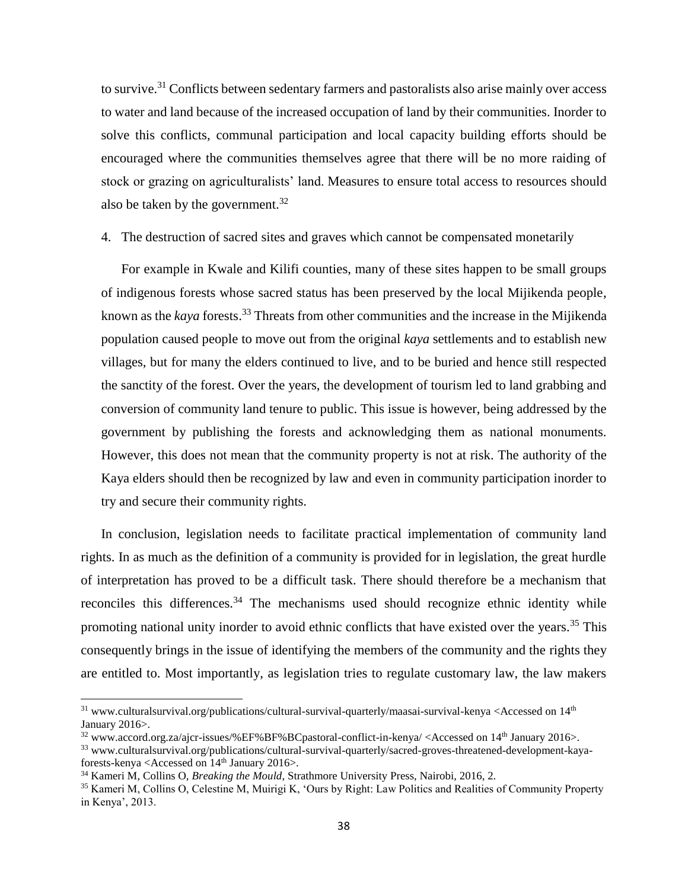to survive.[31] Conflicts between sedentary farmers and pastoralists also arise mainly over access to water and land because of the increased occupation of land by their communities. Inorder to solve this conflicts, communal participation and local capacity building efforts should be encouraged where the communities themselves agree that there will be no more raiding of stock or grazing on agriculturalists' land. Measures to ensure total access to resources should also be taken by the government.[32]

4. The destruction of sacred sites and graves which cannot be compensated monetarily

For example in Kwale and Kilifi counties, many of these sites happen to be small groups of indigenous forests whose sacred status has been preserved by the local Mijikenda people, known as the *kaya* forests.[33] Threats from other communities and the increase in the Mijikenda population caused people to move out from the original *kaya* settlements and to establish new villages, but for many the elders continued to live, and to be buried and hence still respected the sanctity of the forest. Over the years, the development of tourism led to land grabbing and conversion of community land tenure to public. This issue is however, being addressed by the government by publishing the forests and acknowledging them as national monuments. However, this does not mean that the community property is not at risk. The authority of the Kaya elders should then be recognized by law and even in community participation inorder to try and secure their community rights.

In conclusion, legislation needs to facilitate practical implementation of community land rights. In as much as the definition of a community is provided for in legislation, the great hurdle of interpretation has proved to be a difficult task. There should therefore be a mechanism that reconciles this differences.[34] The mechanisms used should recognize ethnic identity while promoting national unity inorder to avoid ethnic conflicts that have existed over the years.[35] This consequently brings in the issue of identifying the members of the community and the rights they are entitled to. Most importantly, as legislation tries to regulate customary law, the law makers

---

[31] www.culturalsurvival.org/publications/cultural-survival-quarterly/maasai-survival-kenya <Accessed on 14th January 2016>.

[32] www.accord.org.za/ajcr-issues/%EF%BF%BCpastoral-conflict-in-kenya/ <Accessed on 14th January 2016>.

[33] www.culturalsurvival.org/publications/cultural-survival-quarterly/sacred-groves-threatened-development-kaya-forests-kenya <Accessed on 14th January 2016>.

[34] Kameri M, Collins O, *Breaking the Mould*, Strathmore University Press, Nairobi, 2016, 2.

[35] Kameri M, Collins O, Celestine M, Muirigi K, 'Ours by Right: Law Politics and Realities of Community Property in Kenya', 2013.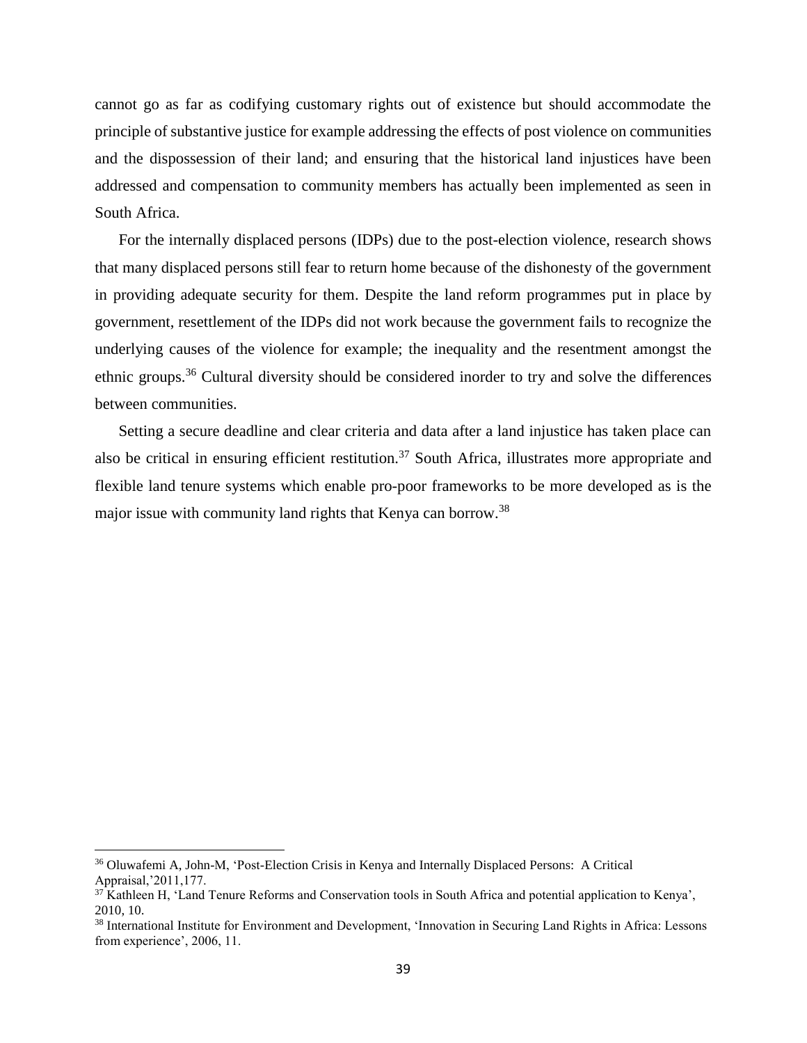cannot go as far as codifying customary rights out of existence but should accommodate the principle of substantive justice for example addressing the effects of post violence on communities and the dispossession of their land; and ensuring that the historical land injustices have been addressed and compensation to community members has actually been implemented as seen in South Africa.

For the internally displaced persons (IDPs) due to the post-election violence, research shows that many displaced persons still fear to return home because of the dishonesty of the government in providing adequate security for them. Despite the land reform programmes put in place by government, resettlement of the IDPs did not work because the government fails to recognize the underlying causes of the violence for example; the inequality and the resentment amongst the ethnic groups.[36] Cultural diversity should be considered inorder to try and solve the differences between communities.

Setting a secure deadline and clear criteria and data after a land injustice has taken place can also be critical in ensuring efficient restitution.[37] South Africa, illustrates more appropriate and flexible land tenure systems which enable pro-poor frameworks to be more developed as is the major issue with community land rights that Kenya can borrow.[38]

---

[36] Oluwafemi A, John-M, 'Post-Election Crisis in Kenya and Internally Displaced Persons: A Critical Appraisal,'2011,177.

[37] Kathleen H, 'Land Tenure Reforms and Conservation tools in South Africa and potential application to Kenya', 2010, 10.

[38] International Institute for Environment and Development, 'Innovation in Securing Land Rights in Africa: Lessons from experience', 2006, 11.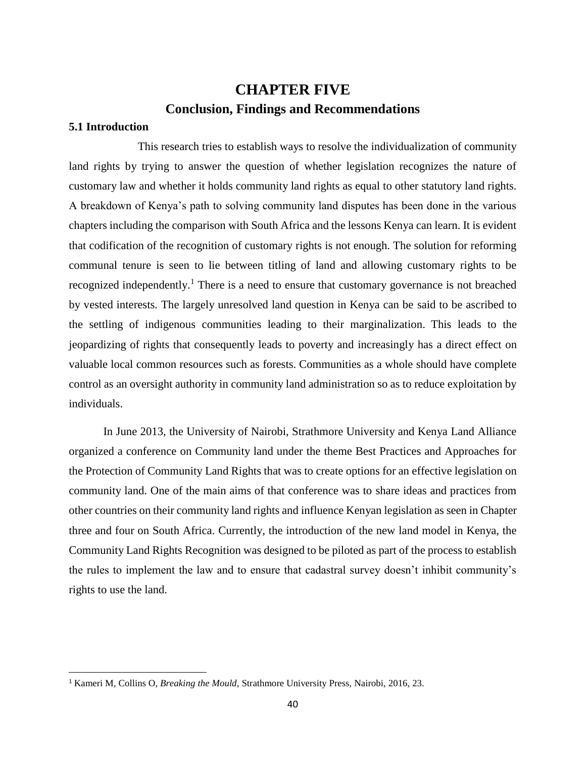# CHAPTER FIVE

## Conclusion, Findings and Recommendations

### 5.1 Introduction

This research tries to establish ways to resolve the individualization of community land rights by trying to answer the question of whether legislation recognizes the nature of customary law and whether it holds community land rights as equal to other statutory land rights. A breakdown of Kenya's path to solving community land disputes has been done in the various chapters including the comparison with South Africa and the lessons Kenya can learn. It is evident that codification of the recognition of customary rights is not enough. The solution for reforming communal tenure is seen to lie between titling of land and allowing customary rights to be recognized independently.[1] There is a need to ensure that customary governance is not breached by vested interests. The largely unresolved land question in Kenya can be said to be ascribed to the settling of indigenous communities leading to their marginalization. This leads to the jeopardizing of rights that consequently leads to poverty and increasingly has a direct effect on valuable local common resources such as forests. Communities as a whole should have complete control as an oversight authority in community land administration so as to reduce exploitation by individuals.

In June 2013, the University of Nairobi, Strathmore University and Kenya Land Alliance organized a conference on Community land under the theme Best Practices and Approaches for the Protection of Community Land Rights that was to create options for an effective legislation on community land. One of the main aims of that conference was to share ideas and practices from other countries on their community land rights and influence Kenyan legislation as seen in Chapter three and four on South Africa. Currently, the introduction of the new land model in Kenya, the Community Land Rights Recognition was designed to be piloted as part of the process to establish the rules to implement the law and to ensure that cadastral survey doesn't inhibit community's rights to use the land.

---

[1] Kameri M, Collins O, *Breaking the Mould*, Strathmore University Press, Nairobi, 2016, 23.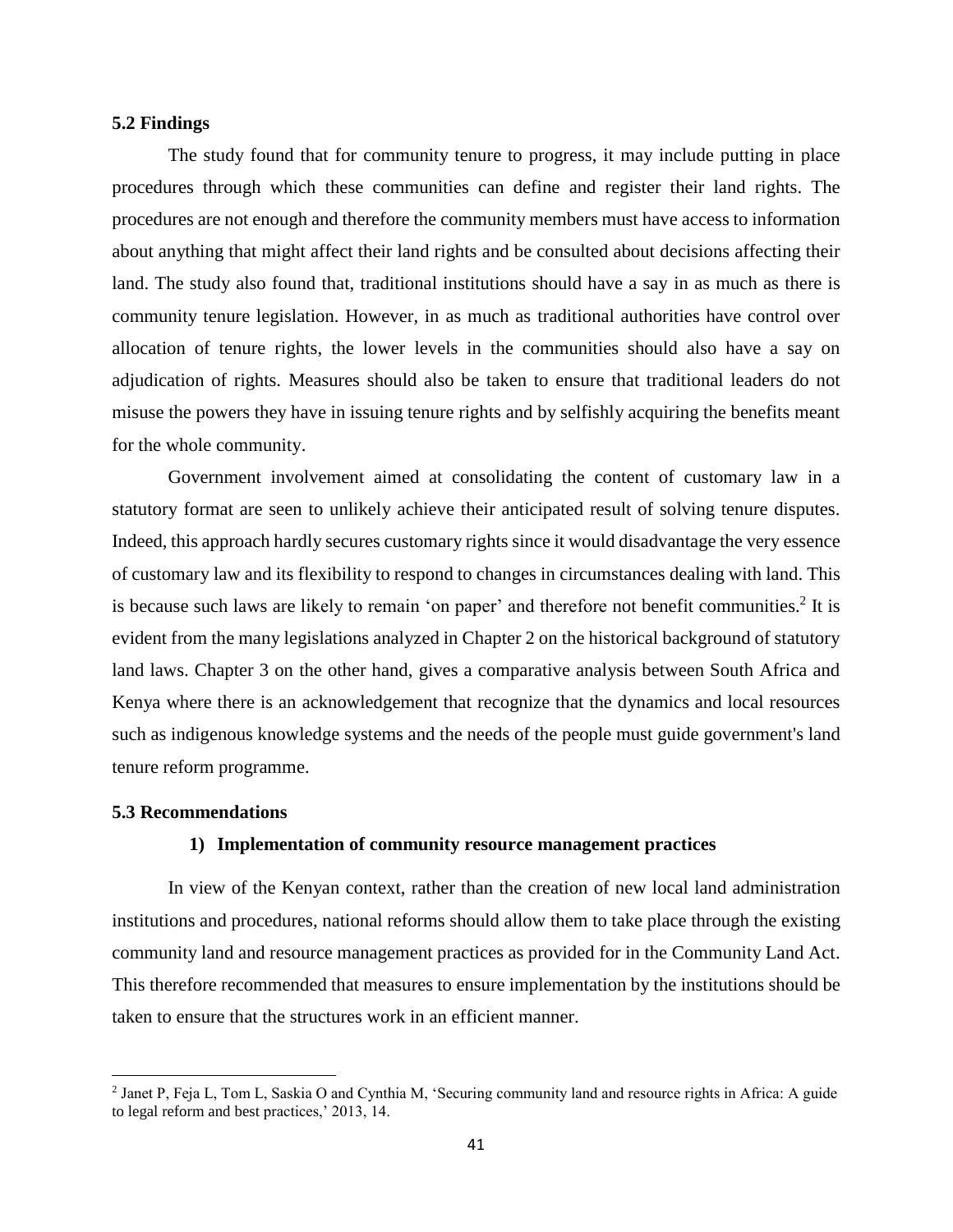### 5.2 Findings

The study found that for community tenure to progress, it may include putting in place procedures through which these communities can define and register their land rights. The procedures are not enough and therefore the community members must have access to information about anything that might affect their land rights and be consulted about decisions affecting their land. The study also found that, traditional institutions should have a say in as much as there is community tenure legislation. However, in as much as traditional authorities have control over allocation of tenure rights, the lower levels in the communities should also have a say on adjudication of rights. Measures should also be taken to ensure that traditional leaders do not misuse the powers they have in issuing tenure rights and by selfishly acquiring the benefits meant for the whole community.

Government involvement aimed at consolidating the content of customary law in a statutory format are seen to unlikely achieve their anticipated result of solving tenure disputes. Indeed, this approach hardly secures customary rights since it would disadvantage the very essence of customary law and its flexibility to respond to changes in circumstances dealing with land. This is because such laws are likely to remain 'on paper' and therefore not benefit communities.[2] It is evident from the many legislations analyzed in Chapter 2 on the historical background of statutory land laws. Chapter 3 on the other hand, gives a comparative analysis between South Africa and Kenya where there is an acknowledgement that recognize that the dynamics and local resources such as indigenous knowledge systems and the needs of the people must guide government's land tenure reform programme.

### 5.3 Recommendations

**1) Implementation of community resource management practices**

In view of the Kenyan context, rather than the creation of new local land administration institutions and procedures, national reforms should allow them to take place through the existing community land and resource management practices as provided for in the Community Land Act. This therefore recommended that measures to ensure implementation by the institutions should be taken to ensure that the structures work in an efficient manner.

---

[2] Janet P, Feja L, Tom L, Saskia O and Cynthia M, 'Securing community land and resource rights in Africa: A guide to legal reform and best practices,' 2013, 14.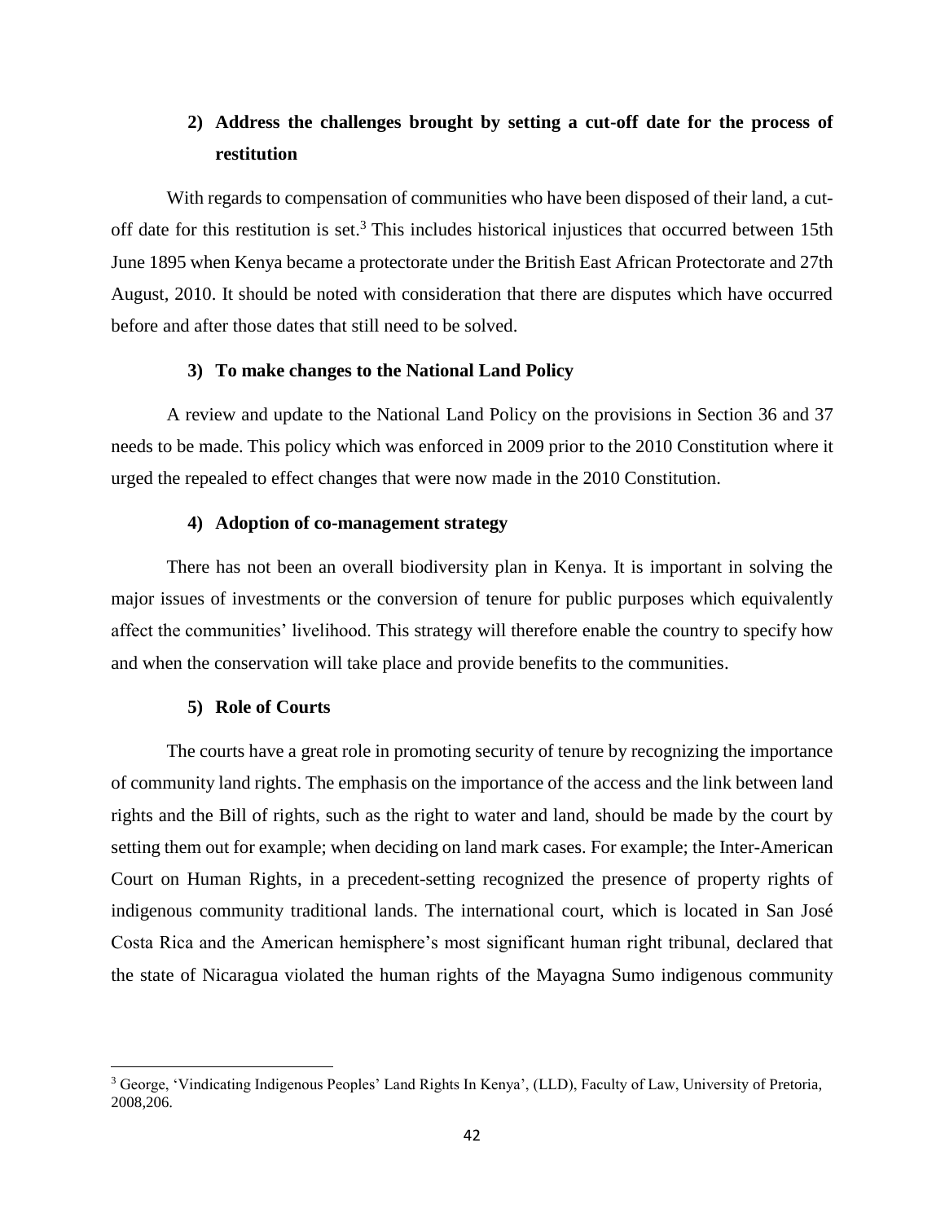**2) Address the challenges brought by setting a cut-off date for the process of restitution**

With regards to compensation of communities who have been disposed of their land, a cut-off date for this restitution is set.[3] This includes historical injustices that occurred between 15th June 1895 when Kenya became a protectorate under the British East African Protectorate and 27th August, 2010. It should be noted with consideration that there are disputes which have occurred before and after those dates that still need to be solved.

**3) To make changes to the National Land Policy**

A review and update to the National Land Policy on the provisions in Section 36 and 37 needs to be made. This policy which was enforced in 2009 prior to the 2010 Constitution where it urged the repealed to effect changes that were now made in the 2010 Constitution.

**4) Adoption of co-management strategy**

There has not been an overall biodiversity plan in Kenya. It is important in solving the major issues of investments or the conversion of tenure for public purposes which equivalently affect the communities' livelihood. This strategy will therefore enable the country to specify how and when the conservation will take place and provide benefits to the communities.

**5) Role of Courts**

The courts have a great role in promoting security of tenure by recognizing the importance of community land rights. The emphasis on the importance of the access and the link between land rights and the Bill of rights, such as the right to water and land, should be made by the court by setting them out for example; when deciding on land mark cases. For example; the Inter-American Court on Human Rights, in a precedent-setting recognized the presence of property rights of indigenous community traditional lands. The international court, which is located in San José Costa Rica and the American hemisphere's most significant human right tribunal, declared that the state of Nicaragua violated the human rights of the Mayagna Sumo indigenous community

---

[3] George, 'Vindicating Indigenous Peoples' Land Rights In Kenya', (LLD), Faculty of Law, University of Pretoria, 2008,206.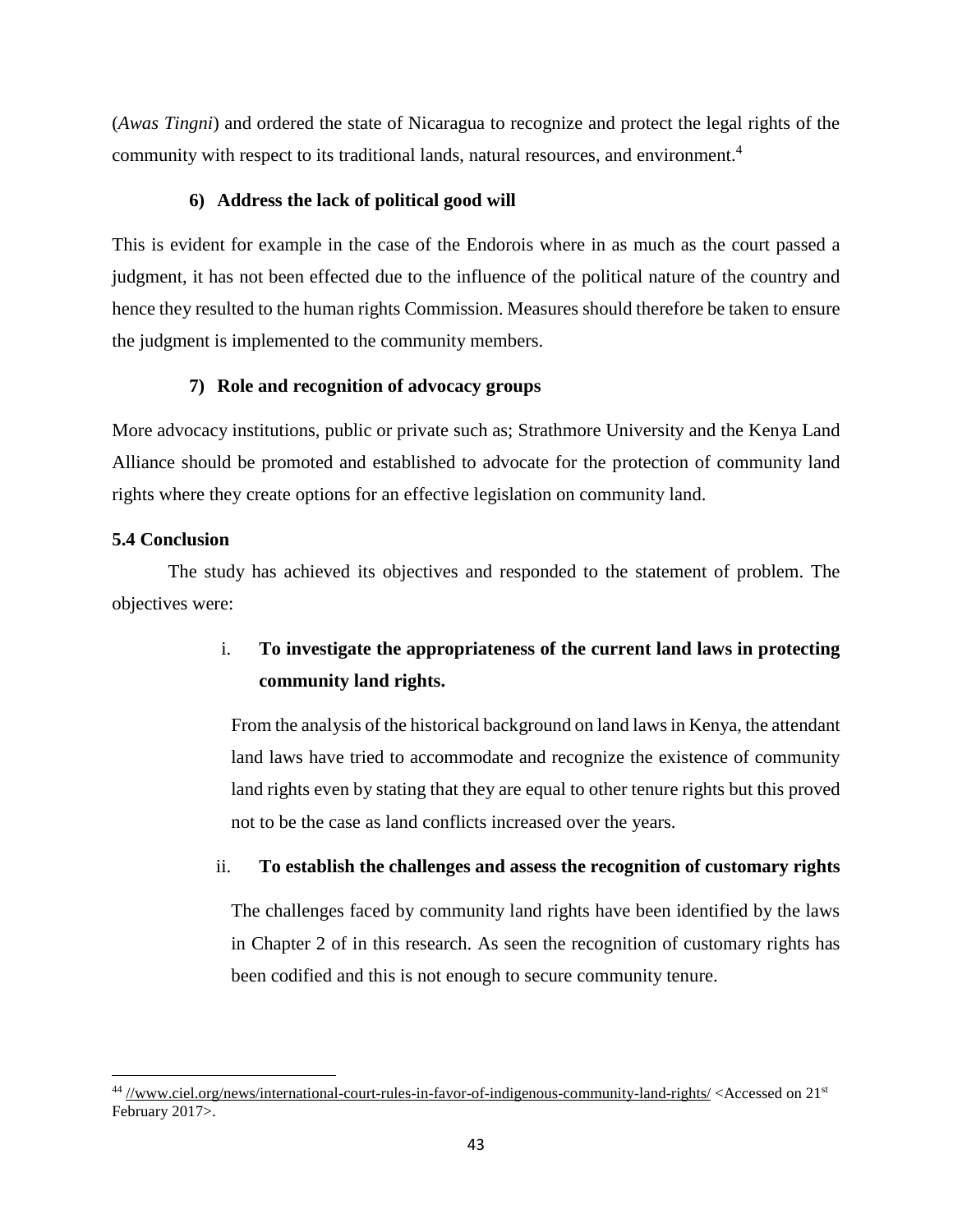(*Awas Tingni*) and ordered the state of Nicaragua to recognize and protect the legal rights of the community with respect to its traditional lands, natural resources, and environment.[4]

**6) Address the lack of political good will**

This is evident for example in the case of the Endorois where in as much as the court passed a judgment, it has not been effected due to the influence of the political nature of the country and hence they resulted to the human rights Commission. Measures should therefore be taken to ensure the judgment is implemented to the community members.

**7) Role and recognition of advocacy groups**

More advocacy institutions, public or private such as; Strathmore University and the Kenya Land Alliance should be promoted and established to advocate for the protection of community land rights where they create options for an effective legislation on community land.

### 5.4 Conclusion

The study has achieved its objectives and responded to the statement of problem. The objectives were:

i. **To investigate the appropriateness of the current land laws in protecting community land rights.**

   From the analysis of the historical background on land laws in Kenya, the attendant land laws have tried to accommodate and recognize the existence of community land rights even by stating that they are equal to other tenure rights but this proved not to be the case as land conflicts increased over the years.

ii. **To establish the challenges and assess the recognition of customary rights**

   The challenges faced by community land rights have been identified by the laws in Chapter 2 of in this research. As seen the recognition of customary rights has been codified and this is not enough to secure community tenure.

---

[44] //www.ciel.org/news/international-court-rules-in-favor-of-indigenous-community-land-rights/ <Accessed on 21st February 2017>.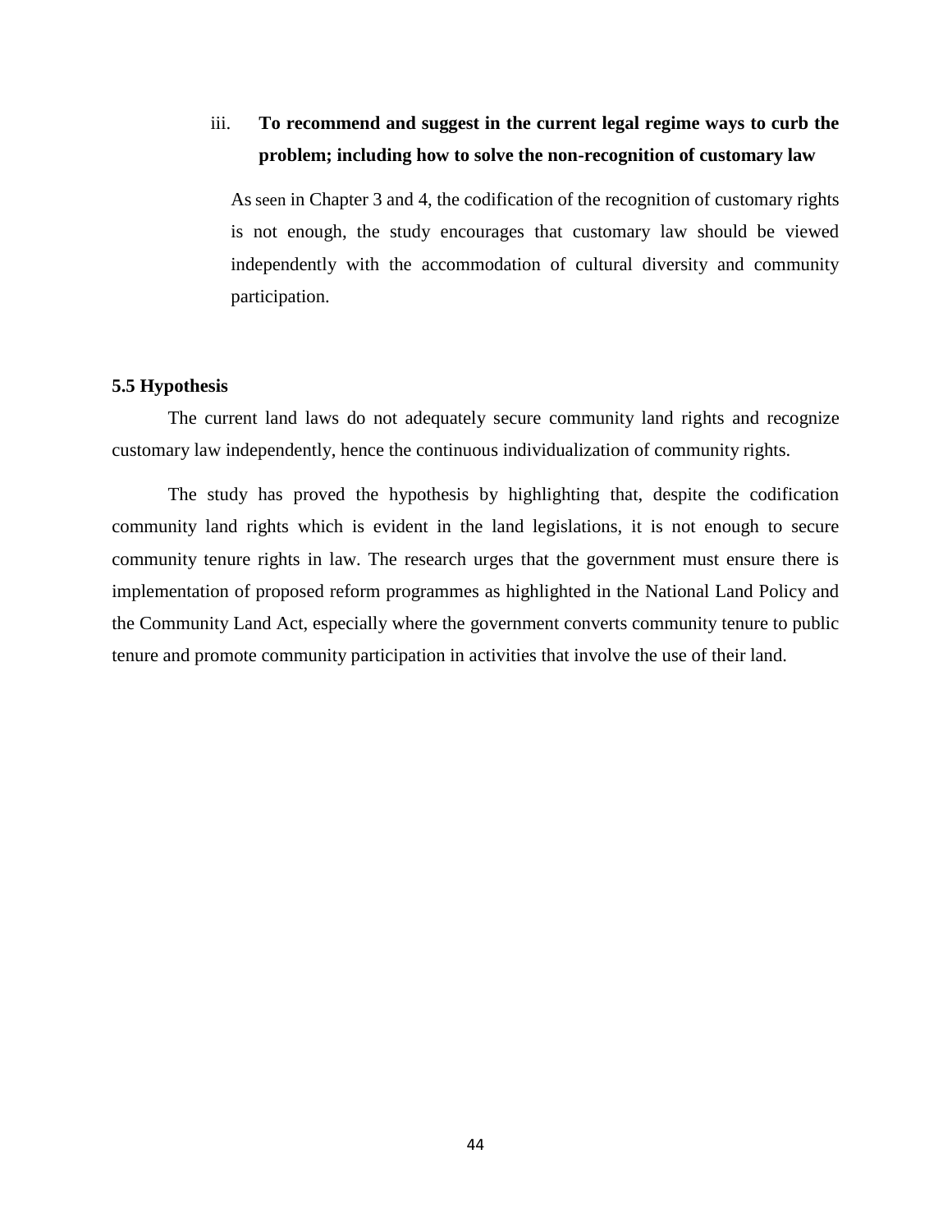iii. **To recommend and suggest in the current legal regime ways to curb the problem; including how to solve the non-recognition of customary law**

As seen in Chapter 3 and 4, the codification of the recognition of customary rights is not enough, the study encourages that customary law should be viewed independently with the accommodation of cultural diversity and community participation.

### 5.5 Hypothesis

The current land laws do not adequately secure community land rights and recognize customary law independently, hence the continuous individualization of community rights.

The study has proved the hypothesis by highlighting that, despite the codification community land rights which is evident in the land legislations, it is not enough to secure community tenure rights in law. The research urges that the government must ensure there is implementation of proposed reform programmes as highlighted in the National Land Policy and the Community Land Act, especially where the government converts community tenure to public tenure and promote community participation in activities that involve the use of their land.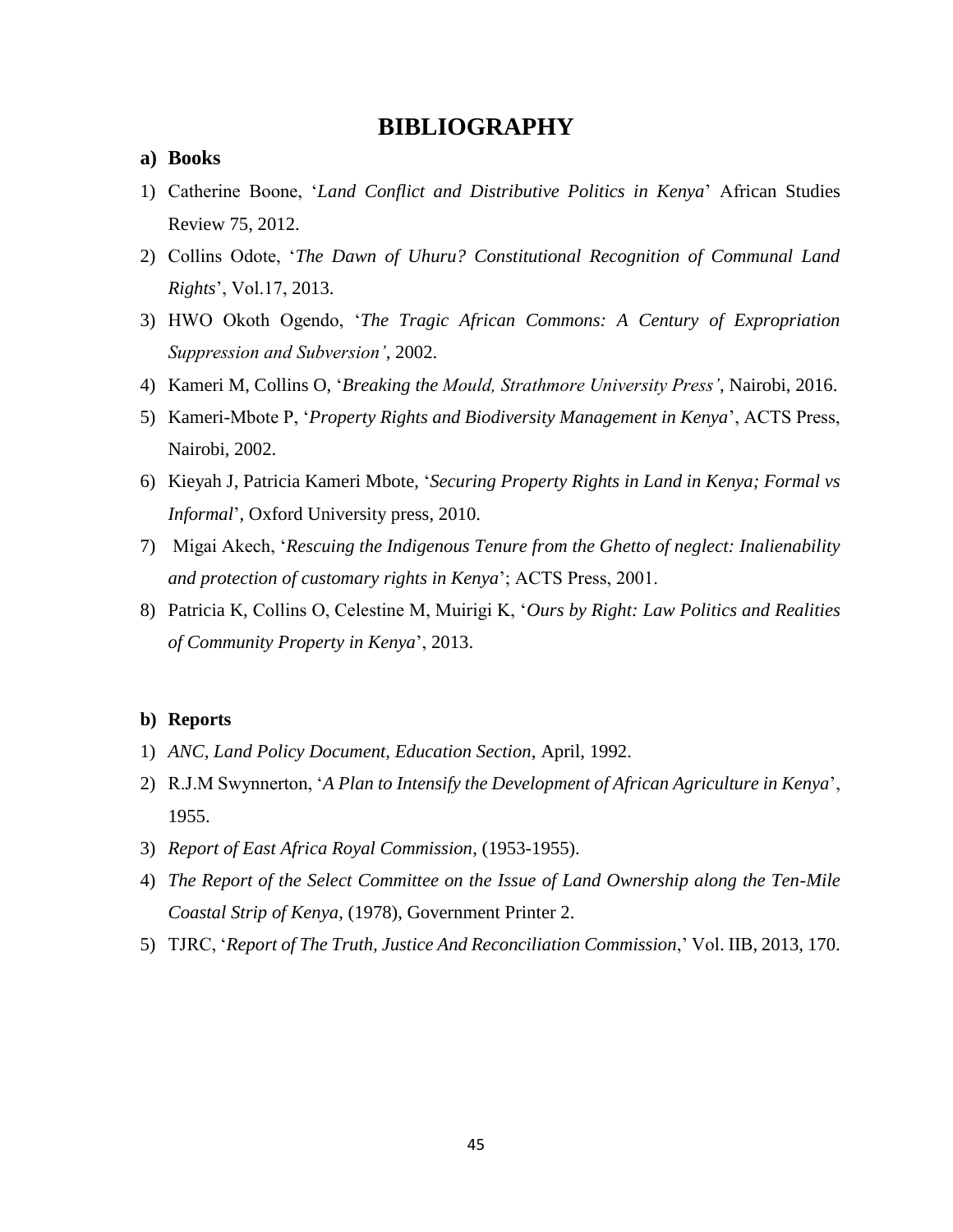# BIBLIOGRAPHY

## a) Books

1) Catherine Boone, '*Land Conflict and Distributive Politics in Kenya*' African Studies Review 75, 2012.
2) Collins Odote, '*The Dawn of Uhuru? Constitutional Recognition of Communal Land Rights*', Vol.17, 2013.
3) HWO Okoth Ogendo, '*The Tragic African Commons: A Century of Expropriation Suppression and Subversion'*, 2002.
4) Kameri M, Collins O, '*Breaking the Mould, Strathmore University Press'*, Nairobi, 2016.
5) Kameri-Mbote P, '*Property Rights and Biodiversity Management in Kenya*', ACTS Press, Nairobi, 2002.
6) Kieyah J, Patricia Kameri Mbote, '*Securing Property Rights in Land in Kenya; Formal vs Informal*', Oxford University press, 2010.
7) Migai Akech, '*Rescuing the Indigenous Tenure from the Ghetto of neglect: Inalienability and protection of customary rights in Kenya*'; ACTS Press, 2001.
8) Patricia K, Collins O, Celestine M, Muirigi K, '*Ours by Right: Law Politics and Realities of Community Property in Kenya*', 2013.

## b) Reports

1) *ANC, Land Policy Document, Education Section*, April, 1992.
2) R.J.M Swynnerton, '*A Plan to Intensify the Development of African Agriculture in Kenya*', 1955.
3) *Report of East Africa Royal Commission*, (1953-1955).
4) *The Report of the Select Committee on the Issue of Land Ownership along the Ten-Mile Coastal Strip of Kenya*, (1978), Government Printer 2.
5) TJRC, '*Report of The Truth, Justice And Reconciliation Commission*,' Vol. IIB, 2013, 170.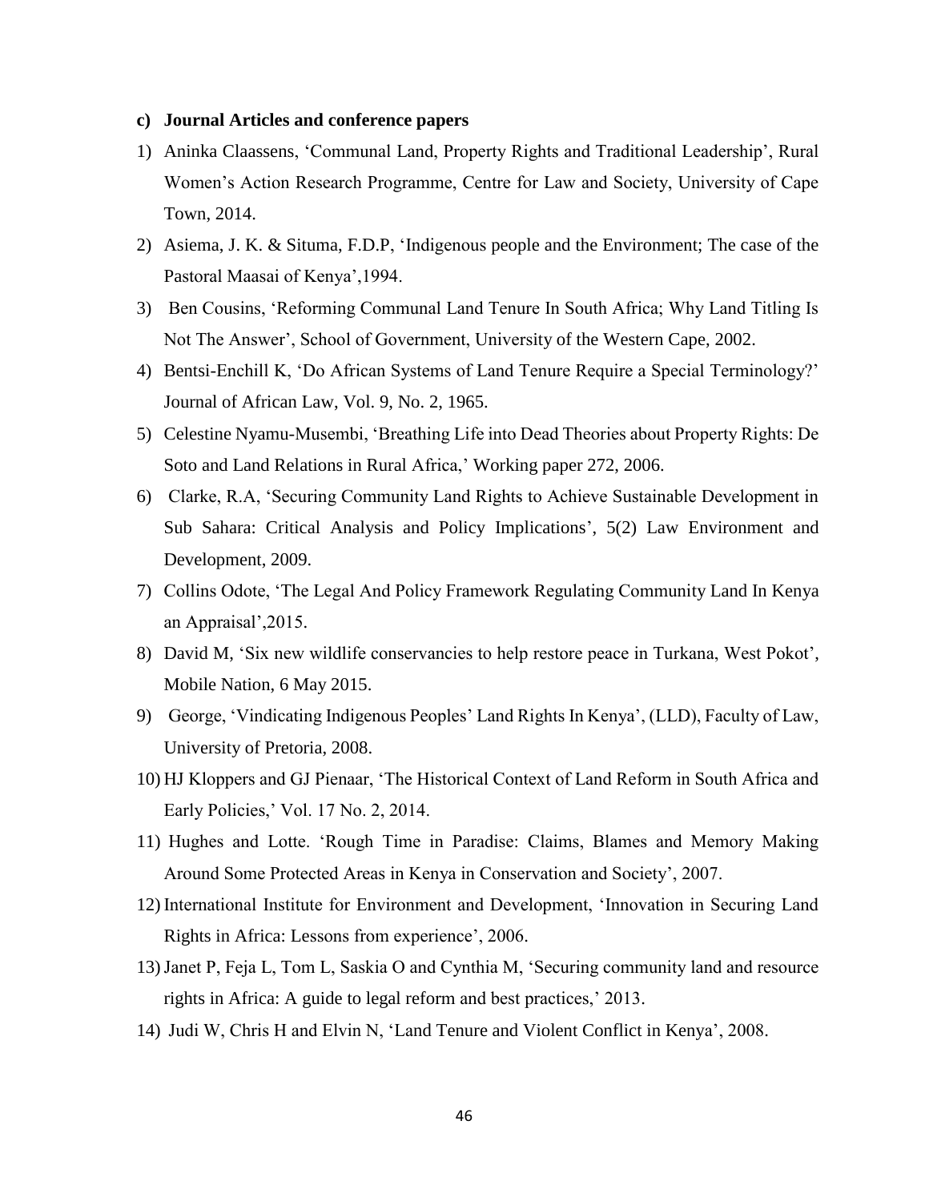**c) Journal Articles and conference papers**

1) Aninka Claassens, 'Communal Land, Property Rights and Traditional Leadership', Rural Women's Action Research Programme, Centre for Law and Society, University of Cape Town, 2014.
2) Asiema, J. K. & Situma, F.D.P, 'Indigenous people and the Environment; The case of the Pastoral Maasai of Kenya',1994.
3) Ben Cousins, 'Reforming Communal Land Tenure In South Africa; Why Land Titling Is Not The Answer', School of Government, University of the Western Cape, 2002.
4) Bentsi-Enchill K, 'Do African Systems of Land Tenure Require a Special Terminology?' Journal of African Law, Vol. 9, No. 2, 1965.
5) Celestine Nyamu-Musembi, 'Breathing Life into Dead Theories about Property Rights: De Soto and Land Relations in Rural Africa,' Working paper 272, 2006.
6) Clarke, R.A, 'Securing Community Land Rights to Achieve Sustainable Development in Sub Sahara: Critical Analysis and Policy Implications', 5(2) Law Environment and Development, 2009.
7) Collins Odote, 'The Legal And Policy Framework Regulating Community Land In Kenya an Appraisal',2015.
8) David M, 'Six new wildlife conservancies to help restore peace in Turkana, West Pokot', Mobile Nation, 6 May 2015.
9) George, 'Vindicating Indigenous Peoples' Land Rights In Kenya', (LLD), Faculty of Law, University of Pretoria, 2008.
10) HJ Kloppers and GJ Pienaar, 'The Historical Context of Land Reform in South Africa and Early Policies,' Vol. 17 No. 2, 2014.
11) Hughes and Lotte. 'Rough Time in Paradise: Claims, Blames and Memory Making Around Some Protected Areas in Kenya in Conservation and Society', 2007.
12) International Institute for Environment and Development, 'Innovation in Securing Land Rights in Africa: Lessons from experience', 2006.
13) Janet P, Feja L, Tom L, Saskia O and Cynthia M, 'Securing community land and resource rights in Africa: A guide to legal reform and best practices,' 2013.
14) Judi W, Chris H and Elvin N, 'Land Tenure and Violent Conflict in Kenya', 2008.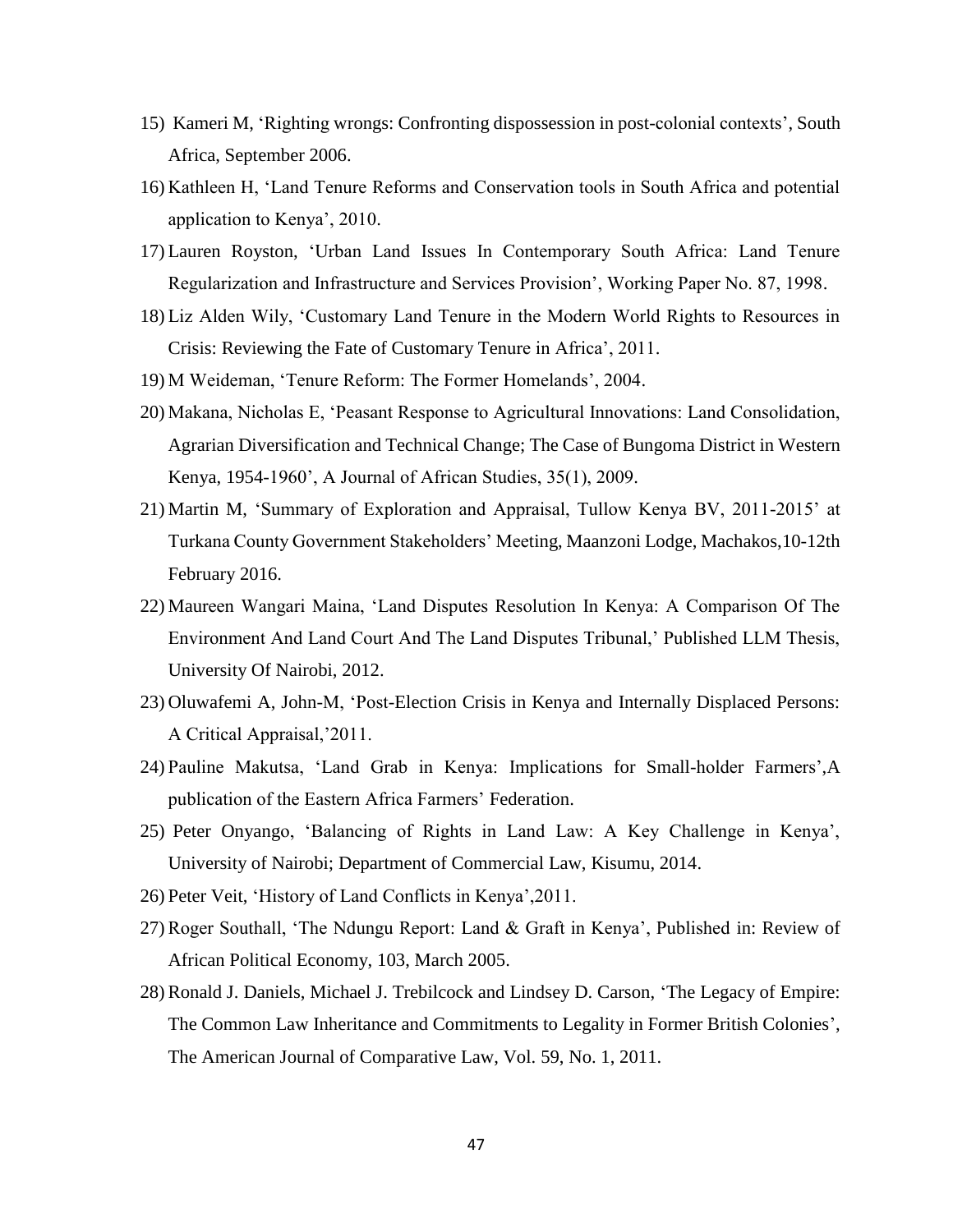15) Kameri M, 'Righting wrongs: Confronting dispossession in post-colonial contexts', South Africa, September 2006.
16) Kathleen H, 'Land Tenure Reforms and Conservation tools in South Africa and potential application to Kenya', 2010.
17) Lauren Royston, 'Urban Land Issues In Contemporary South Africa: Land Tenure Regularization and Infrastructure and Services Provision', Working Paper No. 87, 1998.
18) Liz Alden Wily, 'Customary Land Tenure in the Modern World Rights to Resources in Crisis: Reviewing the Fate of Customary Tenure in Africa', 2011.
19) M Weideman, 'Tenure Reform: The Former Homelands', 2004.
20) Makana, Nicholas E, 'Peasant Response to Agricultural Innovations: Land Consolidation, Agrarian Diversification and Technical Change; The Case of Bungoma District in Western Kenya, 1954-1960', A Journal of African Studies, 35(1), 2009.
21) Martin M, 'Summary of Exploration and Appraisal, Tullow Kenya BV, 2011-2015' at Turkana County Government Stakeholders' Meeting, Maanzoni Lodge, Machakos,10-12th February 2016.
22) Maureen Wangari Maina, 'Land Disputes Resolution In Kenya: A Comparison Of The Environment And Land Court And The Land Disputes Tribunal,' Published LLM Thesis, University Of Nairobi, 2012.
23) Oluwafemi A, John-M, 'Post-Election Crisis in Kenya and Internally Displaced Persons: A Critical Appraisal,'2011.
24) Pauline Makutsa, 'Land Grab in Kenya: Implications for Small-holder Farmers',A publication of the Eastern Africa Farmers' Federation.
25) Peter Onyango, 'Balancing of Rights in Land Law: A Key Challenge in Kenya', University of Nairobi; Department of Commercial Law, Kisumu, 2014.
26) Peter Veit, 'History of Land Conflicts in Kenya',2011.
27) Roger Southall, 'The Ndungu Report: Land & Graft in Kenya', Published in: Review of African Political Economy, 103, March 2005.
28) Ronald J. Daniels, Michael J. Trebilcock and Lindsey D. Carson, 'The Legacy of Empire: The Common Law Inheritance and Commitments to Legality in Former British Colonies', The American Journal of Comparative Law, Vol. 59, No. 1, 2011.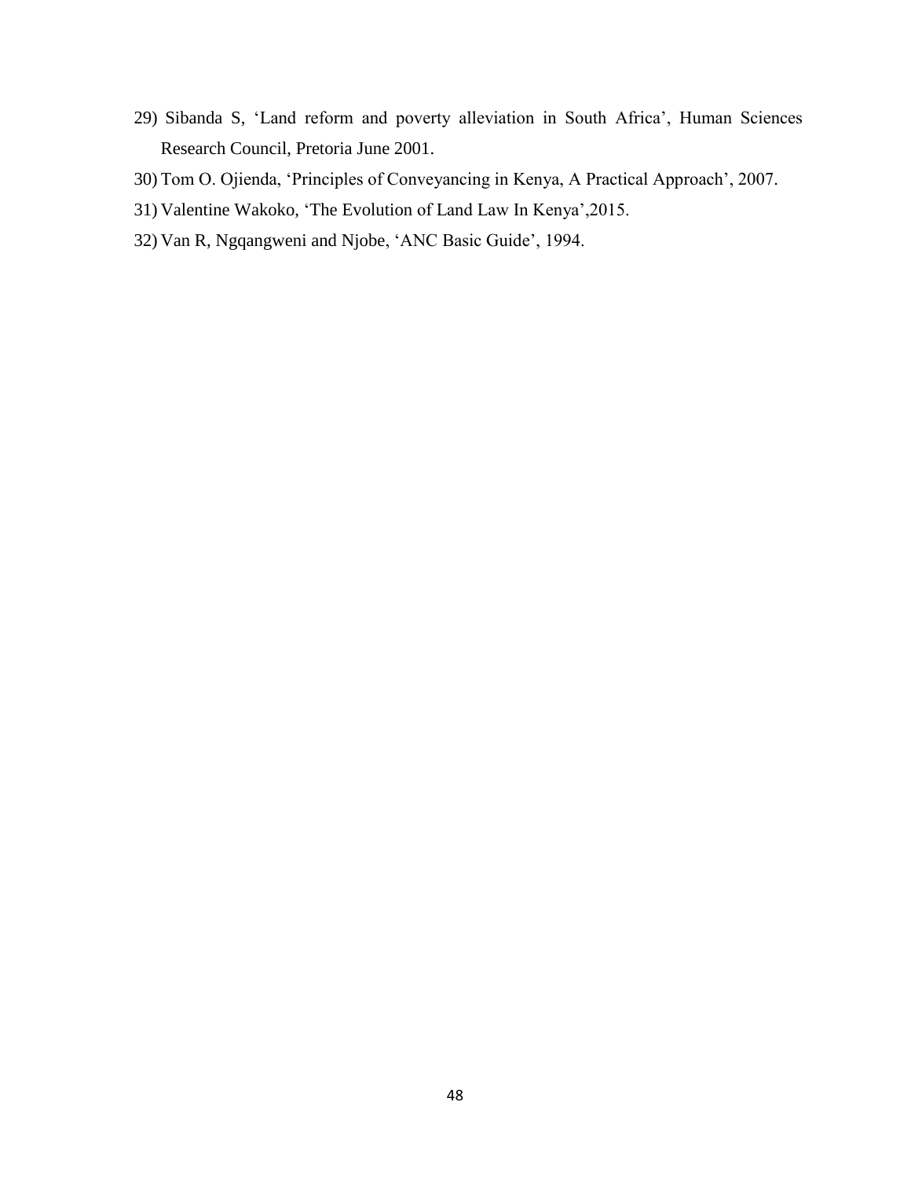29) Sibanda S, 'Land reform and poverty alleviation in South Africa', Human Sciences Research Council, Pretoria June 2001.

30) Tom O. Ojienda, 'Principles of Conveyancing in Kenya, A Practical Approach', 2007.

31) Valentine Wakoko, 'The Evolution of Land Law In Kenya',2015.

32) Van R, Ngqangweni and Njobe, 'ANC Basic Guide', 1994.